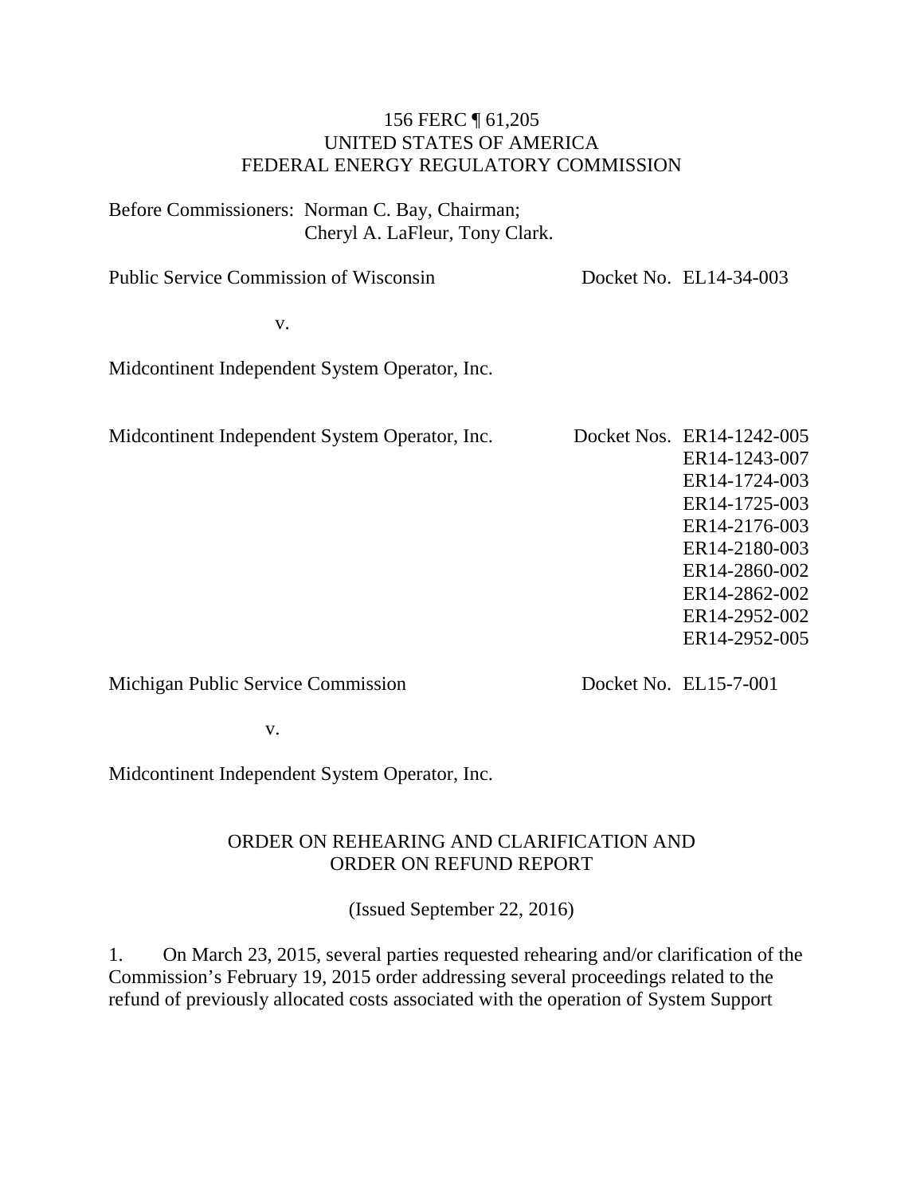156 FERC ¶ 61,205
UNITED STATES OF AMERICA
FEDERAL ENERGY REGULATORY COMMISSION

Before Commissioners: Norman C. Bay, Chairman;
Cheryl A. LaFleur, Tony Clark.

| | |
|---|---|
| Public Service Commission of Wisconsin<br><br>v.<br><br>Midcontinent Independent System Operator, Inc. | Docket No. EL14-34-003 |
| Midcontinent Independent System Operator, Inc. | Docket Nos. ER14-1242-005<br>ER14-1243-007<br>ER14-1724-003<br>ER14-1725-003<br>ER14-2176-003<br>ER14-2180-003<br>ER14-2860-002<br>ER14-2862-002<br>ER14-2952-002<br>ER14-2952-005 |
| Michigan Public Service Commission<br><br>v.<br><br>Midcontinent Independent System Operator, Inc. | Docket No. EL15-7-001 |

ORDER ON REHEARING AND CLARIFICATION AND
ORDER ON REFUND REPORT

(Issued September 22, 2016)

1. On March 23, 2015, several parties requested rehearing and/or clarification of the Commission's February 19, 2015 order addressing several proceedings related to the refund of previously allocated costs associated with the operation of System Support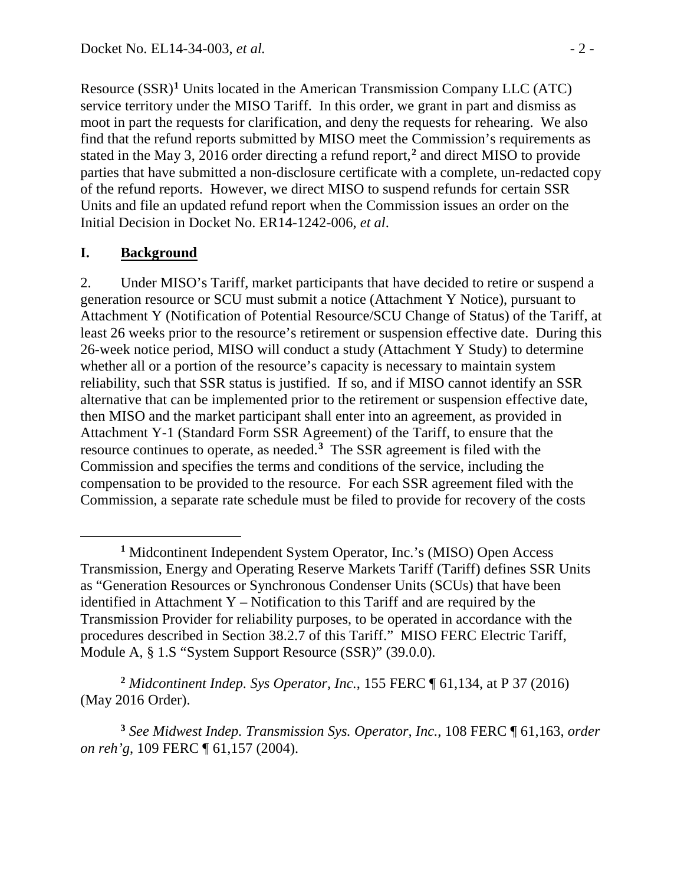Resource (SSR)[1] Units located in the American Transmission Company LLC (ATC) service territory under the MISO Tariff. In this order, we grant in part and dismiss as moot in part the requests for clarification, and deny the requests for rehearing. We also find that the refund reports submitted by MISO meet the Commission's requirements as stated in the May 3, 2016 order directing a refund report,[2] and direct MISO to provide parties that have submitted a non-disclosure certificate with a complete, un-redacted copy of the refund reports. However, we direct MISO to suspend refunds for certain SSR Units and file an updated refund report when the Commission issues an order on the Initial Decision in Docket No. ER14-1242-006, *et al*.

## I. Background

2. Under MISO's Tariff, market participants that have decided to retire or suspend a generation resource or SCU must submit a notice (Attachment Y Notice), pursuant to Attachment Y (Notification of Potential Resource/SCU Change of Status) of the Tariff, at least 26 weeks prior to the resource's retirement or suspension effective date. During this 26-week notice period, MISO will conduct a study (Attachment Y Study) to determine whether all or a portion of the resource's capacity is necessary to maintain system reliability, such that SSR status is justified. If so, and if MISO cannot identify an SSR alternative that can be implemented prior to the retirement or suspension effective date, then MISO and the market participant shall enter into an agreement, as provided in Attachment Y-1 (Standard Form SSR Agreement) of the Tariff, to ensure that the resource continues to operate, as needed.[3] The SSR agreement is filed with the Commission and specifies the terms and conditions of the service, including the compensation to be provided to the resource. For each SSR agreement filed with the Commission, a separate rate schedule must be filed to provide for recovery of the costs

---

[1] Midcontinent Independent System Operator, Inc.'s (MISO) Open Access Transmission, Energy and Operating Reserve Markets Tariff (Tariff) defines SSR Units as "Generation Resources or Synchronous Condenser Units (SCUs) that have been identified in Attachment Y – Notification to this Tariff and are required by the Transmission Provider for reliability purposes, to be operated in accordance with the procedures described in Section 38.2.7 of this Tariff." MISO FERC Electric Tariff, Module A, § 1.S "System Support Resource (SSR)" (39.0.0).

[2] *Midcontinent Indep. Sys Operator, Inc.*, 155 FERC ¶ 61,134, at P 37 (2016) (May 2016 Order).

[3] *See Midwest Indep. Transmission Sys. Operator, Inc.*, 108 FERC ¶ 61,163, *order on reh'g*, 109 FERC ¶ 61,157 (2004).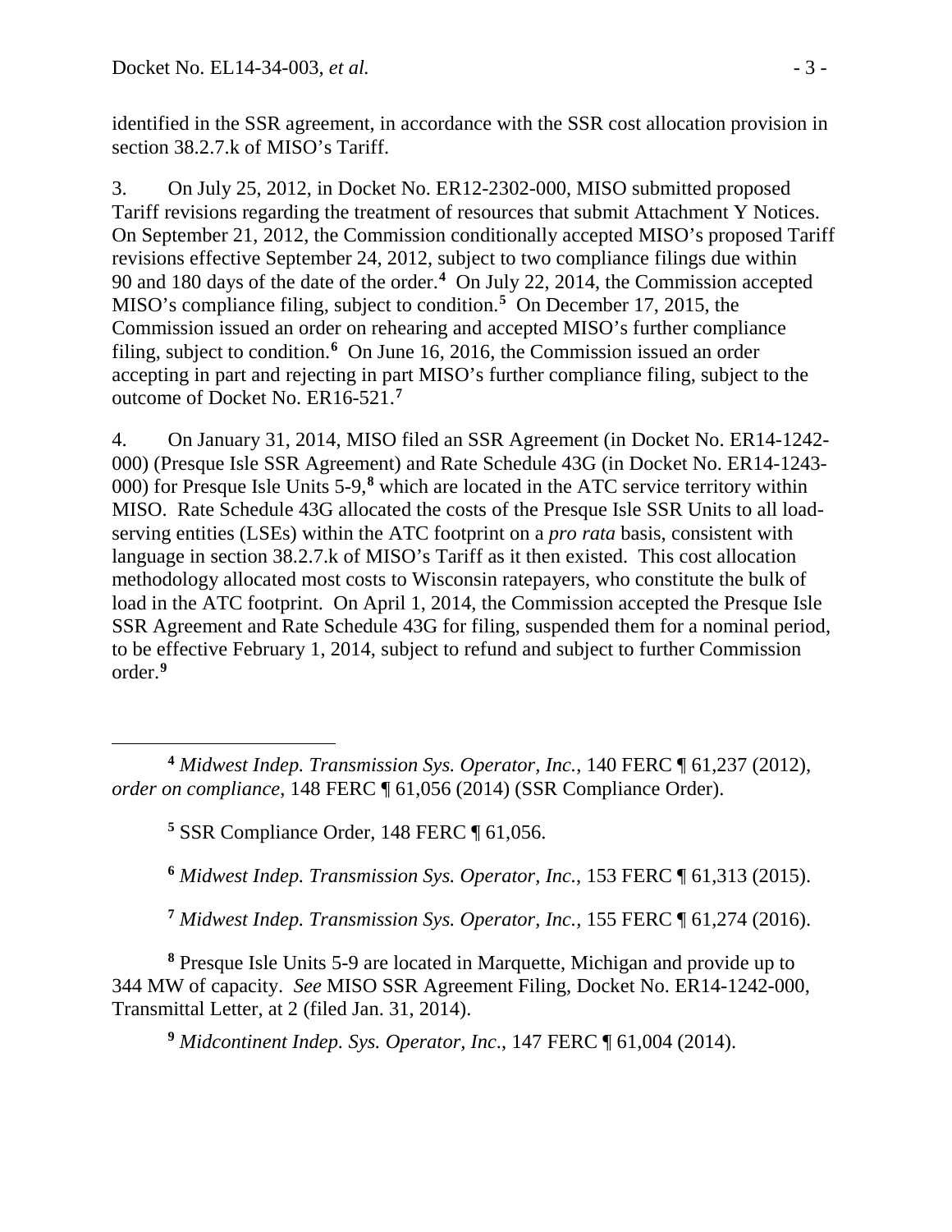identified in the SSR agreement, in accordance with the SSR cost allocation provision in section 38.2.7.k of MISO's Tariff.

3. On July 25, 2012, in Docket No. ER12-2302-000, MISO submitted proposed Tariff revisions regarding the treatment of resources that submit Attachment Y Notices. On September 21, 2012, the Commission conditionally accepted MISO's proposed Tariff revisions effective September 24, 2012, subject to two compliance filings due within 90 and 180 days of the date of the order.[4] On July 22, 2014, the Commission accepted MISO's compliance filing, subject to condition.[5] On December 17, 2015, the Commission issued an order on rehearing and accepted MISO's further compliance filing, subject to condition.[6] On June 16, 2016, the Commission issued an order accepting in part and rejecting in part MISO's further compliance filing, subject to the outcome of Docket No. ER16-521.[7]

4. On January 31, 2014, MISO filed an SSR Agreement (in Docket No. ER14-1242-000) (Presque Isle SSR Agreement) and Rate Schedule 43G (in Docket No. ER14-1243-000) for Presque Isle Units 5-9,[8] which are located in the ATC service territory within MISO. Rate Schedule 43G allocated the costs of the Presque Isle SSR Units to all load-serving entities (LSEs) within the ATC footprint on a *pro rata* basis, consistent with language in section 38.2.7.k of MISO's Tariff as it then existed. This cost allocation methodology allocated most costs to Wisconsin ratepayers, who constitute the bulk of load in the ATC footprint. On April 1, 2014, the Commission accepted the Presque Isle SSR Agreement and Rate Schedule 43G for filing, suspended them for a nominal period, to be effective February 1, 2014, subject to refund and subject to further Commission order.[9]

---

[4] *Midwest Indep. Transmission Sys. Operator, Inc.*, 140 FERC ¶ 61,237 (2012), *order on compliance*, 148 FERC ¶ 61,056 (2014) (SSR Compliance Order).

[5] SSR Compliance Order, 148 FERC ¶ 61,056.

[6] *Midwest Indep. Transmission Sys. Operator, Inc.*, 153 FERC ¶ 61,313 (2015).

[7] *Midwest Indep. Transmission Sys. Operator, Inc.*, 155 FERC ¶ 61,274 (2016).

[8] Presque Isle Units 5-9 are located in Marquette, Michigan and provide up to 344 MW of capacity. *See* MISO SSR Agreement Filing, Docket No. ER14-1242-000, Transmittal Letter, at 2 (filed Jan. 31, 2014).

[9] *Midcontinent Indep. Sys. Operator, Inc.*, 147 FERC ¶ 61,004 (2014).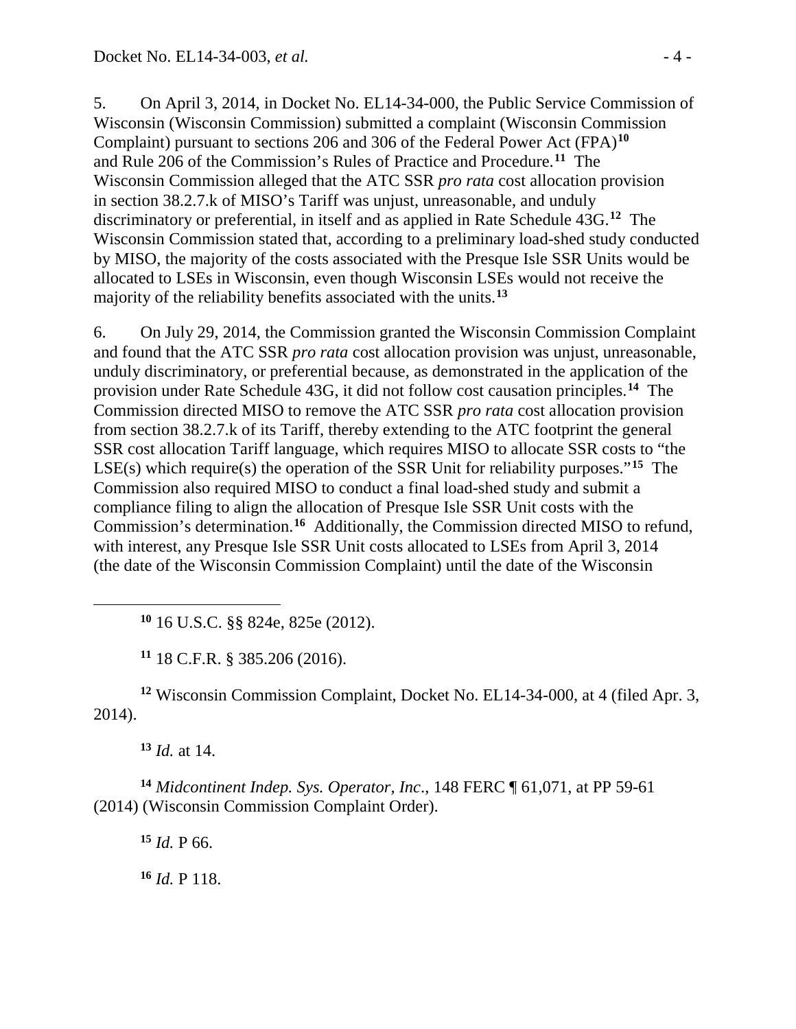5. On April 3, 2014, in Docket No. EL14-34-000, the Public Service Commission of Wisconsin (Wisconsin Commission) submitted a complaint (Wisconsin Commission Complaint) pursuant to sections 206 and 306 of the Federal Power Act (FPA)[10] and Rule 206 of the Commission's Rules of Practice and Procedure.[11] The Wisconsin Commission alleged that the ATC SSR *pro rata* cost allocation provision in section 38.2.7.k of MISO's Tariff was unjust, unreasonable, and unduly discriminatory or preferential, in itself and as applied in Rate Schedule 43G.[12] The Wisconsin Commission stated that, according to a preliminary load-shed study conducted by MISO, the majority of the costs associated with the Presque Isle SSR Units would be allocated to LSEs in Wisconsin, even though Wisconsin LSEs would not receive the majority of the reliability benefits associated with the units.[13]

6. On July 29, 2014, the Commission granted the Wisconsin Commission Complaint and found that the ATC SSR *pro rata* cost allocation provision was unjust, unreasonable, unduly discriminatory, or preferential because, as demonstrated in the application of the provision under Rate Schedule 43G, it did not follow cost causation principles.[14] The Commission directed MISO to remove the ATC SSR *pro rata* cost allocation provision from section 38.2.7.k of its Tariff, thereby extending to the ATC footprint the general SSR cost allocation Tariff language, which requires MISO to allocate SSR costs to "the LSE(s) which require(s) the operation of the SSR Unit for reliability purposes."[15] The Commission also required MISO to conduct a final load-shed study and submit a compliance filing to align the allocation of Presque Isle SSR Unit costs with the Commission's determination.[16] Additionally, the Commission directed MISO to refund, with interest, any Presque Isle SSR Unit costs allocated to LSEs from April 3, 2014 (the date of the Wisconsin Commission Complaint) until the date of the Wisconsin

---

[10] 16 U.S.C. §§ 824e, 825e (2012).

[11] 18 C.F.R. § 385.206 (2016).

[12] Wisconsin Commission Complaint, Docket No. EL14-34-000, at 4 (filed Apr. 3, 2014).

[13] *Id.* at 14.

[14] *Midcontinent Indep. Sys. Operator, Inc*., 148 FERC ¶ 61,071, at PP 59-61 (2014) (Wisconsin Commission Complaint Order).

[15] *Id.* P 66.

[16] *Id.* P 118.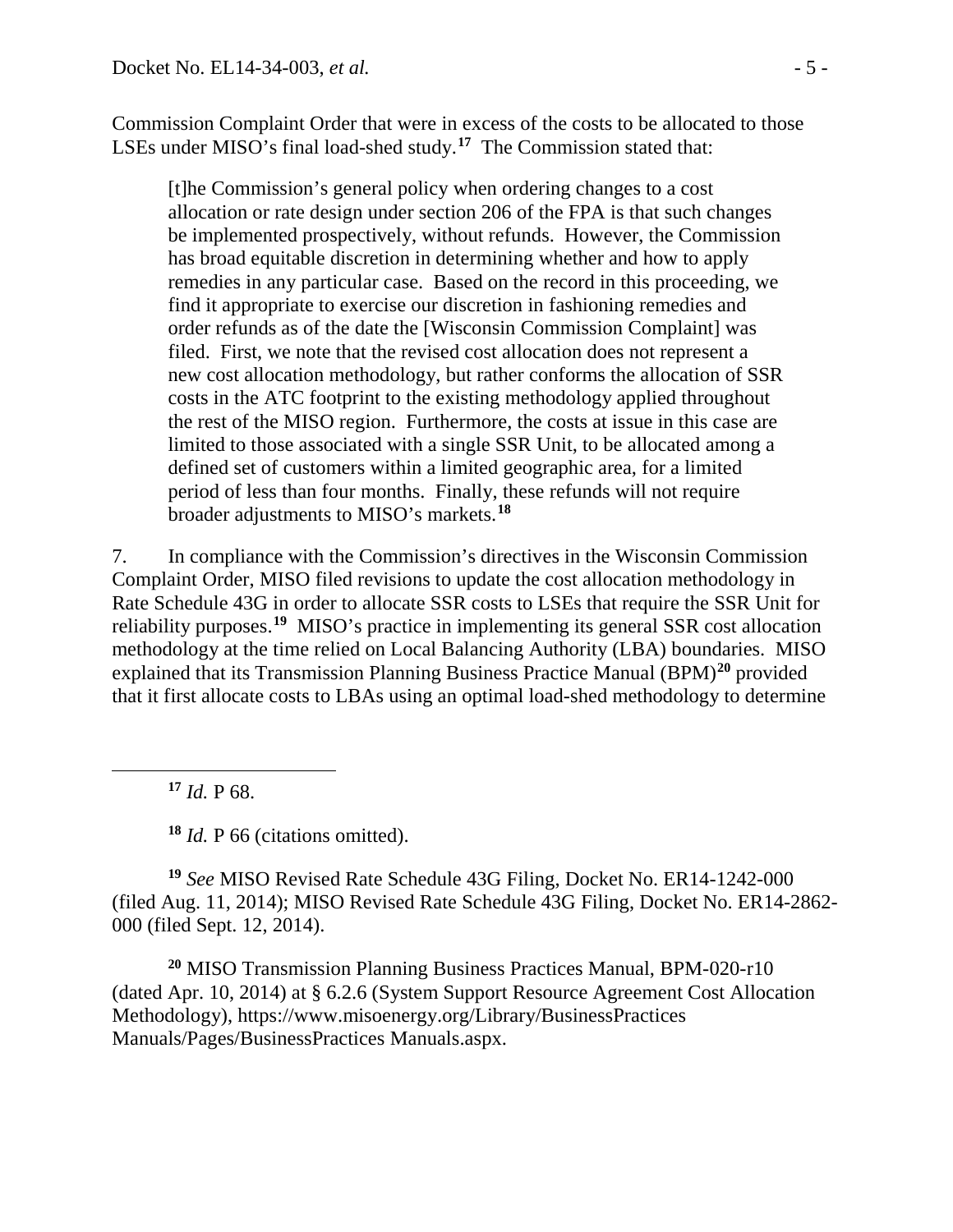Commission Complaint Order that were in excess of the costs to be allocated to those LSEs under MISO's final load-shed study.[17] The Commission stated that:

> [t]he Commission's general policy when ordering changes to a cost allocation or rate design under section 206 of the FPA is that such changes be implemented prospectively, without refunds. However, the Commission has broad equitable discretion in determining whether and how to apply remedies in any particular case. Based on the record in this proceeding, we find it appropriate to exercise our discretion in fashioning remedies and order refunds as of the date the [Wisconsin Commission Complaint] was filed. First, we note that the revised cost allocation does not represent a new cost allocation methodology, but rather conforms the allocation of SSR costs in the ATC footprint to the existing methodology applied throughout the rest of the MISO region. Furthermore, the costs at issue in this case are limited to those associated with a single SSR Unit, to be allocated among a defined set of customers within a limited geographic area, for a limited period of less than four months. Finally, these refunds will not require broader adjustments to MISO's markets.[18]

7. In compliance with the Commission's directives in the Wisconsin Commission Complaint Order, MISO filed revisions to update the cost allocation methodology in Rate Schedule 43G in order to allocate SSR costs to LSEs that require the SSR Unit for reliability purposes.[19] MISO's practice in implementing its general SSR cost allocation methodology at the time relied on Local Balancing Authority (LBA) boundaries. MISO explained that its Transmission Planning Business Practice Manual (BPM)[20] provided that it first allocate costs to LBAs using an optimal load-shed methodology to determine

---

[17] *Id.* P 68.

[18] *Id.* P 66 (citations omitted).

[19] *See* MISO Revised Rate Schedule 43G Filing, Docket No. ER14-1242-000 (filed Aug. 11, 2014); MISO Revised Rate Schedule 43G Filing, Docket No. ER14-2862-000 (filed Sept. 12, 2014).

[20] MISO Transmission Planning Business Practices Manual, BPM-020-r10 (dated Apr. 10, 2014) at § 6.2.6 (System Support Resource Agreement Cost Allocation Methodology), https://www.misoenergy.org/Library/BusinessPractices Manuals/Pages/BusinessPractices Manuals.aspx.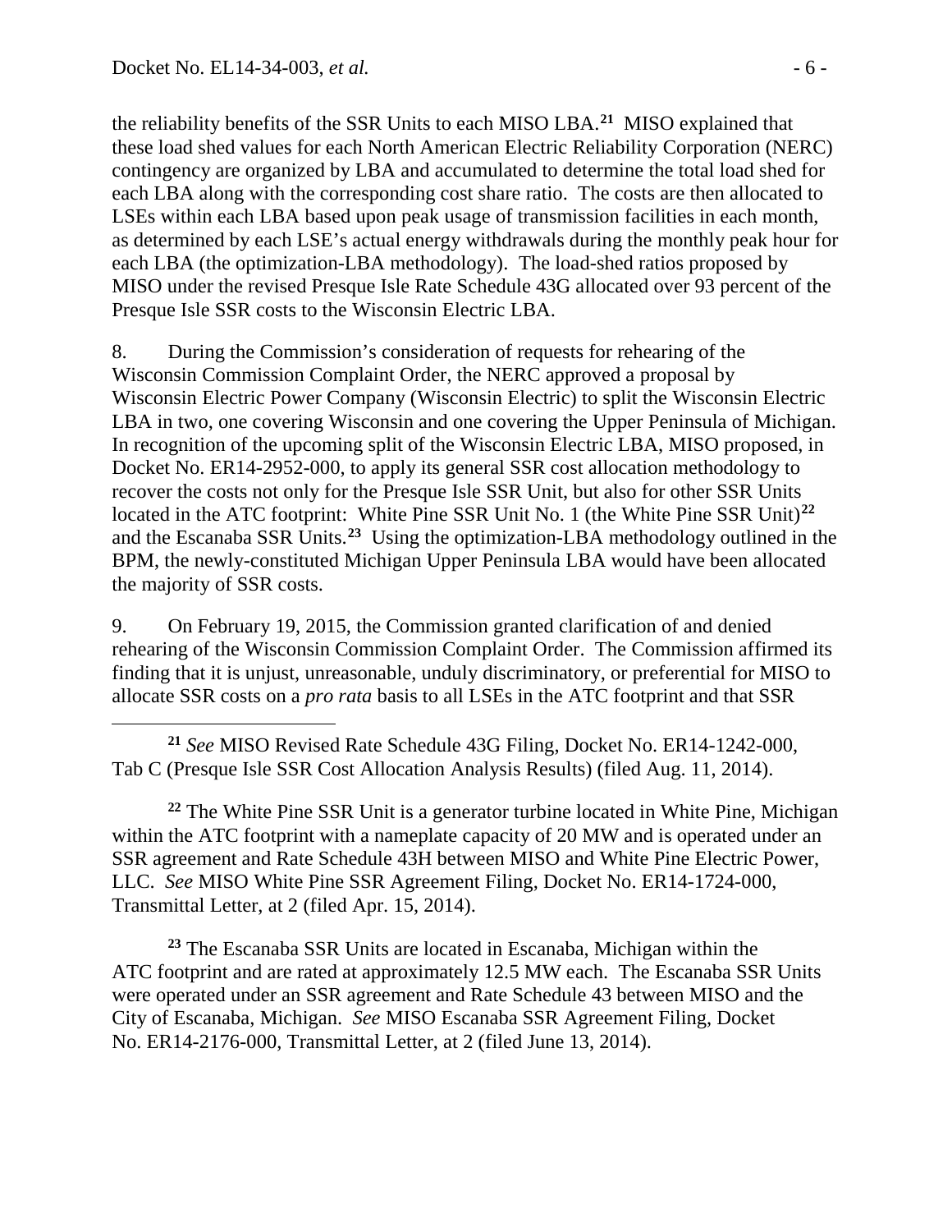the reliability benefits of the SSR Units to each MISO LBA.[21] MISO explained that these load shed values for each North American Electric Reliability Corporation (NERC) contingency are organized by LBA and accumulated to determine the total load shed for each LBA along with the corresponding cost share ratio. The costs are then allocated to LSEs within each LBA based upon peak usage of transmission facilities in each month, as determined by each LSE's actual energy withdrawals during the monthly peak hour for each LBA (the optimization-LBA methodology). The load-shed ratios proposed by MISO under the revised Presque Isle Rate Schedule 43G allocated over 93 percent of the Presque Isle SSR costs to the Wisconsin Electric LBA.

8. During the Commission's consideration of requests for rehearing of the Wisconsin Commission Complaint Order, the NERC approved a proposal by Wisconsin Electric Power Company (Wisconsin Electric) to split the Wisconsin Electric LBA in two, one covering Wisconsin and one covering the Upper Peninsula of Michigan. In recognition of the upcoming split of the Wisconsin Electric LBA, MISO proposed, in Docket No. ER14-2952-000, to apply its general SSR cost allocation methodology to recover the costs not only for the Presque Isle SSR Unit, but also for other SSR Units located in the ATC footprint: White Pine SSR Unit No. 1 (the White Pine SSR Unit)[22] and the Escanaba SSR Units.[23] Using the optimization-LBA methodology outlined in the BPM, the newly-constituted Michigan Upper Peninsula LBA would have been allocated the majority of SSR costs.

9. On February 19, 2015, the Commission granted clarification of and denied rehearing of the Wisconsin Commission Complaint Order. The Commission affirmed its finding that it is unjust, unreasonable, unduly discriminatory, or preferential for MISO to allocate SSR costs on a *pro rata* basis to all LSEs in the ATC footprint and that SSR

---

[21] *See* MISO Revised Rate Schedule 43G Filing, Docket No. ER14-1242-000, Tab C (Presque Isle SSR Cost Allocation Analysis Results) (filed Aug. 11, 2014).

[22] The White Pine SSR Unit is a generator turbine located in White Pine, Michigan within the ATC footprint with a nameplate capacity of 20 MW and is operated under an SSR agreement and Rate Schedule 43H between MISO and White Pine Electric Power, LLC. *See* MISO White Pine SSR Agreement Filing, Docket No. ER14-1724-000, Transmittal Letter, at 2 (filed Apr. 15, 2014).

[23] The Escanaba SSR Units are located in Escanaba, Michigan within the ATC footprint and are rated at approximately 12.5 MW each. The Escanaba SSR Units were operated under an SSR agreement and Rate Schedule 43 between MISO and the City of Escanaba, Michigan. *See* MISO Escanaba SSR Agreement Filing, Docket No. ER14-2176-000, Transmittal Letter, at 2 (filed June 13, 2014).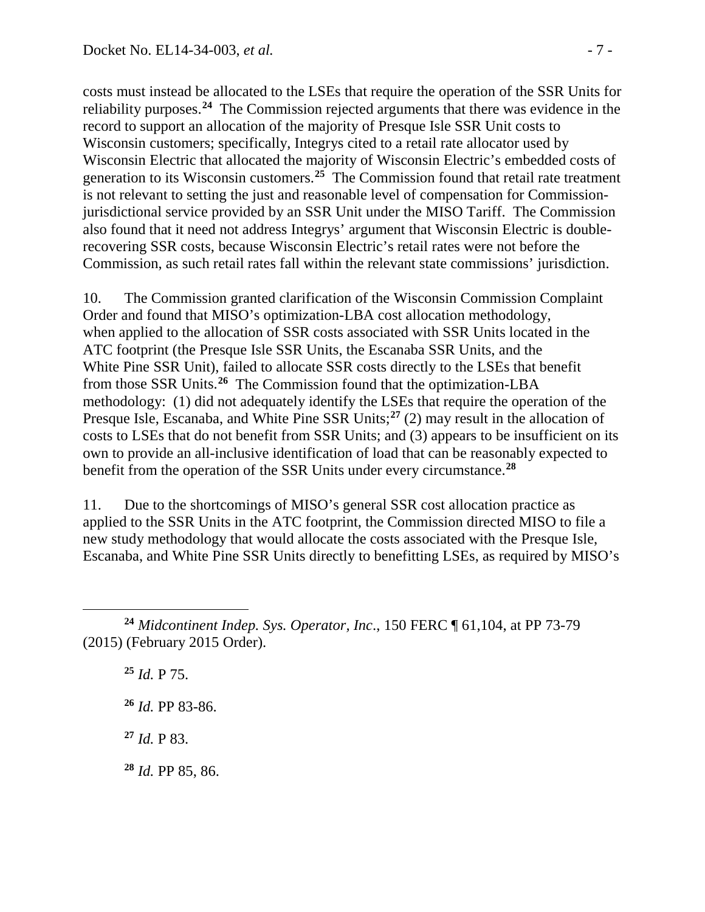costs must instead be allocated to the LSEs that require the operation of the SSR Units for reliability purposes.[24] The Commission rejected arguments that there was evidence in the record to support an allocation of the majority of Presque Isle SSR Unit costs to Wisconsin customers; specifically, Integrys cited to a retail rate allocator used by Wisconsin Electric that allocated the majority of Wisconsin Electric's embedded costs of generation to its Wisconsin customers.[25] The Commission found that retail rate treatment is not relevant to setting the just and reasonable level of compensation for Commission-jurisdictional service provided by an SSR Unit under the MISO Tariff. The Commission also found that it need not address Integrys' argument that Wisconsin Electric is double-recovering SSR costs, because Wisconsin Electric's retail rates were not before the Commission, as such retail rates fall within the relevant state commissions' jurisdiction.

10. The Commission granted clarification of the Wisconsin Commission Complaint Order and found that MISO's optimization-LBA cost allocation methodology, when applied to the allocation of SSR costs associated with SSR Units located in the ATC footprint (the Presque Isle SSR Units, the Escanaba SSR Units, and the White Pine SSR Unit), failed to allocate SSR costs directly to the LSEs that benefit from those SSR Units.[26] The Commission found that the optimization-LBA methodology: (1) did not adequately identify the LSEs that require the operation of the Presque Isle, Escanaba, and White Pine SSR Units;[27] (2) may result in the allocation of costs to LSEs that do not benefit from SSR Units; and (3) appears to be insufficient on its own to provide an all-inclusive identification of load that can be reasonably expected to benefit from the operation of the SSR Units under every circumstance.[28]

11. Due to the shortcomings of MISO's general SSR cost allocation practice as applied to the SSR Units in the ATC footprint, the Commission directed MISO to file a new study methodology that would allocate the costs associated with the Presque Isle, Escanaba, and White Pine SSR Units directly to benefitting LSEs, as required by MISO's

---

[24] *Midcontinent Indep. Sys. Operator, Inc*., 150 FERC ¶ 61,104, at PP 73-79 (2015) (February 2015 Order).

[25] *Id.* P 75.

[26] *Id.* PP 83-86.

[27] *Id.* P 83.

[28] *Id.* PP 85, 86.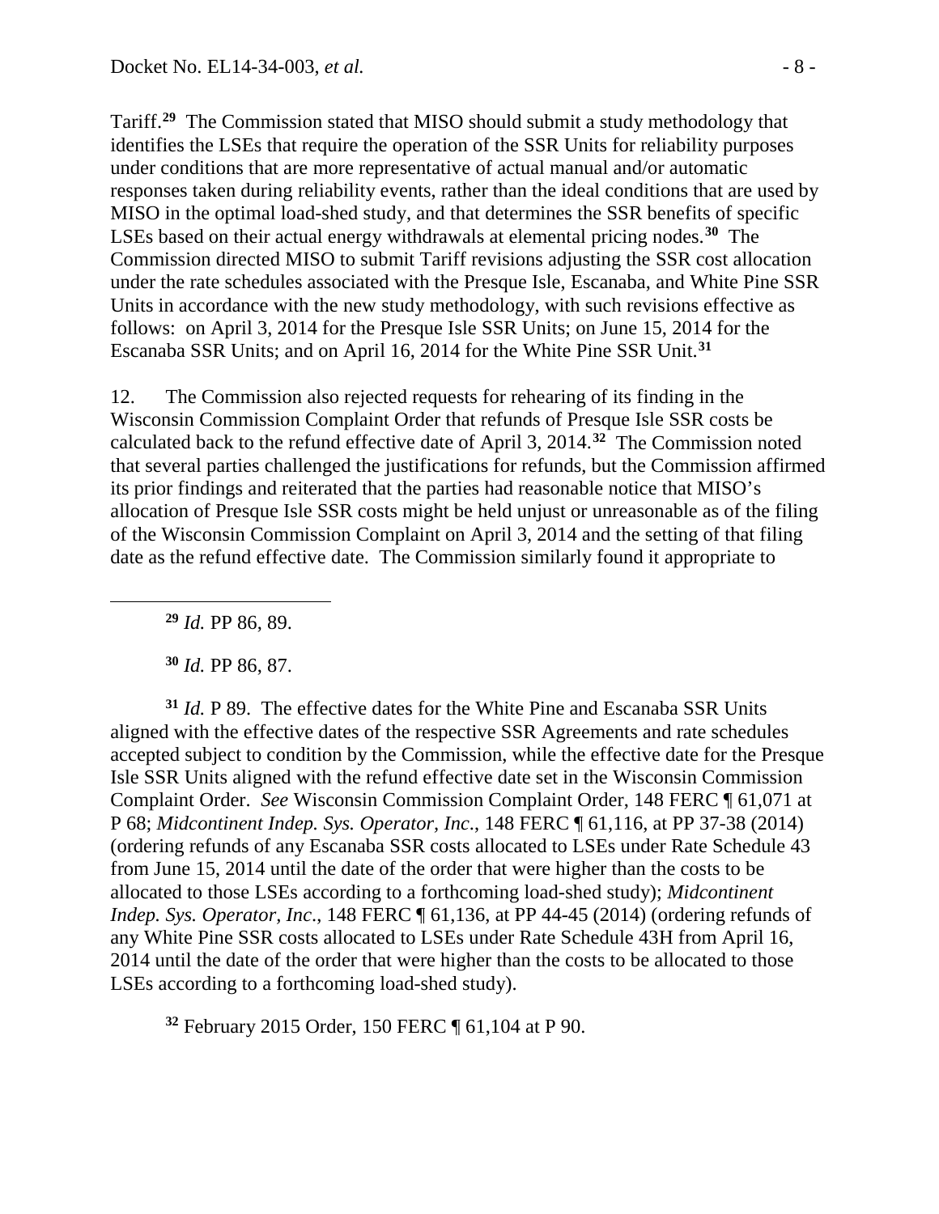Tariff.[29] The Commission stated that MISO should submit a study methodology that identifies the LSEs that require the operation of the SSR Units for reliability purposes under conditions that are more representative of actual manual and/or automatic responses taken during reliability events, rather than the ideal conditions that are used by MISO in the optimal load-shed study, and that determines the SSR benefits of specific LSEs based on their actual energy withdrawals at elemental pricing nodes.[30] The Commission directed MISO to submit Tariff revisions adjusting the SSR cost allocation under the rate schedules associated with the Presque Isle, Escanaba, and White Pine SSR Units in accordance with the new study methodology, with such revisions effective as follows: on April 3, 2014 for the Presque Isle SSR Units; on June 15, 2014 for the Escanaba SSR Units; and on April 16, 2014 for the White Pine SSR Unit.[31]

12. The Commission also rejected requests for rehearing of its finding in the Wisconsin Commission Complaint Order that refunds of Presque Isle SSR costs be calculated back to the refund effective date of April 3, 2014.[32] The Commission noted that several parties challenged the justifications for refunds, but the Commission affirmed its prior findings and reiterated that the parties had reasonable notice that MISO's allocation of Presque Isle SSR costs might be held unjust or unreasonable as of the filing of the Wisconsin Commission Complaint on April 3, 2014 and the setting of that filing date as the refund effective date. The Commission similarly found it appropriate to

---

[29] *Id.* PP 86, 89.

[30] *Id.* PP 86, 87.

[31] *Id.* P 89. The effective dates for the White Pine and Escanaba SSR Units aligned with the effective dates of the respective SSR Agreements and rate schedules accepted subject to condition by the Commission, while the effective date for the Presque Isle SSR Units aligned with the refund effective date set in the Wisconsin Commission Complaint Order. *See* Wisconsin Commission Complaint Order, 148 FERC ¶ 61,071 at P 68; *Midcontinent Indep. Sys. Operator, Inc*., 148 FERC ¶ 61,116, at PP 37-38 (2014) (ordering refunds of any Escanaba SSR costs allocated to LSEs under Rate Schedule 43 from June 15, 2014 until the date of the order that were higher than the costs to be allocated to those LSEs according to a forthcoming load-shed study); *Midcontinent Indep. Sys. Operator, Inc*., 148 FERC ¶ 61,136, at PP 44-45 (2014) (ordering refunds of any White Pine SSR costs allocated to LSEs under Rate Schedule 43H from April 16, 2014 until the date of the order that were higher than the costs to be allocated to those LSEs according to a forthcoming load-shed study).

[32] February 2015 Order, 150 FERC ¶ 61,104 at P 90.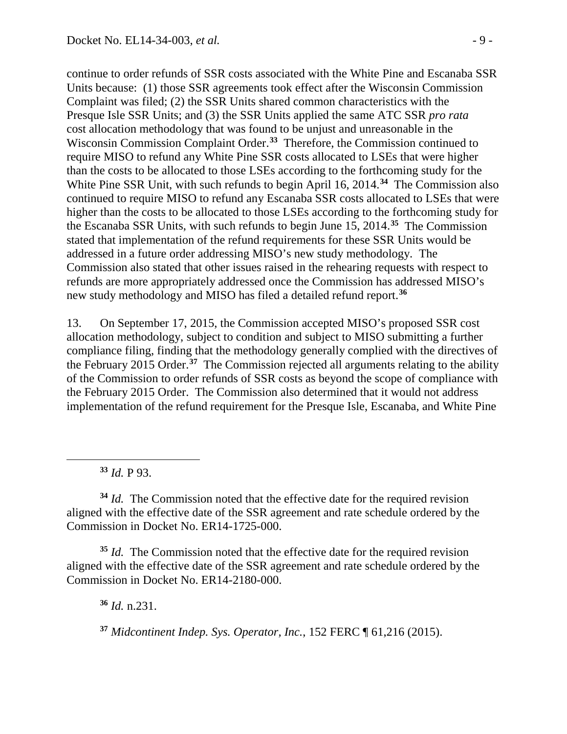continue to order refunds of SSR costs associated with the White Pine and Escanaba SSR Units because: (1) those SSR agreements took effect after the Wisconsin Commission Complaint was filed; (2) the SSR Units shared common characteristics with the Presque Isle SSR Units; and (3) the SSR Units applied the same ATC SSR *pro rata* cost allocation methodology that was found to be unjust and unreasonable in the Wisconsin Commission Complaint Order.[33] Therefore, the Commission continued to require MISO to refund any White Pine SSR costs allocated to LSEs that were higher than the costs to be allocated to those LSEs according to the forthcoming study for the White Pine SSR Unit, with such refunds to begin April 16, 2014.[34] The Commission also continued to require MISO to refund any Escanaba SSR costs allocated to LSEs that were higher than the costs to be allocated to those LSEs according to the forthcoming study for the Escanaba SSR Units, with such refunds to begin June 15, 2014.[35] The Commission stated that implementation of the refund requirements for these SSR Units would be addressed in a future order addressing MISO's new study methodology. The Commission also stated that other issues raised in the rehearing requests with respect to refunds are more appropriately addressed once the Commission has addressed MISO's new study methodology and MISO has filed a detailed refund report.[36]

13. On September 17, 2015, the Commission accepted MISO's proposed SSR cost allocation methodology, subject to condition and subject to MISO submitting a further compliance filing, finding that the methodology generally complied with the directives of the February 2015 Order.[37] The Commission rejected all arguments relating to the ability of the Commission to order refunds of SSR costs as beyond the scope of compliance with the February 2015 Order. The Commission also determined that it would not address implementation of the refund requirement for the Presque Isle, Escanaba, and White Pine

---

[33] *Id.* P 93.

[34] *Id.* The Commission noted that the effective date for the required revision aligned with the effective date of the SSR agreement and rate schedule ordered by the Commission in Docket No. ER14-1725-000.

[35] *Id.* The Commission noted that the effective date for the required revision aligned with the effective date of the SSR agreement and rate schedule ordered by the Commission in Docket No. ER14-2180-000.

[36] *Id.* n.231.

[37] *Midcontinent Indep. Sys. Operator, Inc.*, 152 FERC ¶ 61,216 (2015).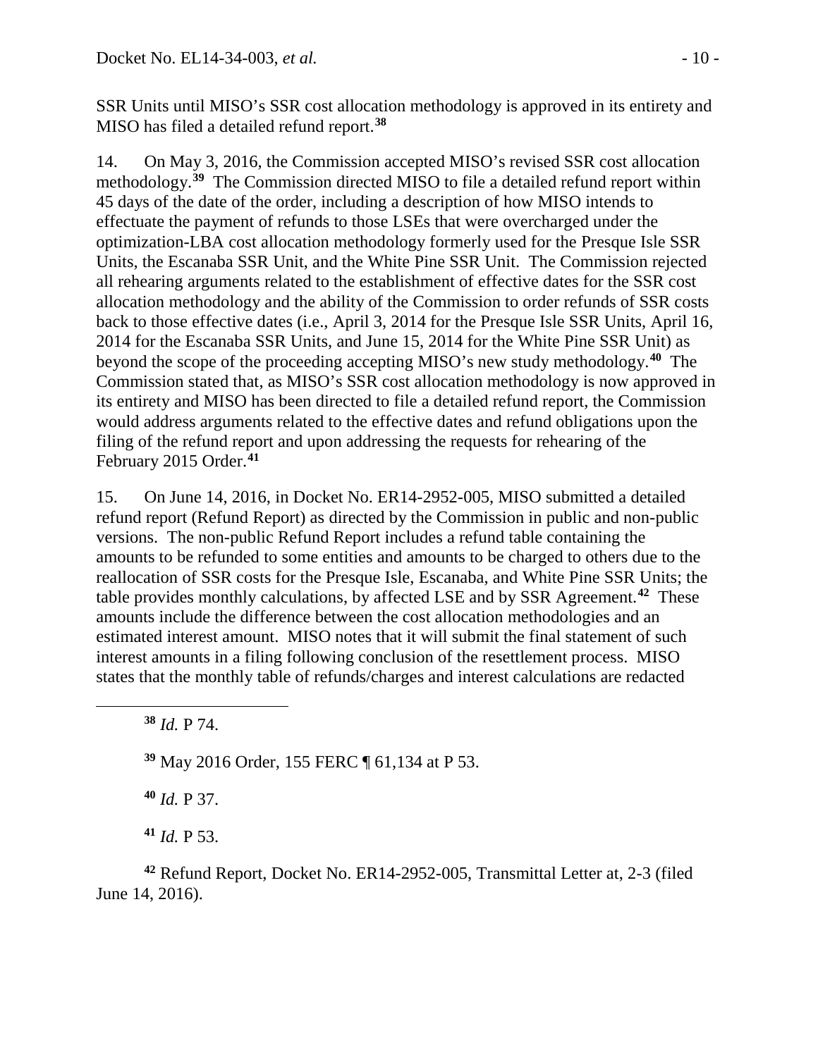SSR Units until MISO's SSR cost allocation methodology is approved in its entirety and MISO has filed a detailed refund report.[38]

14. On May 3, 2016, the Commission accepted MISO's revised SSR cost allocation methodology.[39] The Commission directed MISO to file a detailed refund report within 45 days of the date of the order, including a description of how MISO intends to effectuate the payment of refunds to those LSEs that were overcharged under the optimization-LBA cost allocation methodology formerly used for the Presque Isle SSR Units, the Escanaba SSR Unit, and the White Pine SSR Unit. The Commission rejected all rehearing arguments related to the establishment of effective dates for the SSR cost allocation methodology and the ability of the Commission to order refunds of SSR costs back to those effective dates (i.e., April 3, 2014 for the Presque Isle SSR Units, April 16, 2014 for the Escanaba SSR Units, and June 15, 2014 for the White Pine SSR Unit) as beyond the scope of the proceeding accepting MISO's new study methodology.[40] The Commission stated that, as MISO's SSR cost allocation methodology is now approved in its entirety and MISO has been directed to file a detailed refund report, the Commission would address arguments related to the effective dates and refund obligations upon the filing of the refund report and upon addressing the requests for rehearing of the February 2015 Order.[41]

15. On June 14, 2016, in Docket No. ER14-2952-005, MISO submitted a detailed refund report (Refund Report) as directed by the Commission in public and non-public versions. The non-public Refund Report includes a refund table containing the amounts to be refunded to some entities and amounts to be charged to others due to the reallocation of SSR costs for the Presque Isle, Escanaba, and White Pine SSR Units; the table provides monthly calculations, by affected LSE and by SSR Agreement.[42] These amounts include the difference between the cost allocation methodologies and an estimated interest amount. MISO notes that it will submit the final statement of such interest amounts in a filing following conclusion of the resettlement process. MISO states that the monthly table of refunds/charges and interest calculations are redacted

---

[38] *Id.* P 74.

[39] May 2016 Order, 155 FERC ¶ 61,134 at P 53.

[40] *Id.* P 37.

[41] *Id.* P 53.

[42] Refund Report, Docket No. ER14-2952-005, Transmittal Letter at, 2-3 (filed June 14, 2016).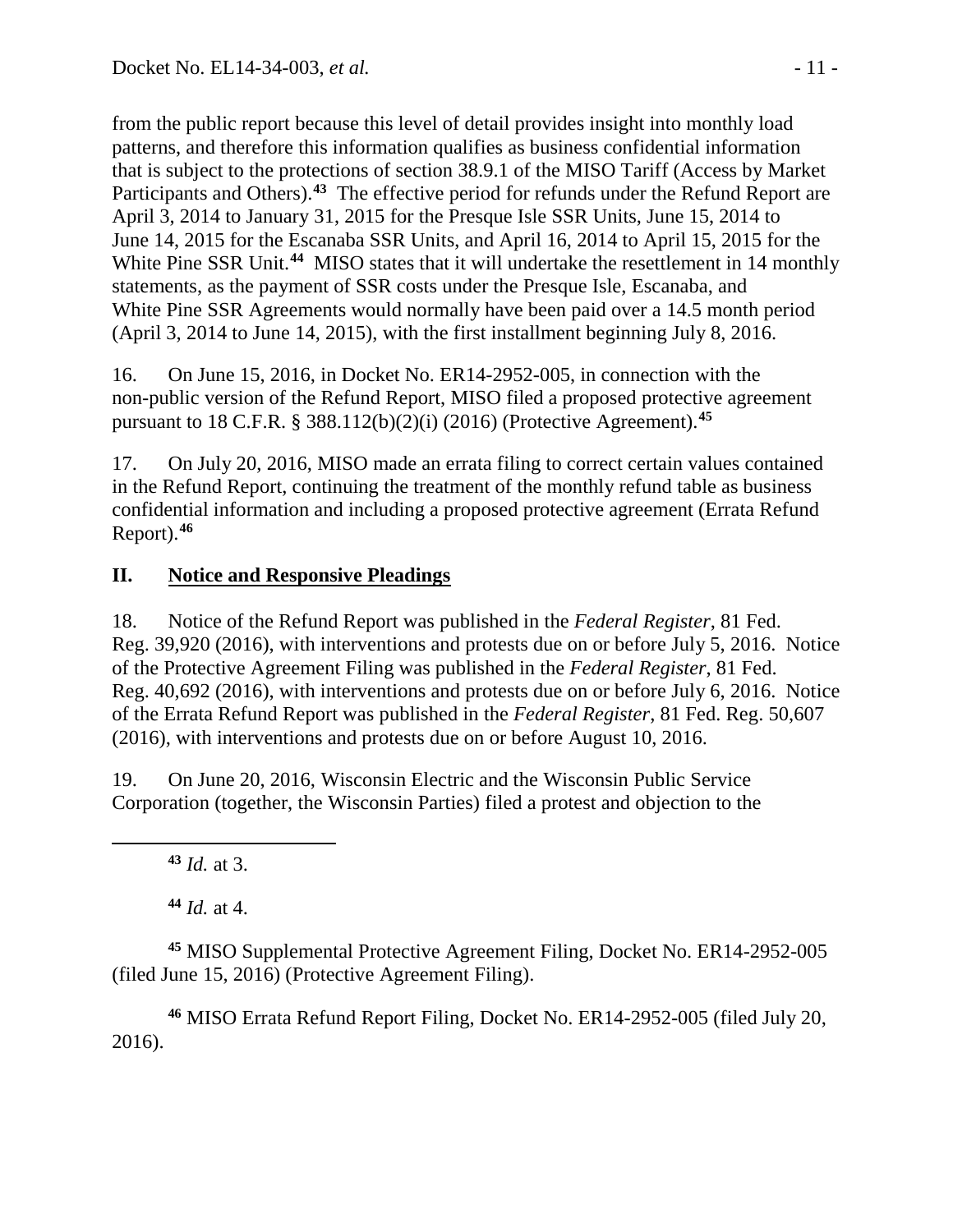from the public report because this level of detail provides insight into monthly load patterns, and therefore this information qualifies as business confidential information that is subject to the protections of section 38.9.1 of the MISO Tariff (Access by Market Participants and Others).[43] The effective period for refunds under the Refund Report are April 3, 2014 to January 31, 2015 for the Presque Isle SSR Units, June 15, 2014 to June 14, 2015 for the Escanaba SSR Units, and April 16, 2014 to April 15, 2015 for the White Pine SSR Unit.[44] MISO states that it will undertake the resettlement in 14 monthly statements, as the payment of SSR costs under the Presque Isle, Escanaba, and White Pine SSR Agreements would normally have been paid over a 14.5 month period (April 3, 2014 to June 14, 2015), with the first installment beginning July 8, 2016.

16. On June 15, 2016, in Docket No. ER14-2952-005, in connection with the non-public version of the Refund Report, MISO filed a proposed protective agreement pursuant to 18 C.F.R. § 388.112(b)(2)(i) (2016) (Protective Agreement).[45]

17. On July 20, 2016, MISO made an errata filing to correct certain values contained in the Refund Report, continuing the treatment of the monthly refund table as business confidential information and including a proposed protective agreement (Errata Refund Report).[46]

## II. Notice and Responsive Pleadings

18. Notice of the Refund Report was published in the *Federal Register*, 81 Fed. Reg. 39,920 (2016), with interventions and protests due on or before July 5, 2016. Notice of the Protective Agreement Filing was published in the *Federal Register*, 81 Fed. Reg. 40,692 (2016), with interventions and protests due on or before July 6, 2016. Notice of the Errata Refund Report was published in the *Federal Register*, 81 Fed. Reg. 50,607 (2016), with interventions and protests due on or before August 10, 2016.

19. On June 20, 2016, Wisconsin Electric and the Wisconsin Public Service Corporation (together, the Wisconsin Parties) filed a protest and objection to the

---

[43] *Id.* at 3.

[44] *Id.* at 4.

[45] MISO Supplemental Protective Agreement Filing, Docket No. ER14-2952-005 (filed June 15, 2016) (Protective Agreement Filing).

[46] MISO Errata Refund Report Filing, Docket No. ER14-2952-005 (filed July 20, 2016).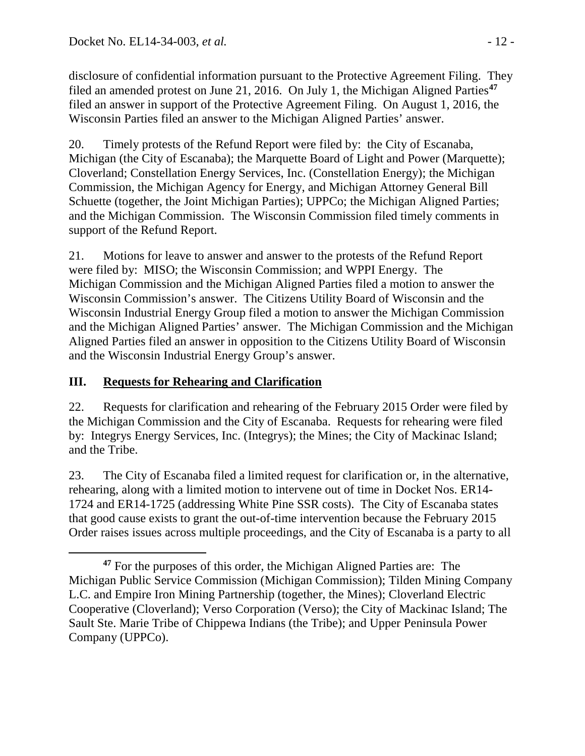disclosure of confidential information pursuant to the Protective Agreement Filing. They filed an amended protest on June 21, 2016. On July 1, the Michigan Aligned Parties[47] filed an answer in support of the Protective Agreement Filing. On August 1, 2016, the Wisconsin Parties filed an answer to the Michigan Aligned Parties' answer.

20. Timely protests of the Refund Report were filed by: the City of Escanaba, Michigan (the City of Escanaba); the Marquette Board of Light and Power (Marquette); Cloverland; Constellation Energy Services, Inc. (Constellation Energy); the Michigan Commission, the Michigan Agency for Energy, and Michigan Attorney General Bill Schuette (together, the Joint Michigan Parties); UPPCo; the Michigan Aligned Parties; and the Michigan Commission. The Wisconsin Commission filed timely comments in support of the Refund Report.

21. Motions for leave to answer and answer to the protests of the Refund Report were filed by: MISO; the Wisconsin Commission; and WPPI Energy. The Michigan Commission and the Michigan Aligned Parties filed a motion to answer the Wisconsin Commission's answer. The Citizens Utility Board of Wisconsin and the Wisconsin Industrial Energy Group filed a motion to answer the Michigan Commission and the Michigan Aligned Parties' answer. The Michigan Commission and the Michigan Aligned Parties filed an answer in opposition to the Citizens Utility Board of Wisconsin and the Wisconsin Industrial Energy Group's answer.

## III. Requests for Rehearing and Clarification

22. Requests for clarification and rehearing of the February 2015 Order were filed by the Michigan Commission and the City of Escanaba. Requests for rehearing were filed by: Integrys Energy Services, Inc. (Integrys); the Mines; the City of Mackinac Island; and the Tribe.

23. The City of Escanaba filed a limited request for clarification or, in the alternative, rehearing, along with a limited motion to intervene out of time in Docket Nos. ER14-1724 and ER14-1725 (addressing White Pine SSR costs). The City of Escanaba states that good cause exists to grant the out-of-time intervention because the February 2015 Order raises issues across multiple proceedings, and the City of Escanaba is a party to all

[47] For the purposes of this order, the Michigan Aligned Parties are: The Michigan Public Service Commission (Michigan Commission); Tilden Mining Company L.C. and Empire Iron Mining Partnership (together, the Mines); Cloverland Electric Cooperative (Cloverland); Verso Corporation (Verso); the City of Mackinac Island; The Sault Ste. Marie Tribe of Chippewa Indians (the Tribe); and Upper Peninsula Power Company (UPPCo).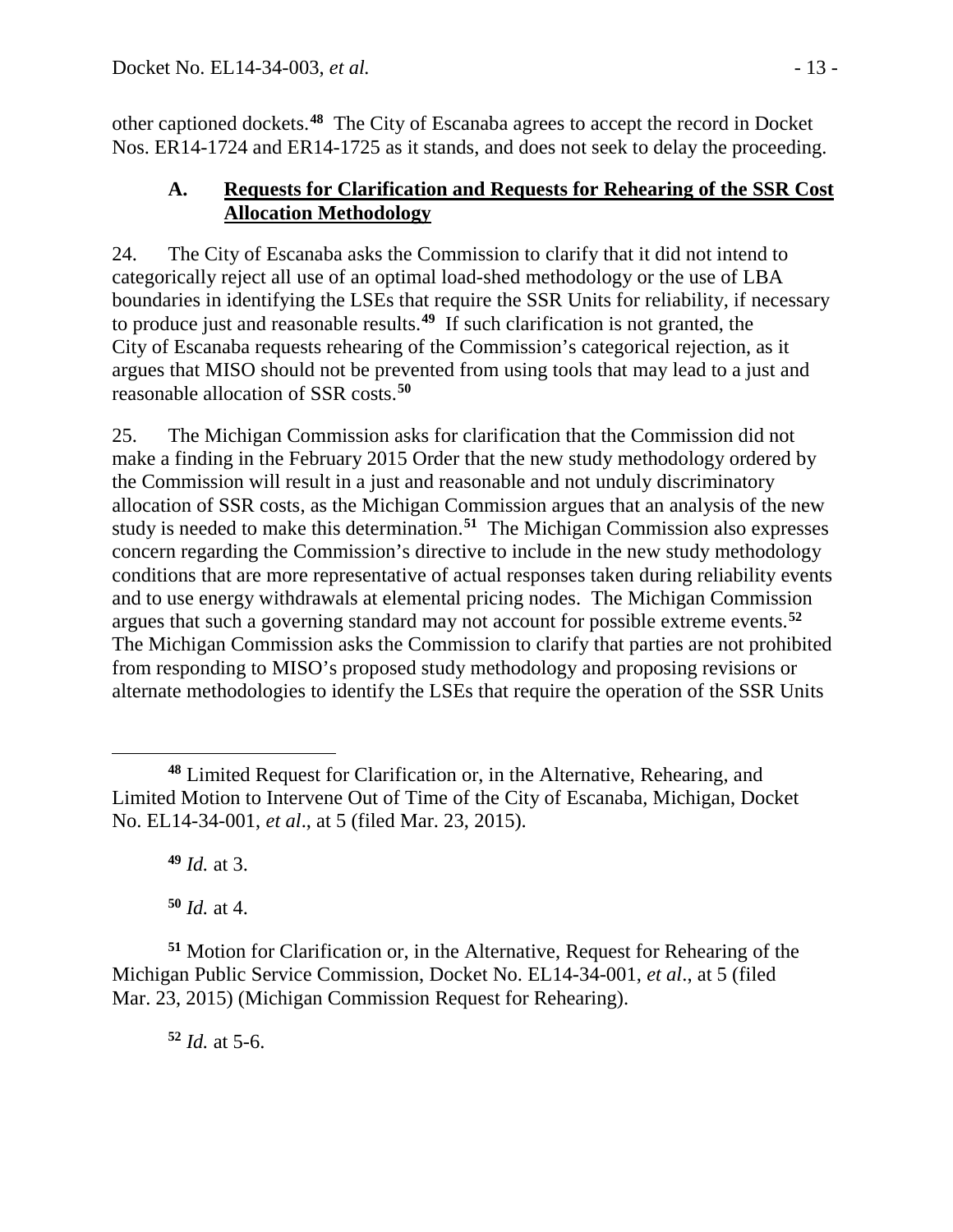other captioned dockets.[48] The City of Escanaba agrees to accept the record in Docket Nos. ER14-1724 and ER14-1725 as it stands, and does not seek to delay the proceeding.

### A. Requests for Clarification and Requests for Rehearing of the SSR Cost Allocation Methodology

24. The City of Escanaba asks the Commission to clarify that it did not intend to categorically reject all use of an optimal load-shed methodology or the use of LBA boundaries in identifying the LSEs that require the SSR Units for reliability, if necessary to produce just and reasonable results.[49] If such clarification is not granted, the City of Escanaba requests rehearing of the Commission's categorical rejection, as it argues that MISO should not be prevented from using tools that may lead to a just and reasonable allocation of SSR costs.[50]

25. The Michigan Commission asks for clarification that the Commission did not make a finding in the February 2015 Order that the new study methodology ordered by the Commission will result in a just and reasonable and not unduly discriminatory allocation of SSR costs, as the Michigan Commission argues that an analysis of the new study is needed to make this determination.[51] The Michigan Commission also expresses concern regarding the Commission's directive to include in the new study methodology conditions that are more representative of actual responses taken during reliability events and to use energy withdrawals at elemental pricing nodes. The Michigan Commission argues that such a governing standard may not account for possible extreme events.[52] The Michigan Commission asks the Commission to clarify that parties are not prohibited from responding to MISO's proposed study methodology and proposing revisions or alternate methodologies to identify the LSEs that require the operation of the SSR Units

---

[48] Limited Request for Clarification or, in the Alternative, Rehearing, and Limited Motion to Intervene Out of Time of the City of Escanaba, Michigan, Docket No. EL14-34-001, *et al*., at 5 (filed Mar. 23, 2015).

[49] *Id.* at 3.

[50] *Id.* at 4.

[51] Motion for Clarification or, in the Alternative, Request for Rehearing of the Michigan Public Service Commission, Docket No. EL14-34-001, *et al*., at 5 (filed Mar. 23, 2015) (Michigan Commission Request for Rehearing).

[52] *Id.* at 5-6.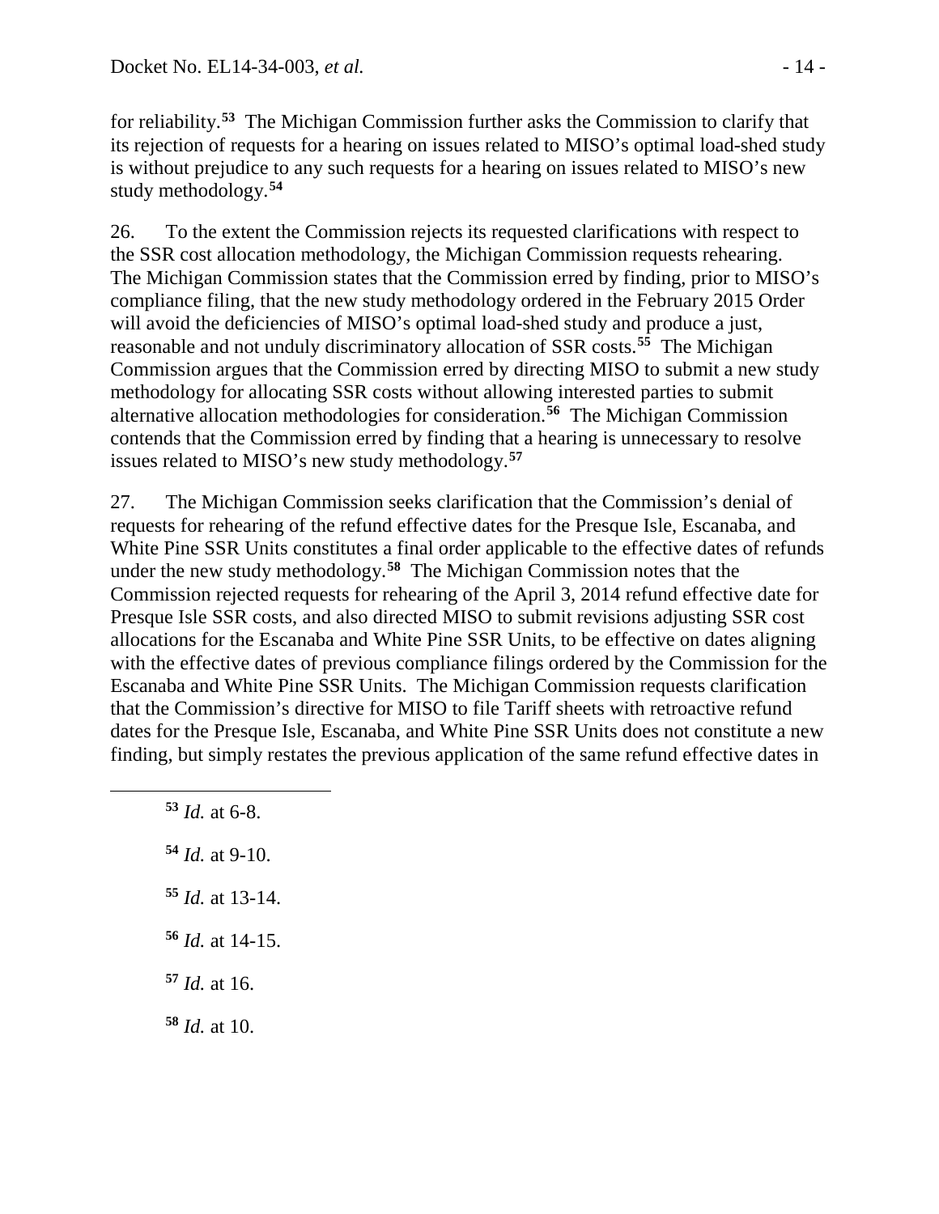for reliability.[53] The Michigan Commission further asks the Commission to clarify that its rejection of requests for a hearing on issues related to MISO's optimal load-shed study is without prejudice to any such requests for a hearing on issues related to MISO's new study methodology.[54]

26. To the extent the Commission rejects its requested clarifications with respect to the SSR cost allocation methodology, the Michigan Commission requests rehearing. The Michigan Commission states that the Commission erred by finding, prior to MISO's compliance filing, that the new study methodology ordered in the February 2015 Order will avoid the deficiencies of MISO's optimal load-shed study and produce a just, reasonable and not unduly discriminatory allocation of SSR costs.[55] The Michigan Commission argues that the Commission erred by directing MISO to submit a new study methodology for allocating SSR costs without allowing interested parties to submit alternative allocation methodologies for consideration.[56] The Michigan Commission contends that the Commission erred by finding that a hearing is unnecessary to resolve issues related to MISO's new study methodology.[57]

27. The Michigan Commission seeks clarification that the Commission's denial of requests for rehearing of the refund effective dates for the Presque Isle, Escanaba, and White Pine SSR Units constitutes a final order applicable to the effective dates of refunds under the new study methodology.[58] The Michigan Commission notes that the Commission rejected requests for rehearing of the April 3, 2014 refund effective date for Presque Isle SSR costs, and also directed MISO to submit revisions adjusting SSR cost allocations for the Escanaba and White Pine SSR Units, to be effective on dates aligning with the effective dates of previous compliance filings ordered by the Commission for the Escanaba and White Pine SSR Units. The Michigan Commission requests clarification that the Commission's directive for MISO to file Tariff sheets with retroactive refund dates for the Presque Isle, Escanaba, and White Pine SSR Units does not constitute a new finding, but simply restates the previous application of the same refund effective dates in

---

[53] *Id.* at 6-8.

[54] *Id.* at 9-10.

[55] *Id.* at 13-14.

[56] *Id.* at 14-15.

[57] *Id.* at 16.

[58] *Id.* at 10.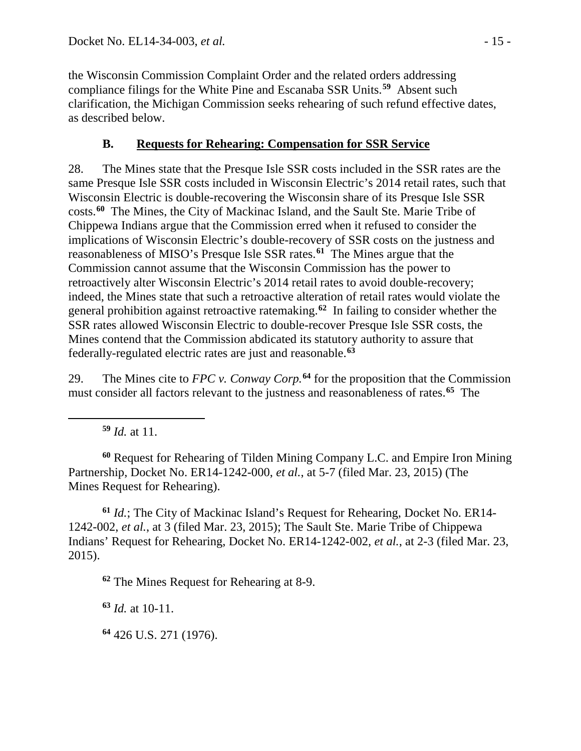the Wisconsin Commission Complaint Order and the related orders addressing compliance filings for the White Pine and Escanaba SSR Units.[59] Absent such clarification, the Michigan Commission seeks rehearing of such refund effective dates, as described below.

### B. Requests for Rehearing: Compensation for SSR Service

28. The Mines state that the Presque Isle SSR costs included in the SSR rates are the same Presque Isle SSR costs included in Wisconsin Electric's 2014 retail rates, such that Wisconsin Electric is double-recovering the Wisconsin share of its Presque Isle SSR costs.[60] The Mines, the City of Mackinac Island, and the Sault Ste. Marie Tribe of Chippewa Indians argue that the Commission erred when it refused to consider the implications of Wisconsin Electric's double-recovery of SSR costs on the justness and reasonableness of MISO's Presque Isle SSR rates.[61] The Mines argue that the Commission cannot assume that the Wisconsin Commission has the power to retroactively alter Wisconsin Electric's 2014 retail rates to avoid double-recovery; indeed, the Mines state that such a retroactive alteration of retail rates would violate the general prohibition against retroactive ratemaking.[62] In failing to consider whether the SSR rates allowed Wisconsin Electric to double-recover Presque Isle SSR costs, the Mines contend that the Commission abdicated its statutory authority to assure that federally-regulated electric rates are just and reasonable.[63]

29. The Mines cite to *FPC v. Conway Corp.*[64] for the proposition that the Commission must consider all factors relevant to the justness and reasonableness of rates.[65] The

---

[59] *Id.* at 11.

[60] Request for Rehearing of Tilden Mining Company L.C. and Empire Iron Mining Partnership, Docket No. ER14-1242-000, *et al.*, at 5-7 (filed Mar. 23, 2015) (The Mines Request for Rehearing).

[61] *Id.*; The City of Mackinac Island's Request for Rehearing, Docket No. ER14-1242-002, *et al.*, at 3 (filed Mar. 23, 2015); The Sault Ste. Marie Tribe of Chippewa Indians' Request for Rehearing, Docket No. ER14-1242-002, *et al.*, at 2-3 (filed Mar. 23, 2015).

[62] The Mines Request for Rehearing at 8-9.

[63] *Id.* at 10-11.

[64] 426 U.S. 271 (1976).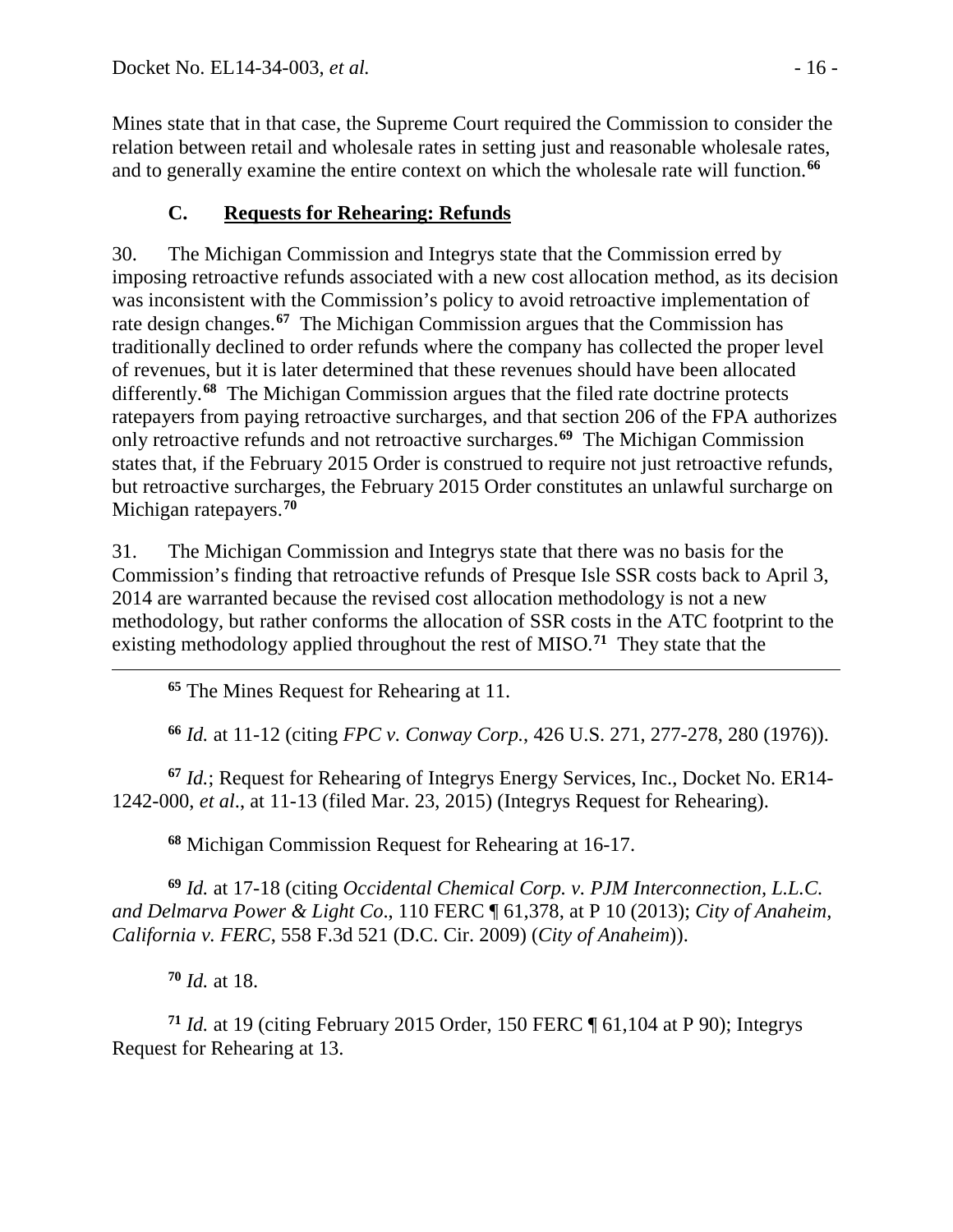Mines state that in that case, the Supreme Court required the Commission to consider the relation between retail and wholesale rates in setting just and reasonable wholesale rates, and to generally examine the entire context on which the wholesale rate will function.[66]

### C. Requests for Rehearing: Refunds

30. The Michigan Commission and Integrys state that the Commission erred by imposing retroactive refunds associated with a new cost allocation method, as its decision was inconsistent with the Commission's policy to avoid retroactive implementation of rate design changes.[67] The Michigan Commission argues that the Commission has traditionally declined to order refunds where the company has collected the proper level of revenues, but it is later determined that these revenues should have been allocated differently.[68] The Michigan Commission argues that the filed rate doctrine protects ratepayers from paying retroactive surcharges, and that section 206 of the FPA authorizes only retroactive refunds and not retroactive surcharges.[69] The Michigan Commission states that, if the February 2015 Order is construed to require not just retroactive refunds, but retroactive surcharges, the February 2015 Order constitutes an unlawful surcharge on Michigan ratepayers.[70]

31. The Michigan Commission and Integrys state that there was no basis for the Commission's finding that retroactive refunds of Presque Isle SSR costs back to April 3, 2014 are warranted because the revised cost allocation methodology is not a new methodology, but rather conforms the allocation of SSR costs in the ATC footprint to the existing methodology applied throughout the rest of MISO.[71] They state that the

---

[65] The Mines Request for Rehearing at 11.

[66] *Id.* at 11-12 (citing *FPC v. Conway Corp.*, 426 U.S. 271, 277-278, 280 (1976)).

[67] *Id.*; Request for Rehearing of Integrys Energy Services, Inc., Docket No. ER14-1242-000, *et al*., at 11-13 (filed Mar. 23, 2015) (Integrys Request for Rehearing).

[68] Michigan Commission Request for Rehearing at 16-17.

[69] *Id.* at 17-18 (citing *Occidental Chemical Corp. v. PJM Interconnection, L.L.C. and Delmarva Power & Light Co*., 110 FERC ¶ 61,378, at P 10 (2013); *City of Anaheim, California v. FERC*, 558 F.3d 521 (D.C. Cir. 2009) (*City of Anaheim*)).

[70] *Id.* at 18.

[71] *Id.* at 19 (citing February 2015 Order, 150 FERC ¶ 61,104 at P 90); Integrys Request for Rehearing at 13.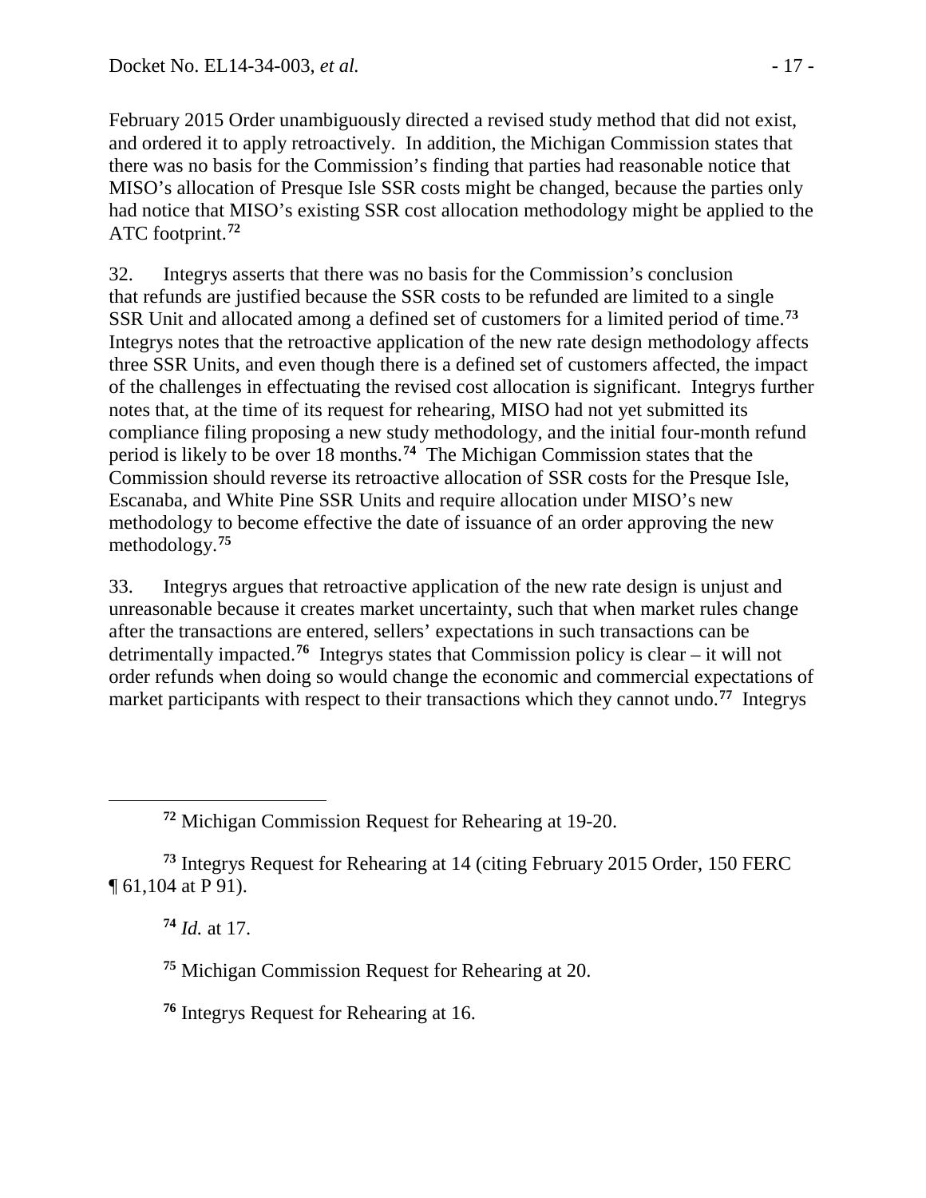February 2015 Order unambiguously directed a revised study method that did not exist, and ordered it to apply retroactively. In addition, the Michigan Commission states that there was no basis for the Commission's finding that parties had reasonable notice that MISO's allocation of Presque Isle SSR costs might be changed, because the parties only had notice that MISO's existing SSR cost allocation methodology might be applied to the ATC footprint.[72]

32. Integrys asserts that there was no basis for the Commission's conclusion that refunds are justified because the SSR costs to be refunded are limited to a single SSR Unit and allocated among a defined set of customers for a limited period of time.[73] Integrys notes that the retroactive application of the new rate design methodology affects three SSR Units, and even though there is a defined set of customers affected, the impact of the challenges in effectuating the revised cost allocation is significant. Integrys further notes that, at the time of its request for rehearing, MISO had not yet submitted its compliance filing proposing a new study methodology, and the initial four-month refund period is likely to be over 18 months.[74] The Michigan Commission states that the Commission should reverse its retroactive allocation of SSR costs for the Presque Isle, Escanaba, and White Pine SSR Units and require allocation under MISO's new methodology to become effective the date of issuance of an order approving the new methodology.[75]

33. Integrys argues that retroactive application of the new rate design is unjust and unreasonable because it creates market uncertainty, such that when market rules change after the transactions are entered, sellers' expectations in such transactions can be detrimentally impacted.[76] Integrys states that Commission policy is clear – it will not order refunds when doing so would change the economic and commercial expectations of market participants with respect to their transactions which they cannot undo.[77] Integrys

---

[72] Michigan Commission Request for Rehearing at 19-20.

[73] Integrys Request for Rehearing at 14 (citing February 2015 Order, 150 FERC ¶ 61,104 at P 91).

[74] *Id.* at 17.

[75] Michigan Commission Request for Rehearing at 20.

[76] Integrys Request for Rehearing at 16.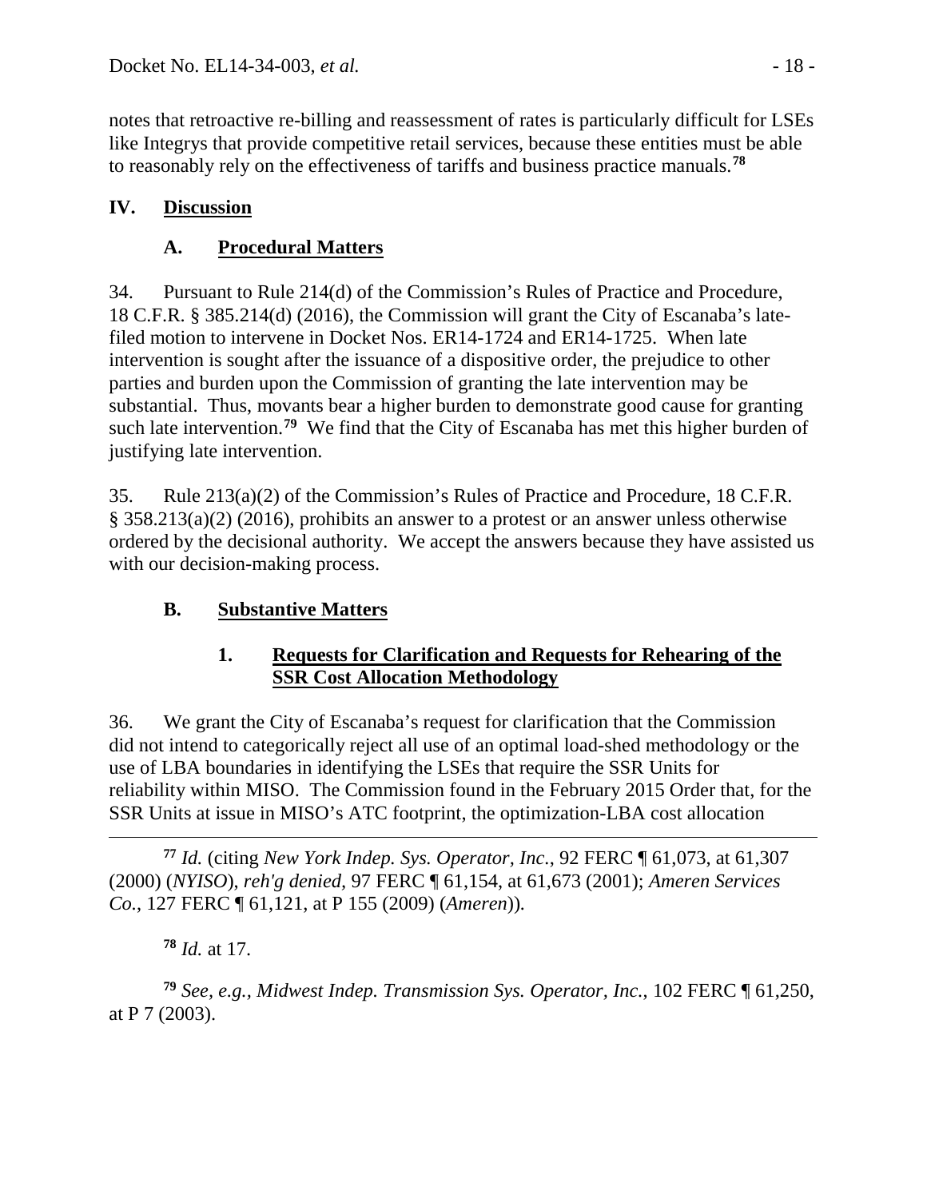notes that retroactive re-billing and reassessment of rates is particularly difficult for LSEs like Integrys that provide competitive retail services, because these entities must be able to reasonably rely on the effectiveness of tariffs and business practice manuals.[78]

## IV. Discussion

### A. Procedural Matters

34. Pursuant to Rule 214(d) of the Commission's Rules of Practice and Procedure, 18 C.F.R. § 385.214(d) (2016), the Commission will grant the City of Escanaba's late-filed motion to intervene in Docket Nos. ER14-1724 and ER14-1725. When late intervention is sought after the issuance of a dispositive order, the prejudice to other parties and burden upon the Commission of granting the late intervention may be substantial. Thus, movants bear a higher burden to demonstrate good cause for granting such late intervention.[79] We find that the City of Escanaba has met this higher burden of justifying late intervention.

35. Rule 213(a)(2) of the Commission's Rules of Practice and Procedure, 18 C.F.R. § 358.213(a)(2) (2016), prohibits an answer to a protest or an answer unless otherwise ordered by the decisional authority. We accept the answers because they have assisted us with our decision-making process.

### B. Substantive Matters

#### 1. Requests for Clarification and Requests for Rehearing of the SSR Cost Allocation Methodology

36. We grant the City of Escanaba's request for clarification that the Commission did not intend to categorically reject all use of an optimal load-shed methodology or the use of LBA boundaries in identifying the LSEs that require the SSR Units for reliability within MISO. The Commission found in the February 2015 Order that, for the SSR Units at issue in MISO's ATC footprint, the optimization-LBA cost allocation

---

[77] *Id.* (citing *New York Indep. Sys. Operator, Inc.*, 92 FERC ¶ 61,073, at 61,307 (2000) (*NYISO*), *reh'g denied*, 97 FERC ¶ 61,154, at 61,673 (2001); *Ameren Services Co.*, 127 FERC ¶ 61,121, at P 155 (2009) (*Ameren*)).

[78] *Id.* at 17.

[79] *See, e.g., Midwest Indep. Transmission Sys. Operator, Inc.*, 102 FERC ¶ 61,250, at P 7 (2003).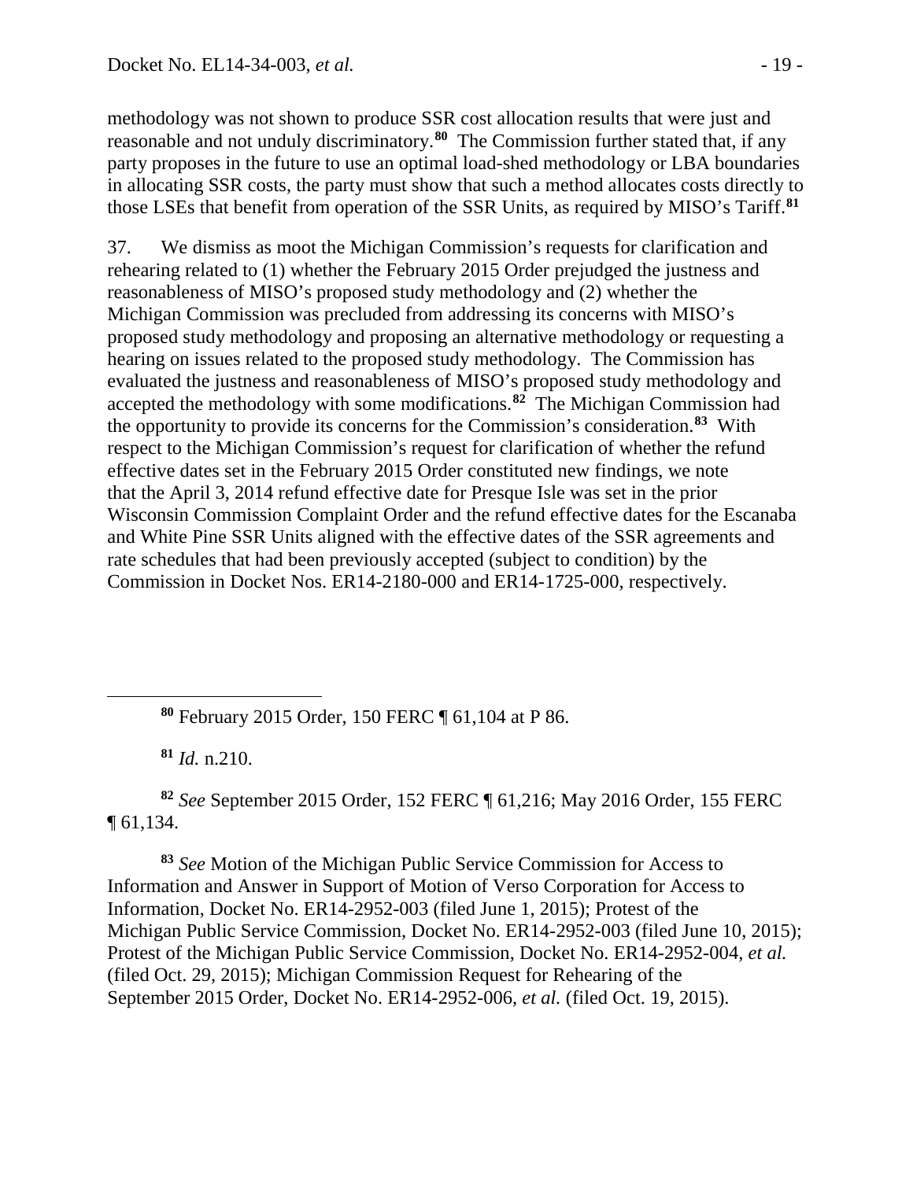methodology was not shown to produce SSR cost allocation results that were just and reasonable and not unduly discriminatory.[80] The Commission further stated that, if any party proposes in the future to use an optimal load-shed methodology or LBA boundaries in allocating SSR costs, the party must show that such a method allocates costs directly to those LSEs that benefit from operation of the SSR Units, as required by MISO's Tariff.[81]

37. We dismiss as moot the Michigan Commission's requests for clarification and rehearing related to (1) whether the February 2015 Order prejudged the justness and reasonableness of MISO's proposed study methodology and (2) whether the Michigan Commission was precluded from addressing its concerns with MISO's proposed study methodology and proposing an alternative methodology or requesting a hearing on issues related to the proposed study methodology. The Commission has evaluated the justness and reasonableness of MISO's proposed study methodology and accepted the methodology with some modifications.[82] The Michigan Commission had the opportunity to provide its concerns for the Commission's consideration.[83] With respect to the Michigan Commission's request for clarification of whether the refund effective dates set in the February 2015 Order constituted new findings, we note that the April 3, 2014 refund effective date for Presque Isle was set in the prior Wisconsin Commission Complaint Order and the refund effective dates for the Escanaba and White Pine SSR Units aligned with the effective dates of the SSR agreements and rate schedules that had been previously accepted (subject to condition) by the Commission in Docket Nos. ER14-2180-000 and ER14-1725-000, respectively.

---

[80] February 2015 Order, 150 FERC ¶ 61,104 at P 86.

[81] *Id.* n.210.

[82] *See* September 2015 Order, 152 FERC ¶ 61,216; May 2016 Order, 155 FERC ¶ 61,134.

[83] *See* Motion of the Michigan Public Service Commission for Access to Information and Answer in Support of Motion of Verso Corporation for Access to Information, Docket No. ER14-2952-003 (filed June 1, 2015); Protest of the Michigan Public Service Commission, Docket No. ER14-2952-003 (filed June 10, 2015); Protest of the Michigan Public Service Commission, Docket No. ER14-2952-004, *et al.* (filed Oct. 29, 2015); Michigan Commission Request for Rehearing of the September 2015 Order, Docket No. ER14-2952-006, *et al.* (filed Oct. 19, 2015).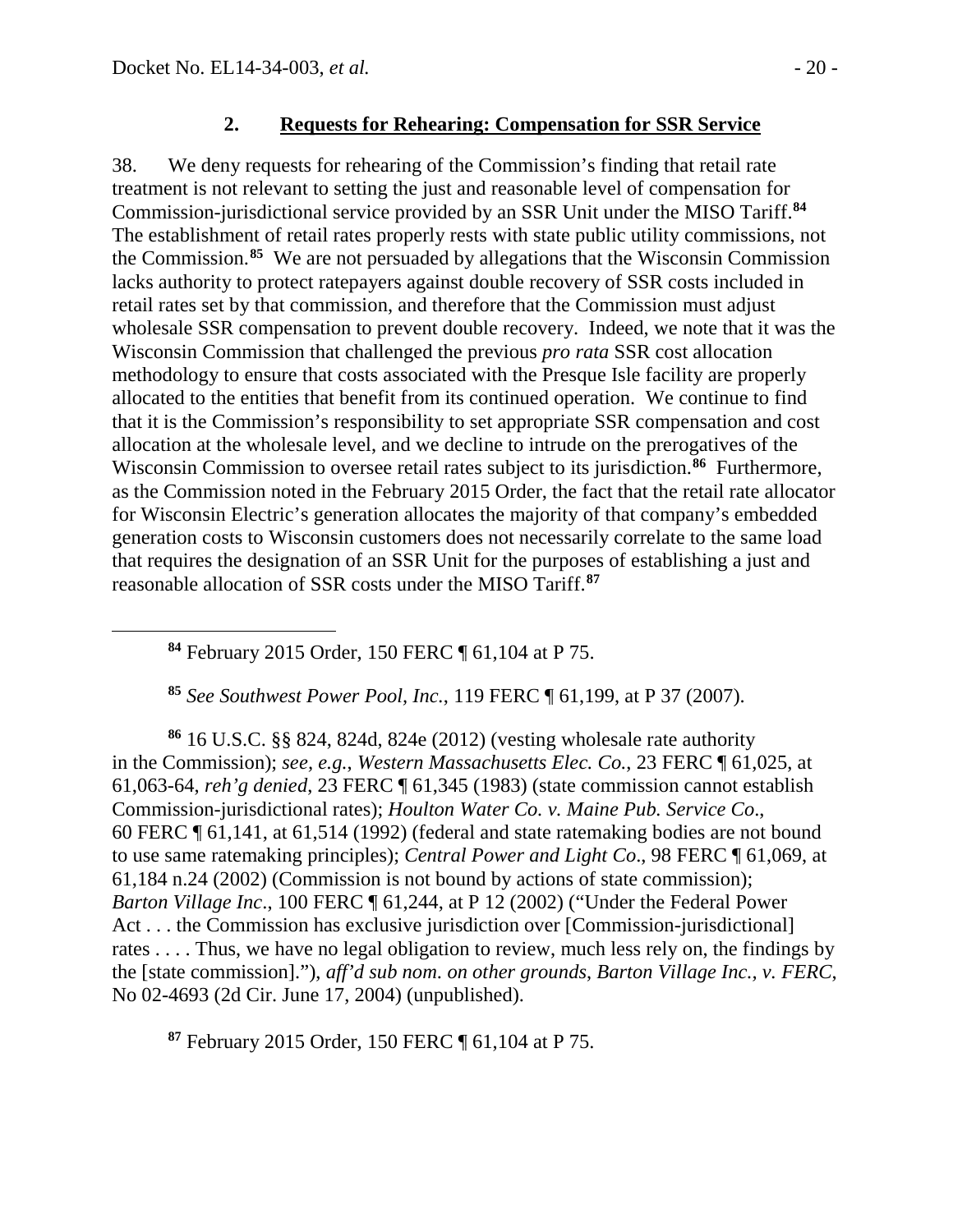## 2. Requests for Rehearing: Compensation for SSR Service

38. We deny requests for rehearing of the Commission's finding that retail rate treatment is not relevant to setting the just and reasonable level of compensation for Commission-jurisdictional service provided by an SSR Unit under the MISO Tariff.[84] The establishment of retail rates properly rests with state public utility commissions, not the Commission.[85] We are not persuaded by allegations that the Wisconsin Commission lacks authority to protect ratepayers against double recovery of SSR costs included in retail rates set by that commission, and therefore that the Commission must adjust wholesale SSR compensation to prevent double recovery. Indeed, we note that it was the Wisconsin Commission that challenged the previous *pro rata* SSR cost allocation methodology to ensure that costs associated with the Presque Isle facility are properly allocated to the entities that benefit from its continued operation. We continue to find that it is the Commission's responsibility to set appropriate SSR compensation and cost allocation at the wholesale level, and we decline to intrude on the prerogatives of the Wisconsin Commission to oversee retail rates subject to its jurisdiction.[86] Furthermore, as the Commission noted in the February 2015 Order, the fact that the retail rate allocator for Wisconsin Electric's generation allocates the majority of that company's embedded generation costs to Wisconsin customers does not necessarily correlate to the same load that requires the designation of an SSR Unit for the purposes of establishing a just and reasonable allocation of SSR costs under the MISO Tariff.[87]

---

[84] February 2015 Order, 150 FERC ¶ 61,104 at P 75.

[85] *See Southwest Power Pool, Inc.*, 119 FERC ¶ 61,199, at P 37 (2007).

[86] 16 U.S.C. §§ 824, 824d, 824e (2012) (vesting wholesale rate authority in the Commission); *see, e.g.*, *Western Massachusetts Elec. Co.*, 23 FERC ¶ 61,025, at 61,063-64, *reh'g denied*, 23 FERC ¶ 61,345 (1983) (state commission cannot establish Commission-jurisdictional rates); *Houlton Water Co. v. Maine Pub. Service Co*., 60 FERC ¶ 61,141, at 61,514 (1992) (federal and state ratemaking bodies are not bound to use same ratemaking principles); *Central Power and Light Co*., 98 FERC ¶ 61,069, at 61,184 n.24 (2002) (Commission is not bound by actions of state commission); *Barton Village Inc*., 100 FERC ¶ 61,244, at P 12 (2002) ("Under the Federal Power Act . . . the Commission has exclusive jurisdiction over [Commission-jurisdictional] rates . . . . Thus, we have no legal obligation to review, much less rely on, the findings by the [state commission]."), *aff'd sub nom. on other grounds*, *Barton Village Inc., v. FERC*, No 02-4693 (2d Cir. June 17, 2004) (unpublished).

[87] February 2015 Order, 150 FERC ¶ 61,104 at P 75.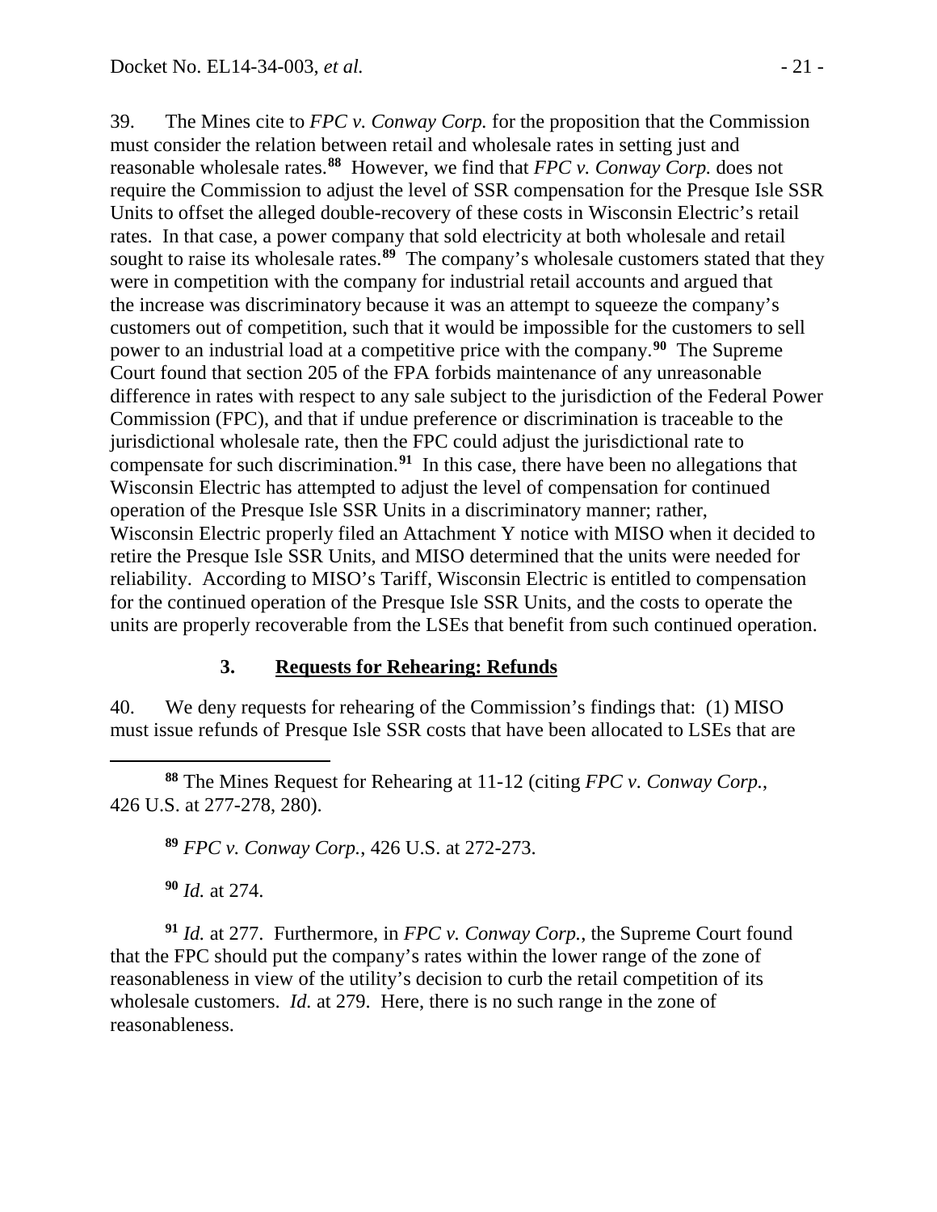39. The Mines cite to *FPC v. Conway Corp.* for the proposition that the Commission must consider the relation between retail and wholesale rates in setting just and reasonable wholesale rates.[88] However, we find that *FPC v. Conway Corp.* does not require the Commission to adjust the level of SSR compensation for the Presque Isle SSR Units to offset the alleged double-recovery of these costs in Wisconsin Electric's retail rates. In that case, a power company that sold electricity at both wholesale and retail sought to raise its wholesale rates.[89] The company's wholesale customers stated that they were in competition with the company for industrial retail accounts and argued that the increase was discriminatory because it was an attempt to squeeze the company's customers out of competition, such that it would be impossible for the customers to sell power to an industrial load at a competitive price with the company.[90] The Supreme Court found that section 205 of the FPA forbids maintenance of any unreasonable difference in rates with respect to any sale subject to the jurisdiction of the Federal Power Commission (FPC), and that if undue preference or discrimination is traceable to the jurisdictional wholesale rate, then the FPC could adjust the jurisdictional rate to compensate for such discrimination.[91] In this case, there have been no allegations that Wisconsin Electric has attempted to adjust the level of compensation for continued operation of the Presque Isle SSR Units in a discriminatory manner; rather, Wisconsin Electric properly filed an Attachment Y notice with MISO when it decided to retire the Presque Isle SSR Units, and MISO determined that the units were needed for reliability. According to MISO's Tariff, Wisconsin Electric is entitled to compensation for the continued operation of the Presque Isle SSR Units, and the costs to operate the units are properly recoverable from the LSEs that benefit from such continued operation.

### 3. **Requests for Rehearing: Refunds**

40. We deny requests for rehearing of the Commission's findings that: (1) MISO must issue refunds of Presque Isle SSR costs that have been allocated to LSEs that are

---

[88] The Mines Request for Rehearing at 11-12 (citing *FPC v. Conway Corp.*, 426 U.S. at 277-278, 280).

[89] *FPC v. Conway Corp.*, 426 U.S. at 272-273.

[90] *Id.* at 274.

[91] *Id.* at 277. Furthermore, in *FPC v. Conway Corp.*, the Supreme Court found that the FPC should put the company's rates within the lower range of the zone of reasonableness in view of the utility's decision to curb the retail competition of its wholesale customers. *Id.* at 279. Here, there is no such range in the zone of reasonableness.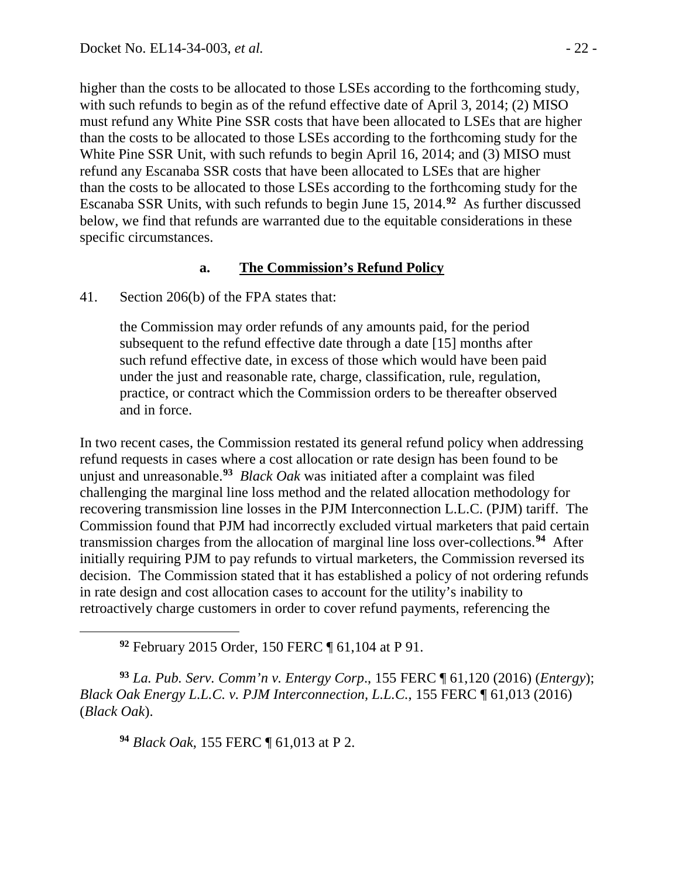higher than the costs to be allocated to those LSEs according to the forthcoming study, with such refunds to begin as of the refund effective date of April 3, 2014; (2) MISO must refund any White Pine SSR costs that have been allocated to LSEs that are higher than the costs to be allocated to those LSEs according to the forthcoming study for the White Pine SSR Unit, with such refunds to begin April 16, 2014; and (3) MISO must refund any Escanaba SSR costs that have been allocated to LSEs that are higher than the costs to be allocated to those LSEs according to the forthcoming study for the Escanaba SSR Units, with such refunds to begin June 15, 2014.[92] As further discussed below, we find that refunds are warranted due to the equitable considerations in these specific circumstances.

### a. The Commission's Refund Policy

41. Section 206(b) of the FPA states that:

> the Commission may order refunds of any amounts paid, for the period subsequent to the refund effective date through a date [15] months after such refund effective date, in excess of those which would have been paid under the just and reasonable rate, charge, classification, rule, regulation, practice, or contract which the Commission orders to be thereafter observed and in force.

In two recent cases, the Commission restated its general refund policy when addressing refund requests in cases where a cost allocation or rate design has been found to be unjust and unreasonable.[93] *Black Oak* was initiated after a complaint was filed challenging the marginal line loss method and the related allocation methodology for recovering transmission line losses in the PJM Interconnection L.L.C. (PJM) tariff. The Commission found that PJM had incorrectly excluded virtual marketers that paid certain transmission charges from the allocation of marginal line loss over-collections.[94] After initially requiring PJM to pay refunds to virtual marketers, the Commission reversed its decision. The Commission stated that it has established a policy of not ordering refunds in rate design and cost allocation cases to account for the utility's inability to retroactively charge customers in order to cover refund payments, referencing the

---

[92] February 2015 Order, 150 FERC ¶ 61,104 at P 91.

[93] *La. Pub. Serv. Comm'n v. Entergy Corp*., 155 FERC ¶ 61,120 (2016) (*Entergy*); *Black Oak Energy L.L.C. v. PJM Interconnection, L.L.C.*, 155 FERC ¶ 61,013 (2016) (*Black Oak*).

[94] *Black Oak*, 155 FERC ¶ 61,013 at P 2.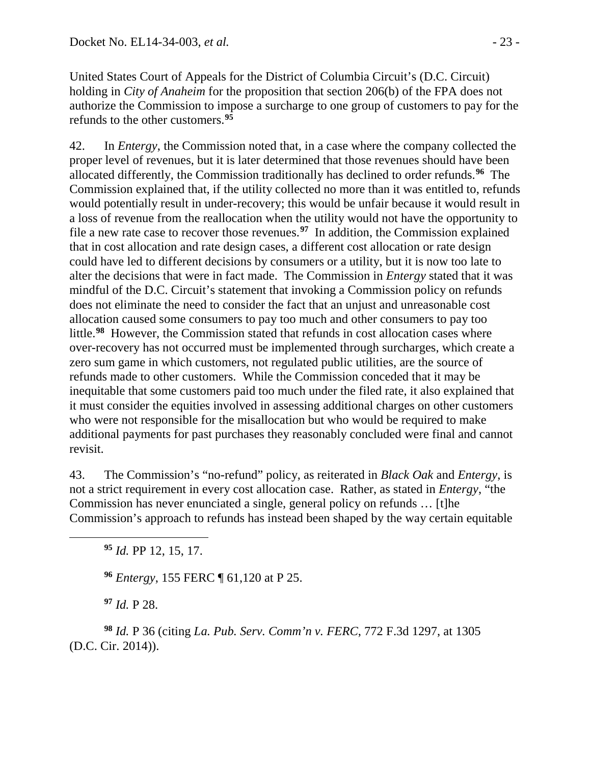United States Court of Appeals for the District of Columbia Circuit's (D.C. Circuit) holding in *City of Anaheim* for the proposition that section 206(b) of the FPA does not authorize the Commission to impose a surcharge to one group of customers to pay for the refunds to the other customers.[95]

42. In *Entergy*, the Commission noted that, in a case where the company collected the proper level of revenues, but it is later determined that those revenues should have been allocated differently, the Commission traditionally has declined to order refunds.[96] The Commission explained that, if the utility collected no more than it was entitled to, refunds would potentially result in under-recovery; this would be unfair because it would result in a loss of revenue from the reallocation when the utility would not have the opportunity to file a new rate case to recover those revenues.[97] In addition, the Commission explained that in cost allocation and rate design cases, a different cost allocation or rate design could have led to different decisions by consumers or a utility, but it is now too late to alter the decisions that were in fact made. The Commission in *Entergy* stated that it was mindful of the D.C. Circuit's statement that invoking a Commission policy on refunds does not eliminate the need to consider the fact that an unjust and unreasonable cost allocation caused some consumers to pay too much and other consumers to pay too little.[98] However, the Commission stated that refunds in cost allocation cases where over-recovery has not occurred must be implemented through surcharges, which create a zero sum game in which customers, not regulated public utilities, are the source of refunds made to other customers. While the Commission conceded that it may be inequitable that some customers paid too much under the filed rate, it also explained that it must consider the equities involved in assessing additional charges on other customers who were not responsible for the misallocation but who would be required to make additional payments for past purchases they reasonably concluded were final and cannot revisit.

43. The Commission's "no-refund" policy, as reiterated in *Black Oak* and *Entergy*, is not a strict requirement in every cost allocation case. Rather, as stated in *Entergy*, "the Commission has never enunciated a single, general policy on refunds … [t]he Commission's approach to refunds has instead been shaped by the way certain equitable

---

[95] *Id.* PP 12, 15, 17.

[96] *Entergy*, 155 FERC ¶ 61,120 at P 25.

[97] *Id.* P 28.

[98] *Id.* P 36 (citing *La. Pub. Serv. Comm'n v. FERC*, 772 F.3d 1297, at 1305 (D.C. Cir. 2014)).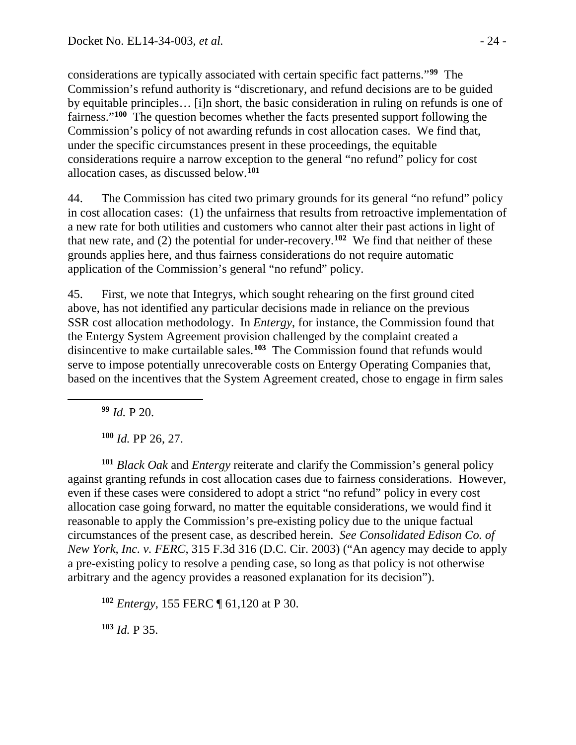considerations are typically associated with certain specific fact patterns."[99] The Commission's refund authority is "discretionary, and refund decisions are to be guided by equitable principles… [i]n short, the basic consideration in ruling on refunds is one of fairness."[100] The question becomes whether the facts presented support following the Commission's policy of not awarding refunds in cost allocation cases. We find that, under the specific circumstances present in these proceedings, the equitable considerations require a narrow exception to the general "no refund" policy for cost allocation cases, as discussed below.[101]

44. The Commission has cited two primary grounds for its general "no refund" policy in cost allocation cases: (1) the unfairness that results from retroactive implementation of a new rate for both utilities and customers who cannot alter their past actions in light of that new rate, and (2) the potential for under-recovery.[102] We find that neither of these grounds applies here, and thus fairness considerations do not require automatic application of the Commission's general "no refund" policy.

45. First, we note that Integrys, which sought rehearing on the first ground cited above, has not identified any particular decisions made in reliance on the previous SSR cost allocation methodology. In *Entergy*, for instance, the Commission found that the Entergy System Agreement provision challenged by the complaint created a disincentive to make curtailable sales.[103] The Commission found that refunds would serve to impose potentially unrecoverable costs on Entergy Operating Companies that, based on the incentives that the System Agreement created, chose to engage in firm sales

---

[99] *Id.* P 20.

[100] *Id.* PP 26, 27.

[101] *Black Oak* and *Entergy* reiterate and clarify the Commission's general policy against granting refunds in cost allocation cases due to fairness considerations. However, even if these cases were considered to adopt a strict "no refund" policy in every cost allocation case going forward, no matter the equitable considerations, we would find it reasonable to apply the Commission's pre-existing policy due to the unique factual circumstances of the present case, as described herein. *See Consolidated Edison Co. of New York, Inc. v. FERC*, 315 F.3d 316 (D.C. Cir. 2003) ("An agency may decide to apply a pre-existing policy to resolve a pending case, so long as that policy is not otherwise arbitrary and the agency provides a reasoned explanation for its decision").

[102] *Entergy*, 155 FERC ¶ 61,120 at P 30.

[103] *Id.* P 35.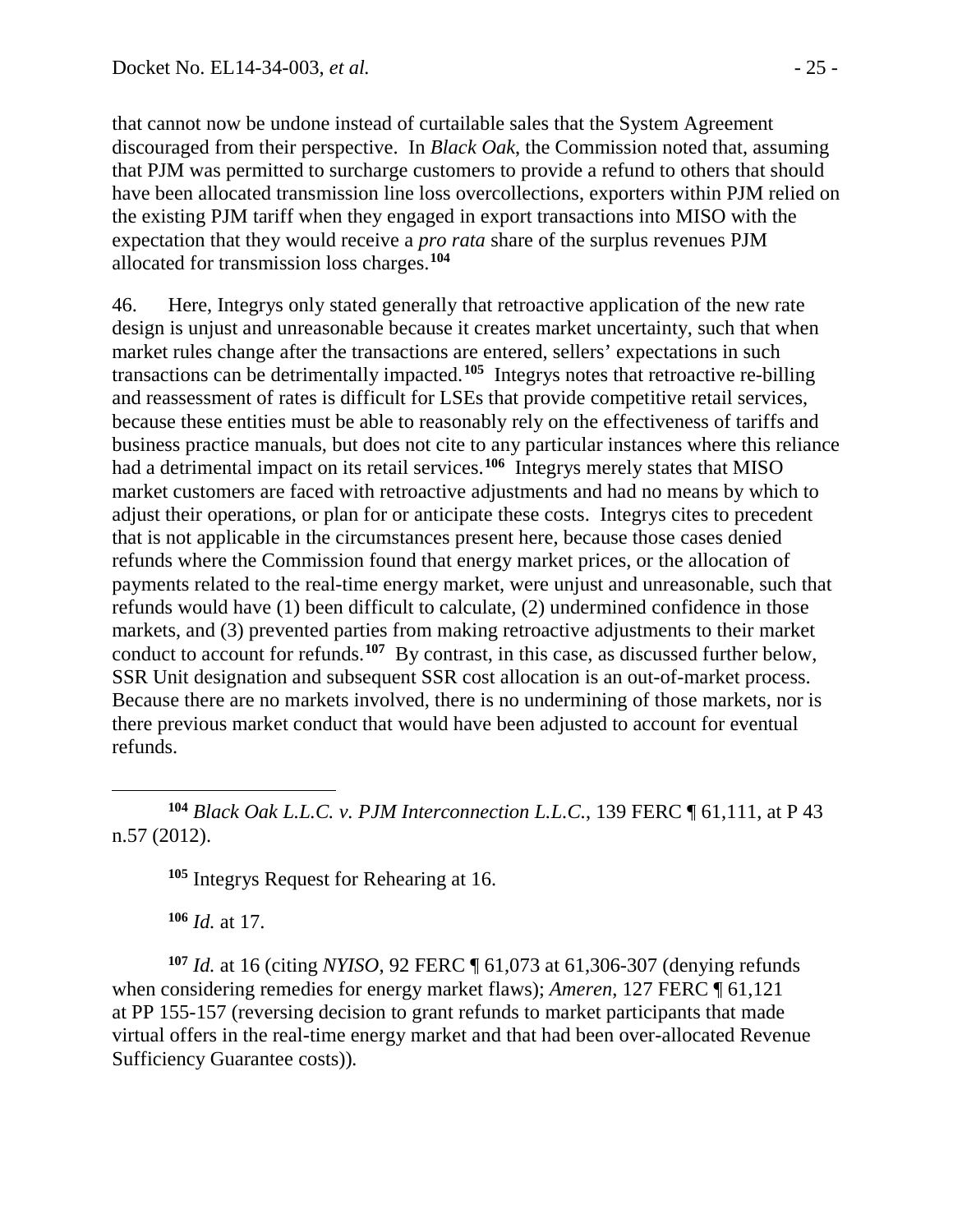that cannot now be undone instead of curtailable sales that the System Agreement discouraged from their perspective. In *Black Oak*, the Commission noted that, assuming that PJM was permitted to surcharge customers to provide a refund to others that should have been allocated transmission line loss overcollections, exporters within PJM relied on the existing PJM tariff when they engaged in export transactions into MISO with the expectation that they would receive a *pro rata* share of the surplus revenues PJM allocated for transmission loss charges.[104]

46. Here, Integrys only stated generally that retroactive application of the new rate design is unjust and unreasonable because it creates market uncertainty, such that when market rules change after the transactions are entered, sellers' expectations in such transactions can be detrimentally impacted.[105] Integrys notes that retroactive re-billing and reassessment of rates is difficult for LSEs that provide competitive retail services, because these entities must be able to reasonably rely on the effectiveness of tariffs and business practice manuals, but does not cite to any particular instances where this reliance had a detrimental impact on its retail services.[106] Integrys merely states that MISO market customers are faced with retroactive adjustments and had no means by which to adjust their operations, or plan for or anticipate these costs. Integrys cites to precedent that is not applicable in the circumstances present here, because those cases denied refunds where the Commission found that energy market prices, or the allocation of payments related to the real-time energy market, were unjust and unreasonable, such that refunds would have (1) been difficult to calculate, (2) undermined confidence in those markets, and (3) prevented parties from making retroactive adjustments to their market conduct to account for refunds.[107] By contrast, in this case, as discussed further below, SSR Unit designation and subsequent SSR cost allocation is an out-of-market process. Because there are no markets involved, there is no undermining of those markets, nor is there previous market conduct that would have been adjusted to account for eventual refunds.

---

[104] *Black Oak L.L.C. v. PJM Interconnection L.L.C.*, 139 FERC ¶ 61,111, at P 43 n.57 (2012).

[105] Integrys Request for Rehearing at 16.

[106] *Id.* at 17.

[107] *Id.* at 16 (citing *NYISO*, 92 FERC ¶ 61,073 at 61,306-307 (denying refunds when considering remedies for energy market flaws); *Ameren*, 127 FERC ¶ 61,121 at PP 155-157 (reversing decision to grant refunds to market participants that made virtual offers in the real-time energy market and that had been over-allocated Revenue Sufficiency Guarantee costs)).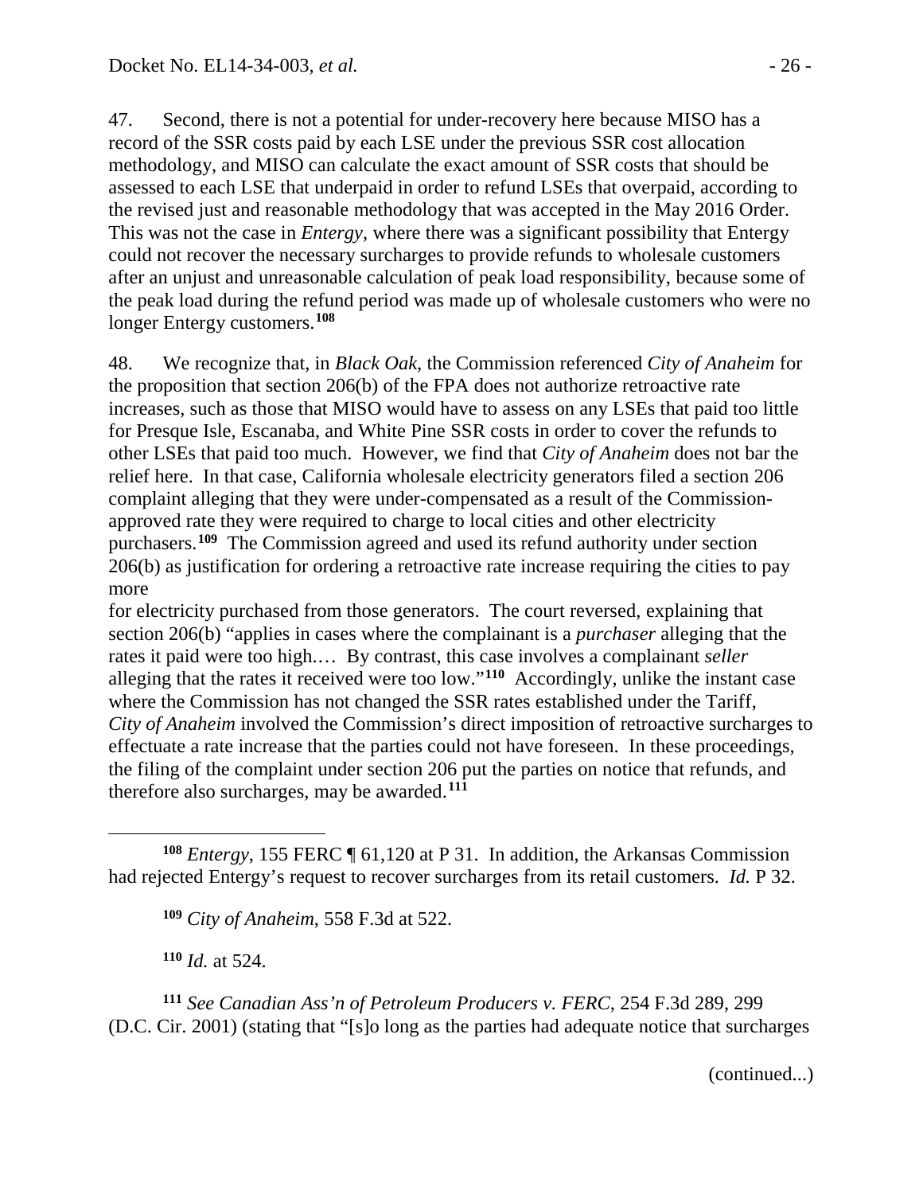47. Second, there is not a potential for under-recovery here because MISO has a record of the SSR costs paid by each LSE under the previous SSR cost allocation methodology, and MISO can calculate the exact amount of SSR costs that should be assessed to each LSE that underpaid in order to refund LSEs that overpaid, according to the revised just and reasonable methodology that was accepted in the May 2016 Order. This was not the case in *Entergy*, where there was a significant possibility that Entergy could not recover the necessary surcharges to provide refunds to wholesale customers after an unjust and unreasonable calculation of peak load responsibility, because some of the peak load during the refund period was made up of wholesale customers who were no longer Entergy customers.[108]

48. We recognize that, in *Black Oak*, the Commission referenced *City of Anaheim* for the proposition that section 206(b) of the FPA does not authorize retroactive rate increases, such as those that MISO would have to assess on any LSEs that paid too little for Presque Isle, Escanaba, and White Pine SSR costs in order to cover the refunds to other LSEs that paid too much. However, we find that *City of Anaheim* does not bar the relief here. In that case, California wholesale electricity generators filed a section 206 complaint alleging that they were under-compensated as a result of the Commission-approved rate they were required to charge to local cities and other electricity purchasers.[109] The Commission agreed and used its refund authority under section 206(b) as justification for ordering a retroactive rate increase requiring the cities to pay more for electricity purchased from those generators. The court reversed, explaining that section 206(b) "applies in cases where the complainant is a *purchaser* alleging that the rates it paid were too high.… By contrast, this case involves a complainant *seller* alleging that the rates it received were too low."[110] Accordingly, unlike the instant case where the Commission has not changed the SSR rates established under the Tariff, *City of Anaheim* involved the Commission's direct imposition of retroactive surcharges to effectuate a rate increase that the parties could not have foreseen. In these proceedings, the filing of the complaint under section 206 put the parties on notice that refunds, and therefore also surcharges, may be awarded.[111]

---

[108] *Entergy*, 155 FERC ¶ 61,120 at P 31. In addition, the Arkansas Commission had rejected Entergy's request to recover surcharges from its retail customers. *Id.* P 32.

[109] *City of Anaheim*, 558 F.3d at 522.

[110] *Id.* at 524.

[111] *See Canadian Ass'n of Petroleum Producers v. FERC*, 254 F.3d 289, 299 (D.C. Cir. 2001) (stating that "[s]o long as the parties had adequate notice that surcharges

(continued...)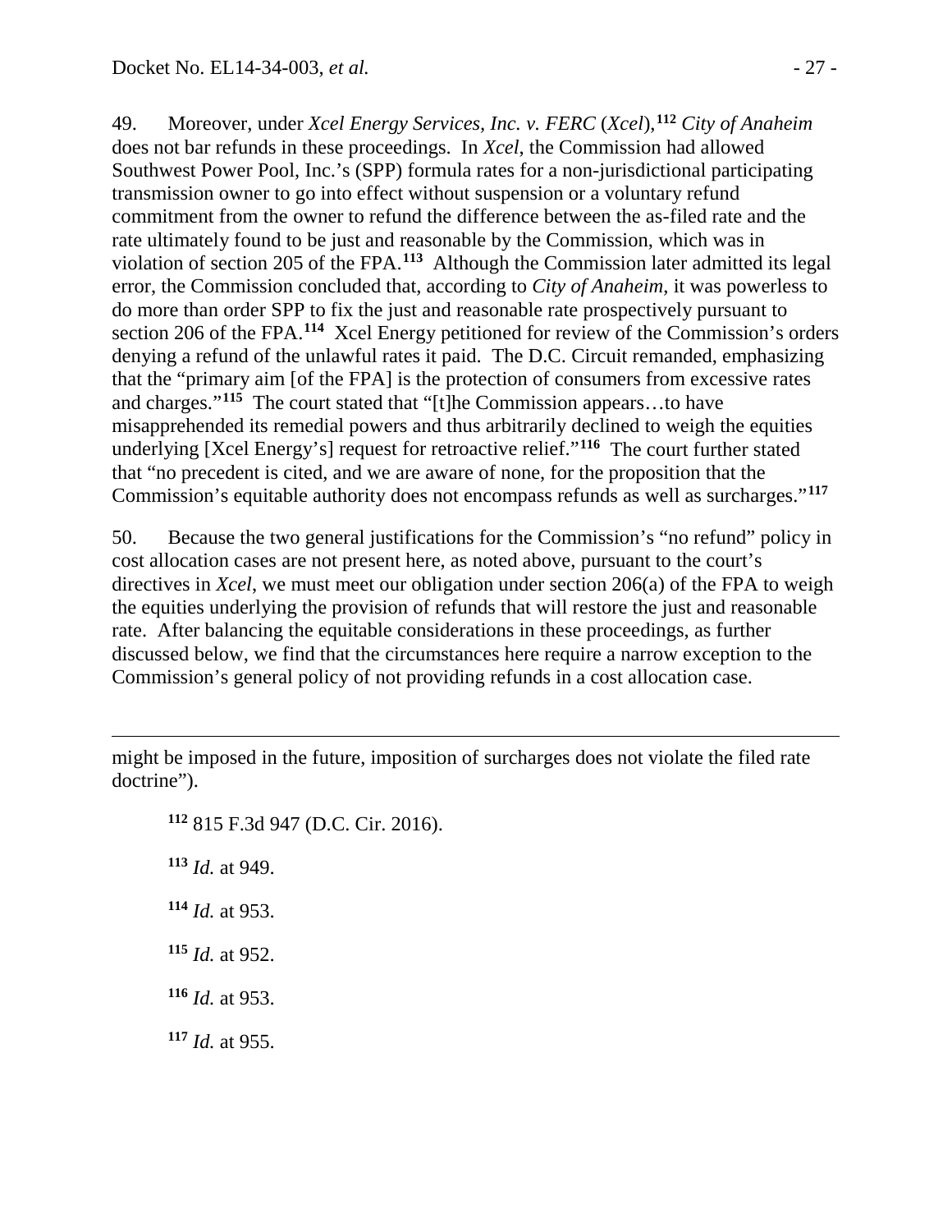49. Moreover, under *Xcel Energy Services, Inc. v. FERC* (*Xcel*),[112] *City of Anaheim* does not bar refunds in these proceedings. In *Xcel*, the Commission had allowed Southwest Power Pool, Inc.'s (SPP) formula rates for a non-jurisdictional participating transmission owner to go into effect without suspension or a voluntary refund commitment from the owner to refund the difference between the as-filed rate and the rate ultimately found to be just and reasonable by the Commission, which was in violation of section 205 of the FPA.[113] Although the Commission later admitted its legal error, the Commission concluded that, according to *City of Anaheim*, it was powerless to do more than order SPP to fix the just and reasonable rate prospectively pursuant to section 206 of the FPA.[114] Xcel Energy petitioned for review of the Commission's orders denying a refund of the unlawful rates it paid. The D.C. Circuit remanded, emphasizing that the "primary aim [of the FPA] is the protection of consumers from excessive rates and charges."[115] The court stated that "[t]he Commission appears…to have misapprehended its remedial powers and thus arbitrarily declined to weigh the equities underlying [Xcel Energy's] request for retroactive relief."[116] The court further stated that "no precedent is cited, and we are aware of none, for the proposition that the Commission's equitable authority does not encompass refunds as well as surcharges."[117]

50. Because the two general justifications for the Commission's "no refund" policy in cost allocation cases are not present here, as noted above, pursuant to the court's directives in *Xcel*, we must meet our obligation under section 206(a) of the FPA to weigh the equities underlying the provision of refunds that will restore the just and reasonable rate. After balancing the equitable considerations in these proceedings, as further discussed below, we find that the circumstances here require a narrow exception to the Commission's general policy of not providing refunds in a cost allocation case.

---

might be imposed in the future, imposition of surcharges does not violate the filed rate doctrine").

[112] 815 F.3d 947 (D.C. Cir. 2016).

[113] *Id.* at 949.

[114] *Id.* at 953.

[115] *Id.* at 952.

[116] *Id.* at 953.

[117] *Id.* at 955.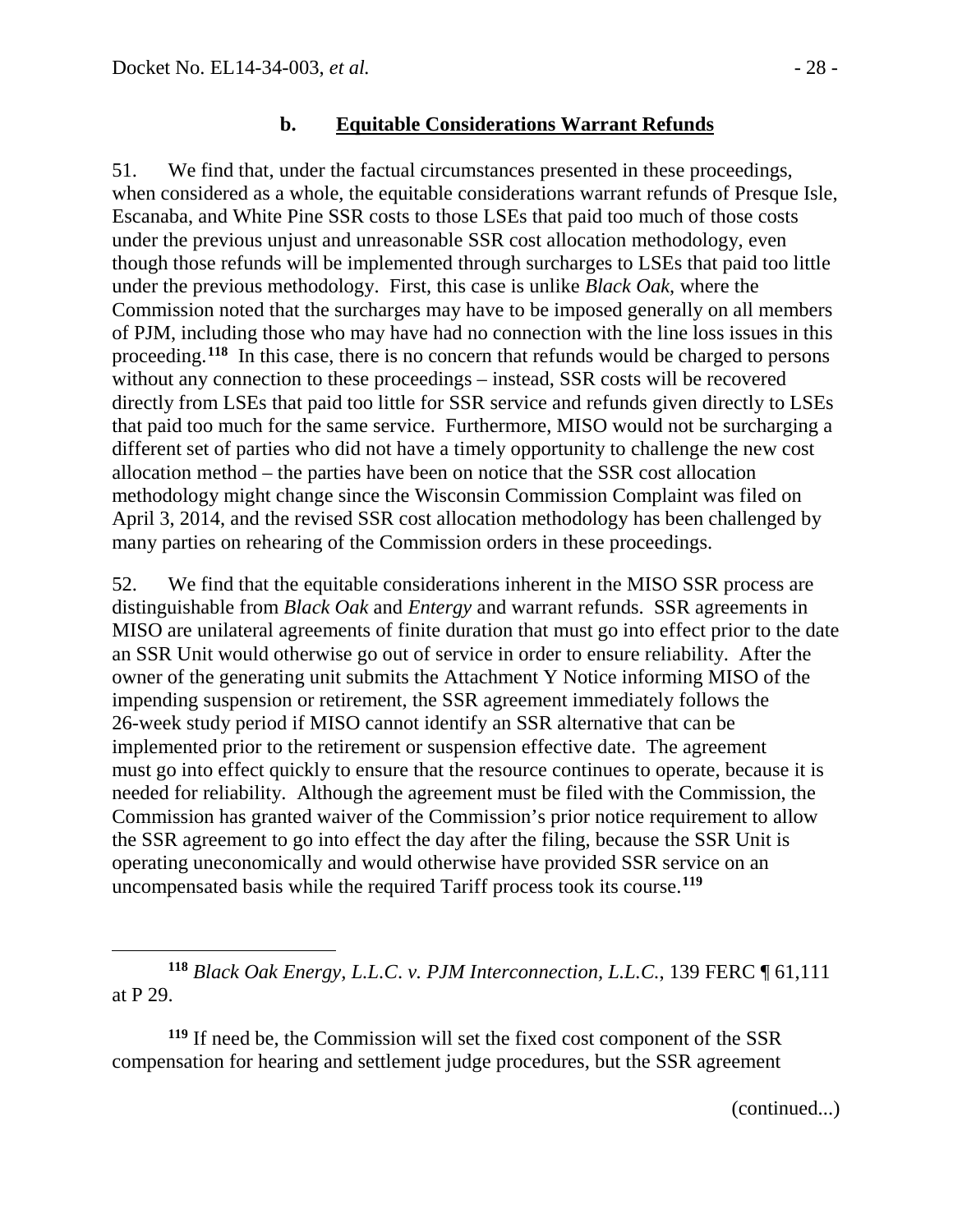### b. Equitable Considerations Warrant Refunds

51. We find that, under the factual circumstances presented in these proceedings, when considered as a whole, the equitable considerations warrant refunds of Presque Isle, Escanaba, and White Pine SSR costs to those LSEs that paid too much of those costs under the previous unjust and unreasonable SSR cost allocation methodology, even though those refunds will be implemented through surcharges to LSEs that paid too little under the previous methodology. First, this case is unlike *Black Oak*, where the Commission noted that the surcharges may have to be imposed generally on all members of PJM, including those who may have had no connection with the line loss issues in this proceeding.[118] In this case, there is no concern that refunds would be charged to persons without any connection to these proceedings – instead, SSR costs will be recovered directly from LSEs that paid too little for SSR service and refunds given directly to LSEs that paid too much for the same service. Furthermore, MISO would not be surcharging a different set of parties who did not have a timely opportunity to challenge the new cost allocation method – the parties have been on notice that the SSR cost allocation methodology might change since the Wisconsin Commission Complaint was filed on April 3, 2014, and the revised SSR cost allocation methodology has been challenged by many parties on rehearing of the Commission orders in these proceedings.

52. We find that the equitable considerations inherent in the MISO SSR process are distinguishable from *Black Oak* and *Entergy* and warrant refunds. SSR agreements in MISO are unilateral agreements of finite duration that must go into effect prior to the date an SSR Unit would otherwise go out of service in order to ensure reliability. After the owner of the generating unit submits the Attachment Y Notice informing MISO of the impending suspension or retirement, the SSR agreement immediately follows the 26-week study period if MISO cannot identify an SSR alternative that can be implemented prior to the retirement or suspension effective date. The agreement must go into effect quickly to ensure that the resource continues to operate, because it is needed for reliability. Although the agreement must be filed with the Commission, the Commission has granted waiver of the Commission's prior notice requirement to allow the SSR agreement to go into effect the day after the filing, because the SSR Unit is operating uneconomically and would otherwise have provided SSR service on an uncompensated basis while the required Tariff process took its course.[119]

---

[118] *Black Oak Energy, L.L.C. v. PJM Interconnection, L.L.C.*, 139 FERC ¶ 61,111 at P 29.

[119] If need be, the Commission will set the fixed cost component of the SSR compensation for hearing and settlement judge procedures, but the SSR agreement

(continued...)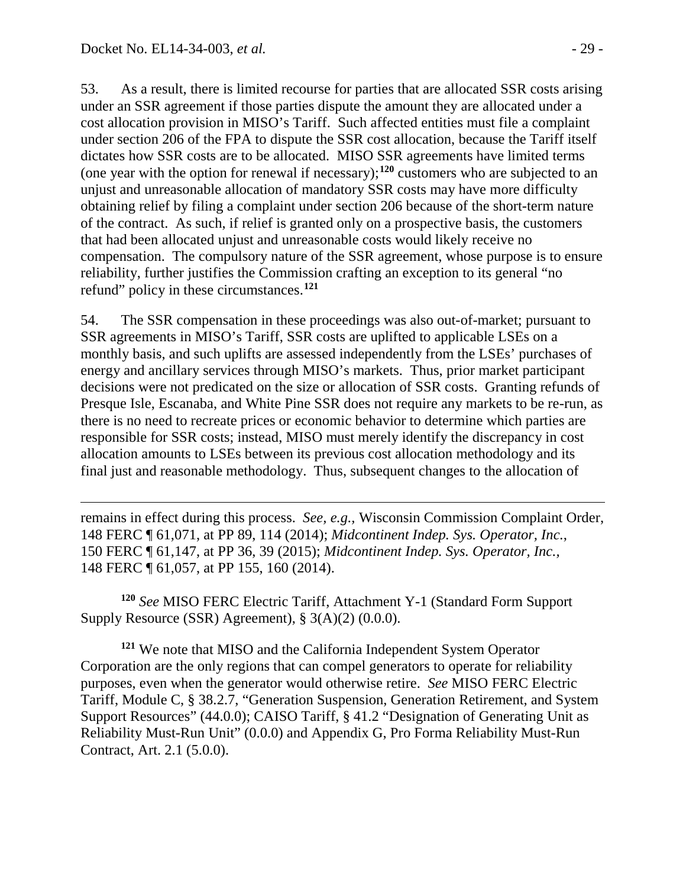53. As a result, there is limited recourse for parties that are allocated SSR costs arising under an SSR agreement if those parties dispute the amount they are allocated under a cost allocation provision in MISO's Tariff. Such affected entities must file a complaint under section 206 of the FPA to dispute the SSR cost allocation, because the Tariff itself dictates how SSR costs are to be allocated. MISO SSR agreements have limited terms (one year with the option for renewal if necessary);[120] customers who are subjected to an unjust and unreasonable allocation of mandatory SSR costs may have more difficulty obtaining relief by filing a complaint under section 206 because of the short-term nature of the contract. As such, if relief is granted only on a prospective basis, the customers that had been allocated unjust and unreasonable costs would likely receive no compensation. The compulsory nature of the SSR agreement, whose purpose is to ensure reliability, further justifies the Commission crafting an exception to its general "no refund" policy in these circumstances.[121]

54. The SSR compensation in these proceedings was also out-of-market; pursuant to SSR agreements in MISO's Tariff, SSR costs are uplifted to applicable LSEs on a monthly basis, and such uplifts are assessed independently from the LSEs' purchases of energy and ancillary services through MISO's markets. Thus, prior market participant decisions were not predicated on the size or allocation of SSR costs. Granting refunds of Presque Isle, Escanaba, and White Pine SSR does not require any markets to be re-run, as there is no need to recreate prices or economic behavior to determine which parties are responsible for SSR costs; instead, MISO must merely identify the discrepancy in cost allocation amounts to LSEs between its previous cost allocation methodology and its final just and reasonable methodology. Thus, subsequent changes to the allocation of

---

remains in effect during this process. *See, e.g.*, Wisconsin Commission Complaint Order, 148 FERC ¶ 61,071, at PP 89, 114 (2014); *Midcontinent Indep. Sys. Operator, Inc.*, 150 FERC ¶ 61,147, at PP 36, 39 (2015); *Midcontinent Indep. Sys. Operator, Inc.*, 148 FERC ¶ 61,057, at PP 155, 160 (2014).

[120] *See* MISO FERC Electric Tariff, Attachment Y-1 (Standard Form Support Supply Resource (SSR) Agreement), § 3(A)(2) (0.0.0).

[121] We note that MISO and the California Independent System Operator Corporation are the only regions that can compel generators to operate for reliability purposes, even when the generator would otherwise retire. *See* MISO FERC Electric Tariff, Module C, § 38.2.7, "Generation Suspension, Generation Retirement, and System Support Resources" (44.0.0); CAISO Tariff, § 41.2 "Designation of Generating Unit as Reliability Must-Run Unit" (0.0.0) and Appendix G, Pro Forma Reliability Must-Run Contract, Art. 2.1 (5.0.0).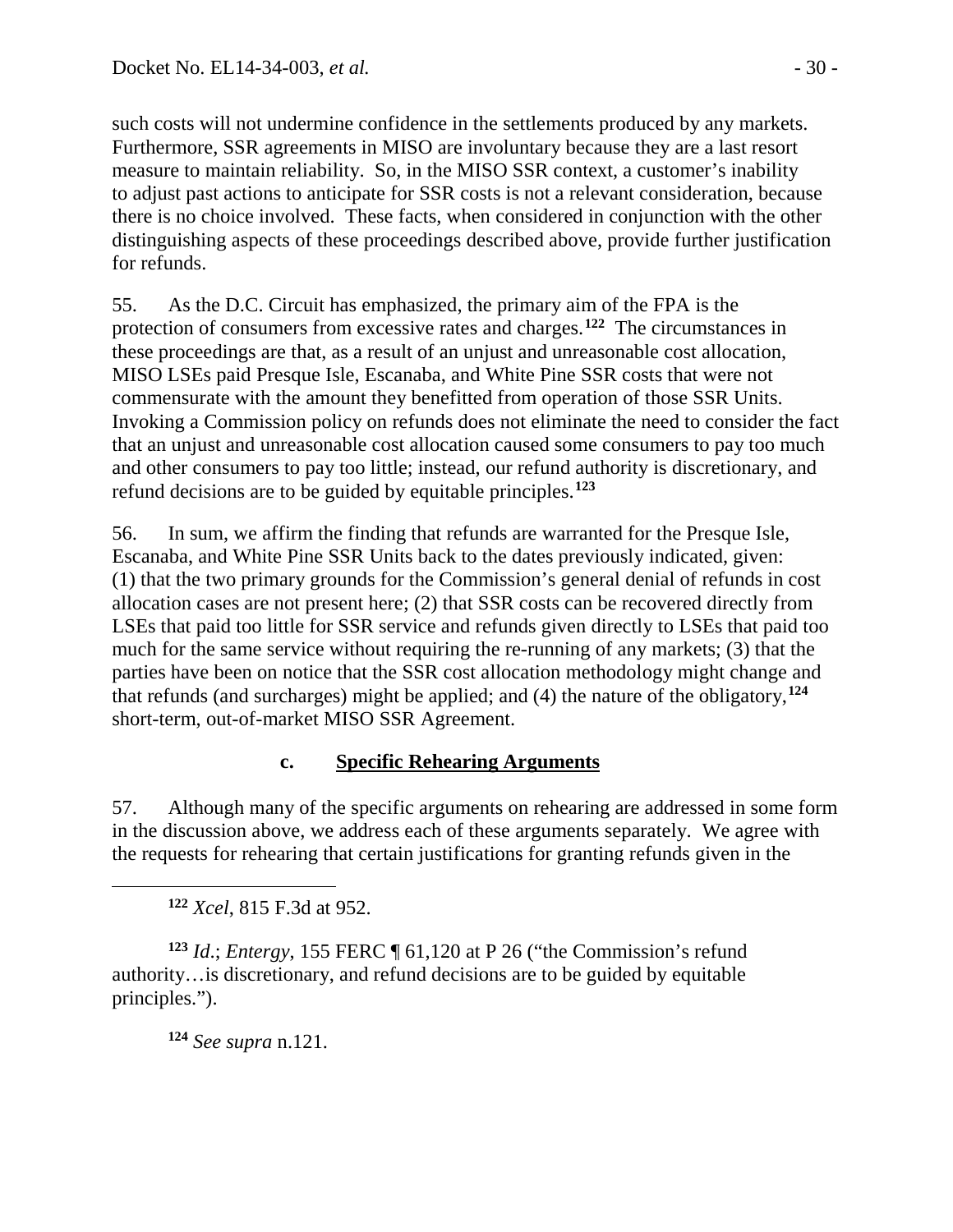such costs will not undermine confidence in the settlements produced by any markets. Furthermore, SSR agreements in MISO are involuntary because they are a last resort measure to maintain reliability. So, in the MISO SSR context, a customer's inability to adjust past actions to anticipate for SSR costs is not a relevant consideration, because there is no choice involved. These facts, when considered in conjunction with the other distinguishing aspects of these proceedings described above, provide further justification for refunds.

55. As the D.C. Circuit has emphasized, the primary aim of the FPA is the protection of consumers from excessive rates and charges.[122] The circumstances in these proceedings are that, as a result of an unjust and unreasonable cost allocation, MISO LSEs paid Presque Isle, Escanaba, and White Pine SSR costs that were not commensurate with the amount they benefitted from operation of those SSR Units. Invoking a Commission policy on refunds does not eliminate the need to consider the fact that an unjust and unreasonable cost allocation caused some consumers to pay too much and other consumers to pay too little; instead, our refund authority is discretionary, and refund decisions are to be guided by equitable principles.[123]

56. In sum, we affirm the finding that refunds are warranted for the Presque Isle, Escanaba, and White Pine SSR Units back to the dates previously indicated, given: (1) that the two primary grounds for the Commission's general denial of refunds in cost allocation cases are not present here; (2) that SSR costs can be recovered directly from LSEs that paid too little for SSR service and refunds given directly to LSEs that paid too much for the same service without requiring the re-running of any markets; (3) that the parties have been on notice that the SSR cost allocation methodology might change and that refunds (and surcharges) might be applied; and (4) the nature of the obligatory,[124] short-term, out-of-market MISO SSR Agreement.

### c. Specific Rehearing Arguments

57. Although many of the specific arguments on rehearing are addressed in some form in the discussion above, we address each of these arguments separately. We agree with the requests for rehearing that certain justifications for granting refunds given in the

---

[122] *Xcel*, 815 F.3d at 952.

[123] *Id.*; *Entergy*, 155 FERC ¶ 61,120 at P 26 ("the Commission's refund authority…is discretionary, and refund decisions are to be guided by equitable principles.").

[124] *See supra* n.121.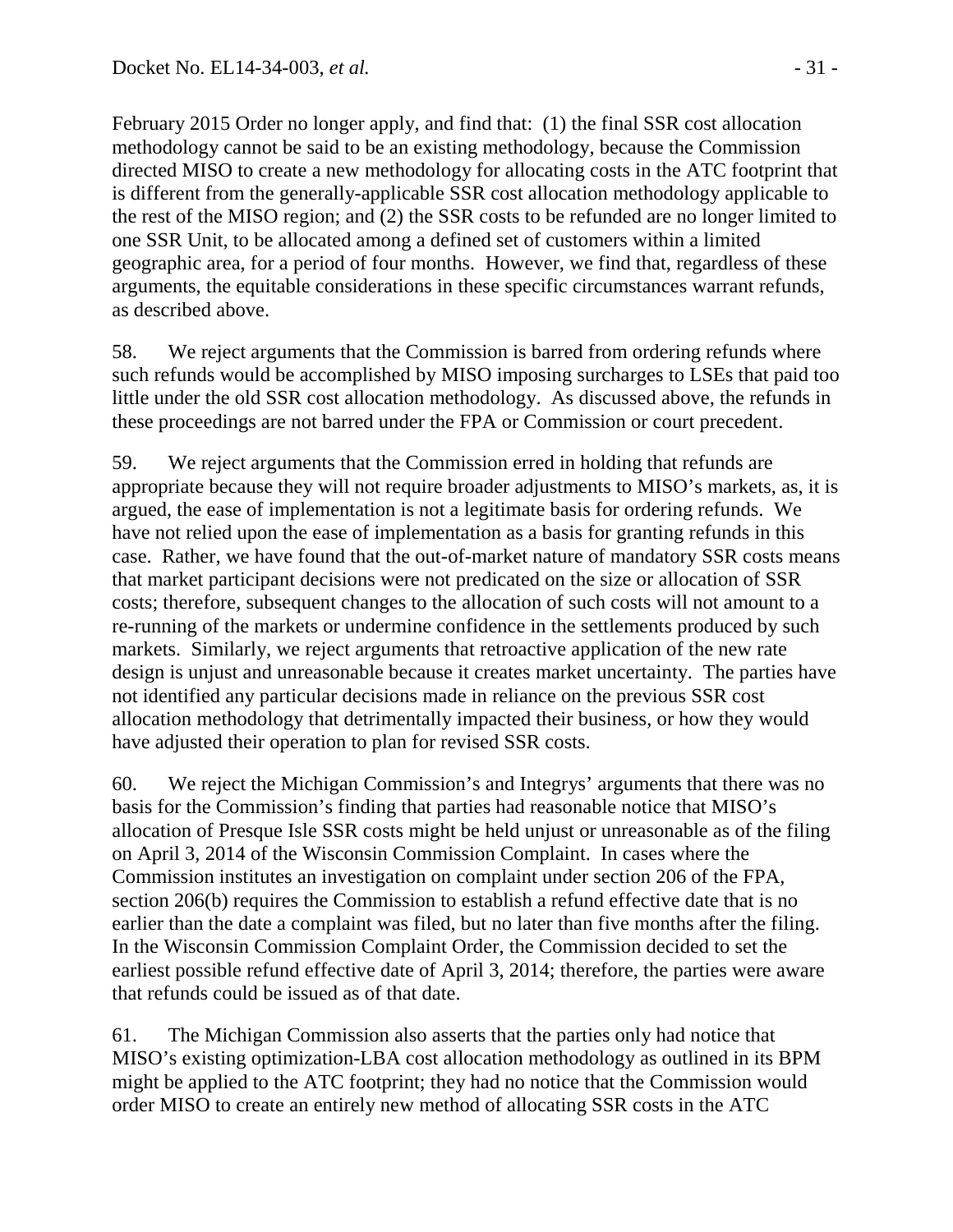February 2015 Order no longer apply, and find that: (1) the final SSR cost allocation methodology cannot be said to be an existing methodology, because the Commission directed MISO to create a new methodology for allocating costs in the ATC footprint that is different from the generally-applicable SSR cost allocation methodology applicable to the rest of the MISO region; and (2) the SSR costs to be refunded are no longer limited to one SSR Unit, to be allocated among a defined set of customers within a limited geographic area, for a period of four months. However, we find that, regardless of these arguments, the equitable considerations in these specific circumstances warrant refunds, as described above.

58. We reject arguments that the Commission is barred from ordering refunds where such refunds would be accomplished by MISO imposing surcharges to LSEs that paid too little under the old SSR cost allocation methodology. As discussed above, the refunds in these proceedings are not barred under the FPA or Commission or court precedent.

59. We reject arguments that the Commission erred in holding that refunds are appropriate because they will not require broader adjustments to MISO's markets, as, it is argued, the ease of implementation is not a legitimate basis for ordering refunds. We have not relied upon the ease of implementation as a basis for granting refunds in this case. Rather, we have found that the out-of-market nature of mandatory SSR costs means that market participant decisions were not predicated on the size or allocation of SSR costs; therefore, subsequent changes to the allocation of such costs will not amount to a re-running of the markets or undermine confidence in the settlements produced by such markets. Similarly, we reject arguments that retroactive application of the new rate design is unjust and unreasonable because it creates market uncertainty. The parties have not identified any particular decisions made in reliance on the previous SSR cost allocation methodology that detrimentally impacted their business, or how they would have adjusted their operation to plan for revised SSR costs.

60. We reject the Michigan Commission's and Integrys' arguments that there was no basis for the Commission's finding that parties had reasonable notice that MISO's allocation of Presque Isle SSR costs might be held unjust or unreasonable as of the filing on April 3, 2014 of the Wisconsin Commission Complaint. In cases where the Commission institutes an investigation on complaint under section 206 of the FPA, section 206(b) requires the Commission to establish a refund effective date that is no earlier than the date a complaint was filed, but no later than five months after the filing. In the Wisconsin Commission Complaint Order, the Commission decided to set the earliest possible refund effective date of April 3, 2014; therefore, the parties were aware that refunds could be issued as of that date.

61. The Michigan Commission also asserts that the parties only had notice that MISO's existing optimization-LBA cost allocation methodology as outlined in its BPM might be applied to the ATC footprint; they had no notice that the Commission would order MISO to create an entirely new method of allocating SSR costs in the ATC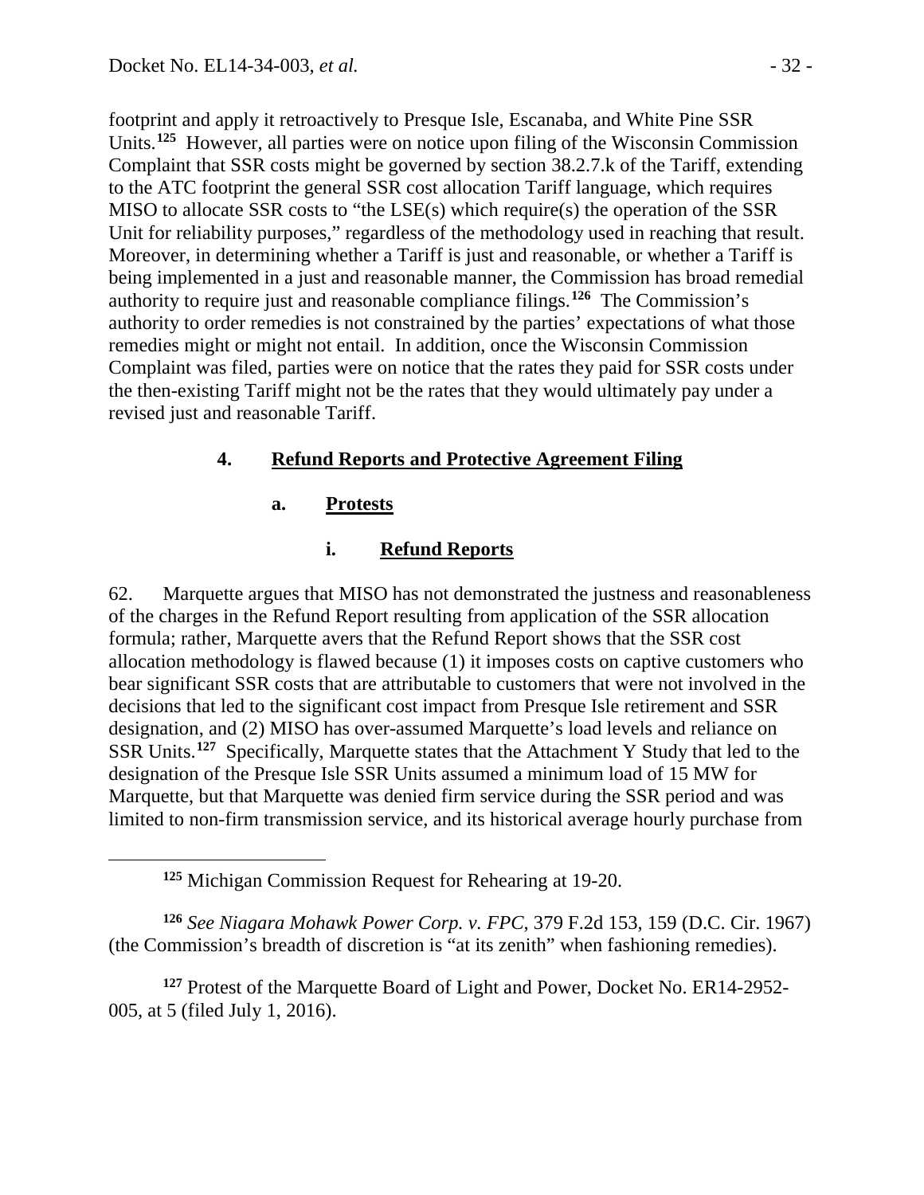footprint and apply it retroactively to Presque Isle, Escanaba, and White Pine SSR Units.[125] However, all parties were on notice upon filing of the Wisconsin Commission Complaint that SSR costs might be governed by section 38.2.7.k of the Tariff, extending to the ATC footprint the general SSR cost allocation Tariff language, which requires MISO to allocate SSR costs to "the LSE(s) which require(s) the operation of the SSR Unit for reliability purposes," regardless of the methodology used in reaching that result. Moreover, in determining whether a Tariff is just and reasonable, or whether a Tariff is being implemented in a just and reasonable manner, the Commission has broad remedial authority to require just and reasonable compliance filings.[126] The Commission's authority to order remedies is not constrained by the parties' expectations of what those remedies might or might not entail. In addition, once the Wisconsin Commission Complaint was filed, parties were on notice that the rates they paid for SSR costs under the then-existing Tariff might not be the rates that they would ultimately pay under a revised just and reasonable Tariff.

## 4. Refund Reports and Protective Agreement Filing

### a. Protests

#### i. Refund Reports

62. Marquette argues that MISO has not demonstrated the justness and reasonableness of the charges in the Refund Report resulting from application of the SSR allocation formula; rather, Marquette avers that the Refund Report shows that the SSR cost allocation methodology is flawed because (1) it imposes costs on captive customers who bear significant SSR costs that are attributable to customers that were not involved in the decisions that led to the significant cost impact from Presque Isle retirement and SSR designation, and (2) MISO has over-assumed Marquette's load levels and reliance on SSR Units.[127] Specifically, Marquette states that the Attachment Y Study that led to the designation of the Presque Isle SSR Units assumed a minimum load of 15 MW for Marquette, but that Marquette was denied firm service during the SSR period and was limited to non-firm transmission service, and its historical average hourly purchase from

---

[125] Michigan Commission Request for Rehearing at 19-20.

[126] *See Niagara Mohawk Power Corp. v. FPC*, 379 F.2d 153, 159 (D.C. Cir. 1967) (the Commission's breadth of discretion is "at its zenith" when fashioning remedies).

[127] Protest of the Marquette Board of Light and Power, Docket No. ER14-2952-005, at 5 (filed July 1, 2016).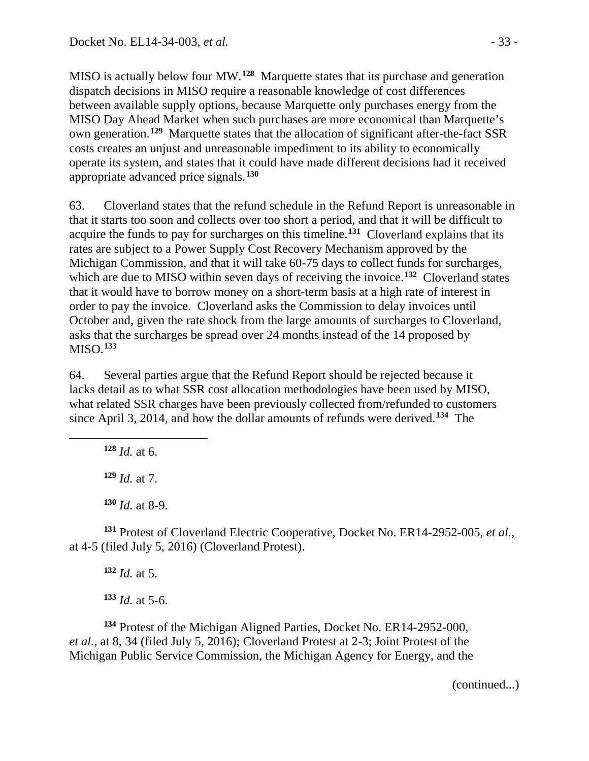MISO is actually below four MW.[128] Marquette states that its purchase and generation dispatch decisions in MISO require a reasonable knowledge of cost differences between available supply options, because Marquette only purchases energy from the MISO Day Ahead Market when such purchases are more economical than Marquette's own generation.[129] Marquette states that the allocation of significant after-the-fact SSR costs creates an unjust and unreasonable impediment to its ability to economically operate its system, and states that it could have made different decisions had it received appropriate advanced price signals.[130]

63. Cloverland states that the refund schedule in the Refund Report is unreasonable in that it starts too soon and collects over too short a period, and that it will be difficult to acquire the funds to pay for surcharges on this timeline.[131] Cloverland explains that its rates are subject to a Power Supply Cost Recovery Mechanism approved by the Michigan Commission, and that it will take 60-75 days to collect funds for surcharges, which are due to MISO within seven days of receiving the invoice.[132] Cloverland states that it would have to borrow money on a short-term basis at a high rate of interest in order to pay the invoice. Cloverland asks the Commission to delay invoices until October and, given the rate shock from the large amounts of surcharges to Cloverland, asks that the surcharges be spread over 24 months instead of the 14 proposed by MISO.[133]

64. Several parties argue that the Refund Report should be rejected because it lacks detail as to what SSR cost allocation methodologies have been used by MISO, what related SSR charges have been previously collected from/refunded to customers since April 3, 2014, and how the dollar amounts of refunds were derived.[134] The

---

[128] *Id.* at 6.

[129] *Id.* at 7.

[130] *Id.* at 8-9.

[131] Protest of Cloverland Electric Cooperative, Docket No. ER14-2952-005, *et al.*, at 4-5 (filed July 5, 2016) (Cloverland Protest).

[132] *Id.* at 5.

[133] *Id.* at 5-6.

[134] Protest of the Michigan Aligned Parties, Docket No. ER14-2952-000, *et al.*, at 8, 34 (filed July 5, 2016); Cloverland Protest at 2-3; Joint Protest of the Michigan Public Service Commission, the Michigan Agency for Energy, and the

(continued...)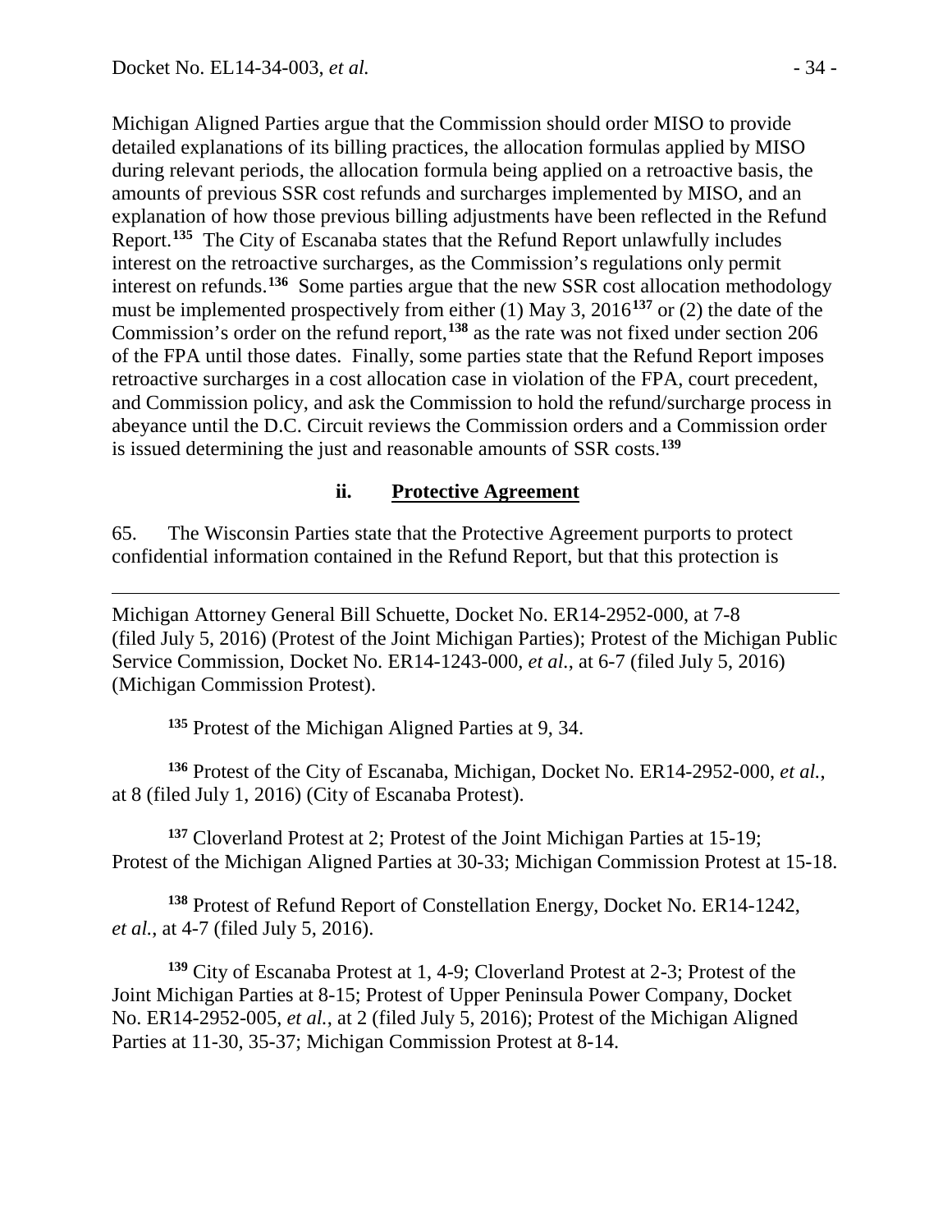Michigan Aligned Parties argue that the Commission should order MISO to provide detailed explanations of its billing practices, the allocation formulas applied by MISO during relevant periods, the allocation formula being applied on a retroactive basis, the amounts of previous SSR cost refunds and surcharges implemented by MISO, and an explanation of how those previous billing adjustments have been reflected in the Refund Report.[135] The City of Escanaba states that the Refund Report unlawfully includes interest on the retroactive surcharges, as the Commission's regulations only permit interest on refunds.[136] Some parties argue that the new SSR cost allocation methodology must be implemented prospectively from either (1) May 3, 2016[137] or (2) the date of the Commission's order on the refund report,[138] as the rate was not fixed under section 206 of the FPA until those dates. Finally, some parties state that the Refund Report imposes retroactive surcharges in a cost allocation case in violation of the FPA, court precedent, and Commission policy, and ask the Commission to hold the refund/surcharge process in abeyance until the D.C. Circuit reviews the Commission orders and a Commission order is issued determining the just and reasonable amounts of SSR costs.[139]

### ii. Protective Agreement

65. The Wisconsin Parties state that the Protective Agreement purports to protect confidential information contained in the Refund Report, but that this protection is

---

Michigan Attorney General Bill Schuette, Docket No. ER14-2952-000, at 7-8 (filed July 5, 2016) (Protest of the Joint Michigan Parties); Protest of the Michigan Public Service Commission, Docket No. ER14-1243-000, *et al.*, at 6-7 (filed July 5, 2016) (Michigan Commission Protest).

[135] Protest of the Michigan Aligned Parties at 9, 34.

[136] Protest of the City of Escanaba, Michigan, Docket No. ER14-2952-000, *et al.*, at 8 (filed July 1, 2016) (City of Escanaba Protest).

[137] Cloverland Protest at 2; Protest of the Joint Michigan Parties at 15-19; Protest of the Michigan Aligned Parties at 30-33; Michigan Commission Protest at 15-18.

[138] Protest of Refund Report of Constellation Energy, Docket No. ER14-1242, *et al.*, at 4-7 (filed July 5, 2016).

[139] City of Escanaba Protest at 1, 4-9; Cloverland Protest at 2-3; Protest of the Joint Michigan Parties at 8-15; Protest of Upper Peninsula Power Company, Docket No. ER14-2952-005, *et al.*, at 2 (filed July 5, 2016); Protest of the Michigan Aligned Parties at 11-30, 35-37; Michigan Commission Protest at 8-14.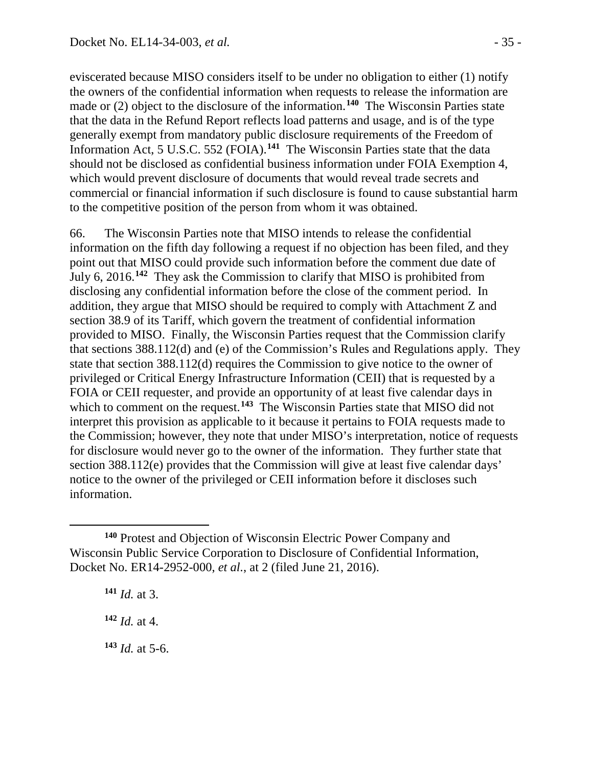eviscerated because MISO considers itself to be under no obligation to either (1) notify the owners of the confidential information when requests to release the information are made or (2) object to the disclosure of the information.[140] The Wisconsin Parties state that the data in the Refund Report reflects load patterns and usage, and is of the type generally exempt from mandatory public disclosure requirements of the Freedom of Information Act, 5 U.S.C. 552 (FOIA).[141] The Wisconsin Parties state that the data should not be disclosed as confidential business information under FOIA Exemption 4, which would prevent disclosure of documents that would reveal trade secrets and commercial or financial information if such disclosure is found to cause substantial harm to the competitive position of the person from whom it was obtained.

66. The Wisconsin Parties note that MISO intends to release the confidential information on the fifth day following a request if no objection has been filed, and they point out that MISO could provide such information before the comment due date of July 6, 2016.[142] They ask the Commission to clarify that MISO is prohibited from disclosing any confidential information before the close of the comment period. In addition, they argue that MISO should be required to comply with Attachment Z and section 38.9 of its Tariff, which govern the treatment of confidential information provided to MISO. Finally, the Wisconsin Parties request that the Commission clarify that sections 388.112(d) and (e) of the Commission's Rules and Regulations apply. They state that section 388.112(d) requires the Commission to give notice to the owner of privileged or Critical Energy Infrastructure Information (CEII) that is requested by a FOIA or CEII requester, and provide an opportunity of at least five calendar days in which to comment on the request.[143] The Wisconsin Parties state that MISO did not interpret this provision as applicable to it because it pertains to FOIA requests made to the Commission; however, they note that under MISO's interpretation, notice of requests for disclosure would never go to the owner of the information. They further state that section 388.112(e) provides that the Commission will give at least five calendar days' notice to the owner of the privileged or CEII information before it discloses such information.

---

[140] Protest and Objection of Wisconsin Electric Power Company and Wisconsin Public Service Corporation to Disclosure of Confidential Information, Docket No. ER14-2952-000, *et al.*, at 2 (filed June 21, 2016).

[141] *Id.* at 3.

[142] *Id.* at 4.

[143] *Id.* at 5-6.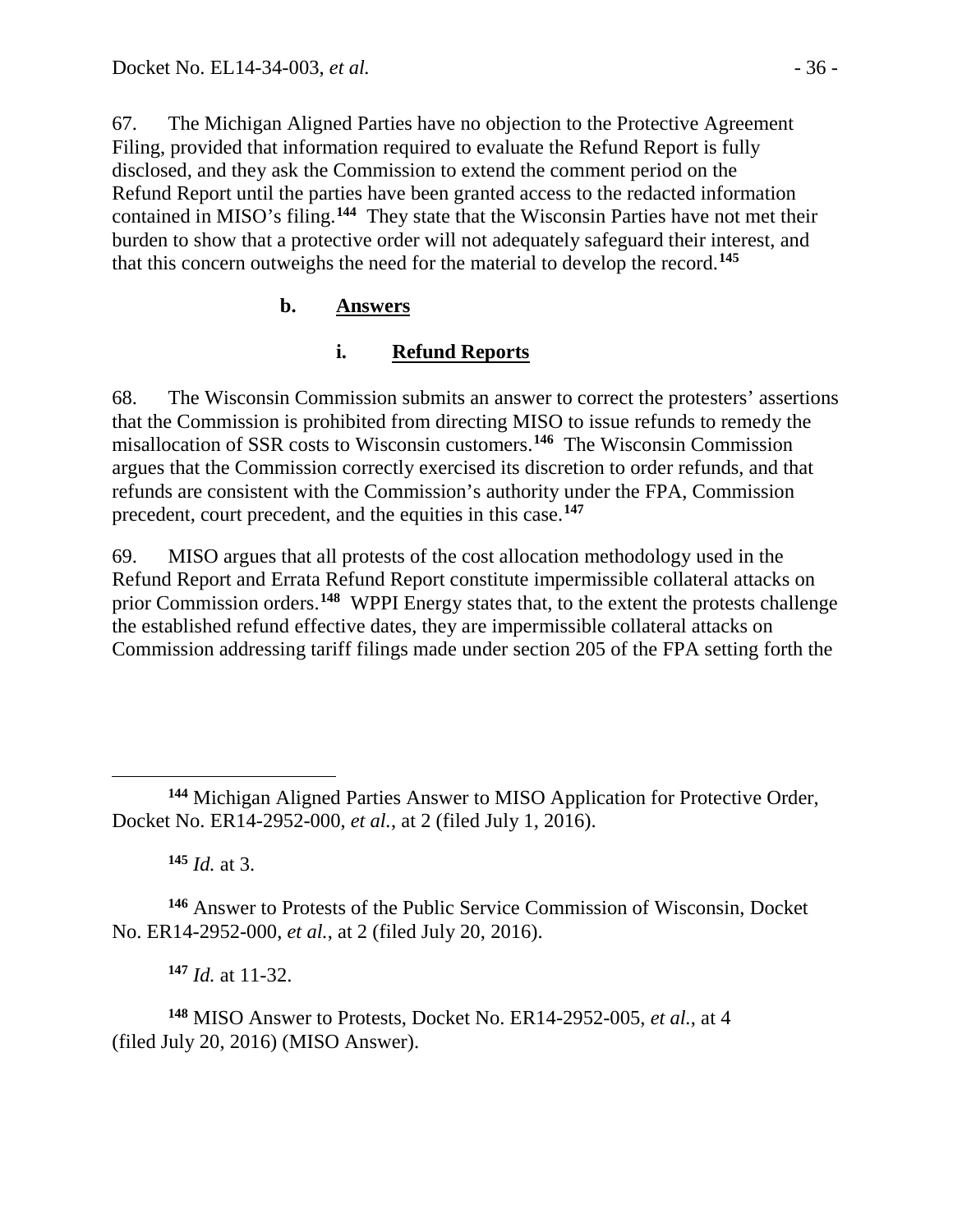67. The Michigan Aligned Parties have no objection to the Protective Agreement Filing, provided that information required to evaluate the Refund Report is fully disclosed, and they ask the Commission to extend the comment period on the Refund Report until the parties have been granted access to the redacted information contained in MISO's filing.[144] They state that the Wisconsin Parties have not met their burden to show that a protective order will not adequately safeguard their interest, and that this concern outweighs the need for the material to develop the record.[145]

### b. Answers

#### i. Refund Reports

68. The Wisconsin Commission submits an answer to correct the protesters' assertions that the Commission is prohibited from directing MISO to issue refunds to remedy the misallocation of SSR costs to Wisconsin customers.[146] The Wisconsin Commission argues that the Commission correctly exercised its discretion to order refunds, and that refunds are consistent with the Commission's authority under the FPA, Commission precedent, court precedent, and the equities in this case.[147]

69. MISO argues that all protests of the cost allocation methodology used in the Refund Report and Errata Refund Report constitute impermissible collateral attacks on prior Commission orders.[148] WPPI Energy states that, to the extent the protests challenge the established refund effective dates, they are impermissible collateral attacks on Commission addressing tariff filings made under section 205 of the FPA setting forth the

---

[144] Michigan Aligned Parties Answer to MISO Application for Protective Order, Docket No. ER14-2952-000, *et al.*, at 2 (filed July 1, 2016).

[145] *Id.* at 3.

[146] Answer to Protests of the Public Service Commission of Wisconsin, Docket No. ER14-2952-000, *et al.*, at 2 (filed July 20, 2016).

[147] *Id.* at 11-32.

[148] MISO Answer to Protests, Docket No. ER14-2952-005, *et al.*, at 4 (filed July 20, 2016) (MISO Answer).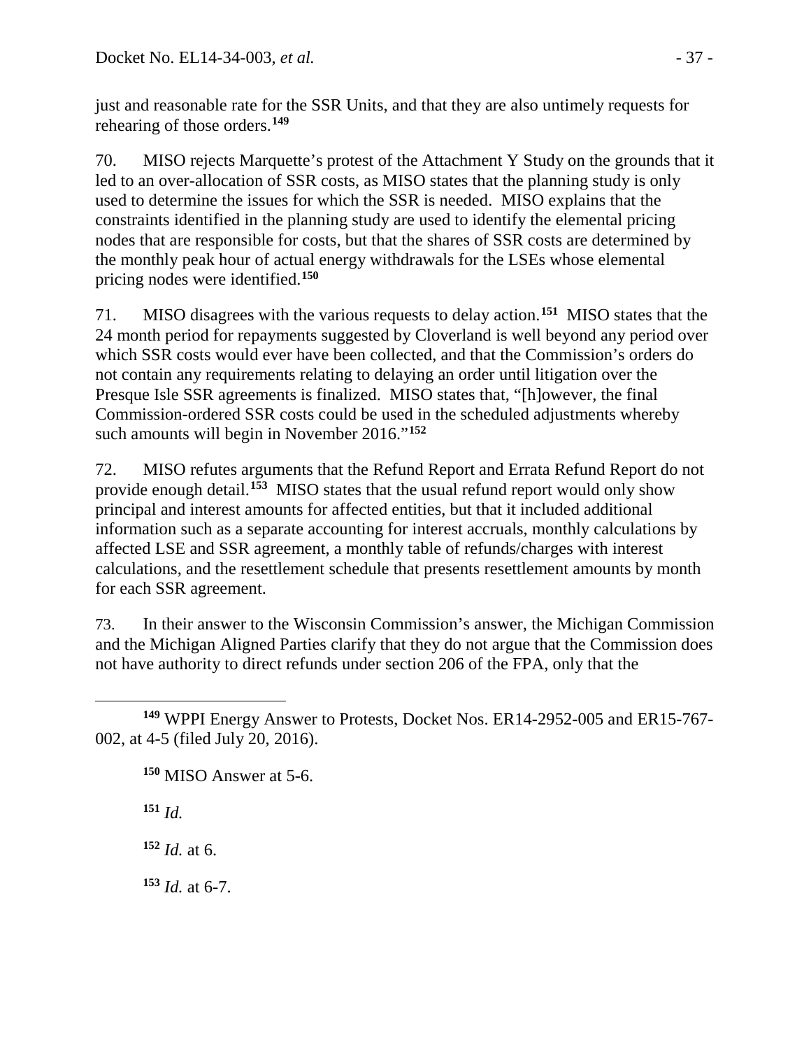just and reasonable rate for the SSR Units, and that they are also untimely requests for rehearing of those orders.[149]

70. MISO rejects Marquette's protest of the Attachment Y Study on the grounds that it led to an over-allocation of SSR costs, as MISO states that the planning study is only used to determine the issues for which the SSR is needed. MISO explains that the constraints identified in the planning study are used to identify the elemental pricing nodes that are responsible for costs, but that the shares of SSR costs are determined by the monthly peak hour of actual energy withdrawals for the LSEs whose elemental pricing nodes were identified.[150]

71. MISO disagrees with the various requests to delay action.[151] MISO states that the 24 month period for repayments suggested by Cloverland is well beyond any period over which SSR costs would ever have been collected, and that the Commission's orders do not contain any requirements relating to delaying an order until litigation over the Presque Isle SSR agreements is finalized. MISO states that, "[h]owever, the final Commission-ordered SSR costs could be used in the scheduled adjustments whereby such amounts will begin in November 2016."[152]

72. MISO refutes arguments that the Refund Report and Errata Refund Report do not provide enough detail.[153] MISO states that the usual refund report would only show principal and interest amounts for affected entities, but that it included additional information such as a separate accounting for interest accruals, monthly calculations by affected LSE and SSR agreement, a monthly table of refunds/charges with interest calculations, and the resettlement schedule that presents resettlement amounts by month for each SSR agreement.

73. In their answer to the Wisconsin Commission's answer, the Michigan Commission and the Michigan Aligned Parties clarify that they do not argue that the Commission does not have authority to direct refunds under section 206 of the FPA, only that the

---

[149] WPPI Energy Answer to Protests, Docket Nos. ER14-2952-005 and ER15-767-002, at 4-5 (filed July 20, 2016).

[150] MISO Answer at 5-6.

[151] *Id.*

[152] *Id.* at 6.

[153] *Id.* at 6-7.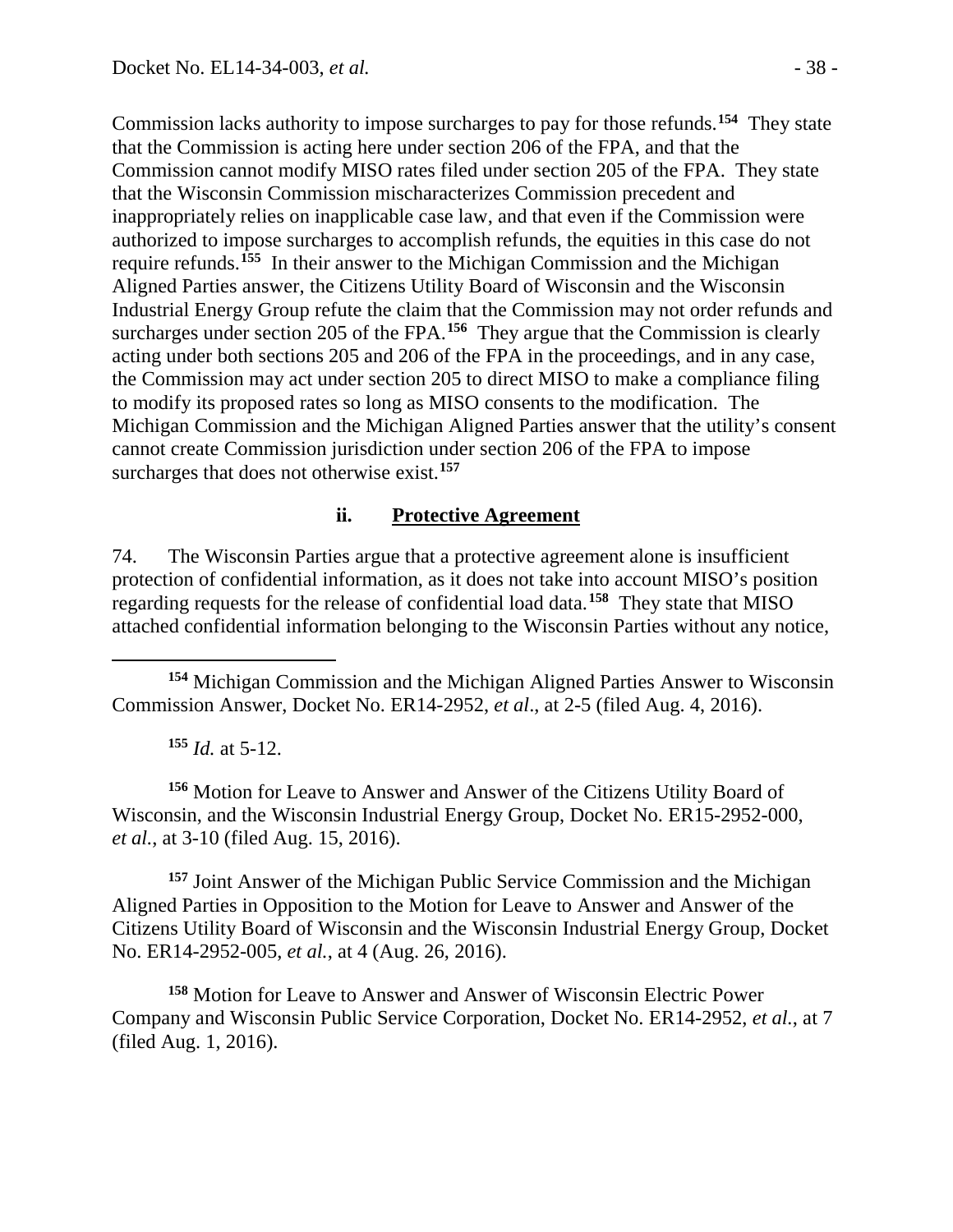Commission lacks authority to impose surcharges to pay for those refunds.[154] They state that the Commission is acting here under section 206 of the FPA, and that the Commission cannot modify MISO rates filed under section 205 of the FPA. They state that the Wisconsin Commission mischaracterizes Commission precedent and inappropriately relies on inapplicable case law, and that even if the Commission were authorized to impose surcharges to accomplish refunds, the equities in this case do not require refunds.[155] In their answer to the Michigan Commission and the Michigan Aligned Parties answer, the Citizens Utility Board of Wisconsin and the Wisconsin Industrial Energy Group refute the claim that the Commission may not order refunds and surcharges under section 205 of the FPA.[156] They argue that the Commission is clearly acting under both sections 205 and 206 of the FPA in the proceedings, and in any case, the Commission may act under section 205 to direct MISO to make a compliance filing to modify its proposed rates so long as MISO consents to the modification. The Michigan Commission and the Michigan Aligned Parties answer that the utility's consent cannot create Commission jurisdiction under section 206 of the FPA to impose surcharges that does not otherwise exist.[157]

#### ii. **Protective Agreement**

74. The Wisconsin Parties argue that a protective agreement alone is insufficient protection of confidential information, as it does not take into account MISO's position regarding requests for the release of confidential load data.[158] They state that MISO attached confidential information belonging to the Wisconsin Parties without any notice,

---

[154] Michigan Commission and the Michigan Aligned Parties Answer to Wisconsin Commission Answer, Docket No. ER14-2952, *et al*., at 2-5 (filed Aug. 4, 2016).

[155] *Id.* at 5-12.

[156] Motion for Leave to Answer and Answer of the Citizens Utility Board of Wisconsin, and the Wisconsin Industrial Energy Group, Docket No. ER15-2952-000, *et al.*, at 3-10 (filed Aug. 15, 2016).

[157] Joint Answer of the Michigan Public Service Commission and the Michigan Aligned Parties in Opposition to the Motion for Leave to Answer and Answer of the Citizens Utility Board of Wisconsin and the Wisconsin Industrial Energy Group, Docket No. ER14-2952-005, *et al.*, at 4 (Aug. 26, 2016).

[158] Motion for Leave to Answer and Answer of Wisconsin Electric Power Company and Wisconsin Public Service Corporation, Docket No. ER14-2952, *et al.*, at 7 (filed Aug. 1, 2016).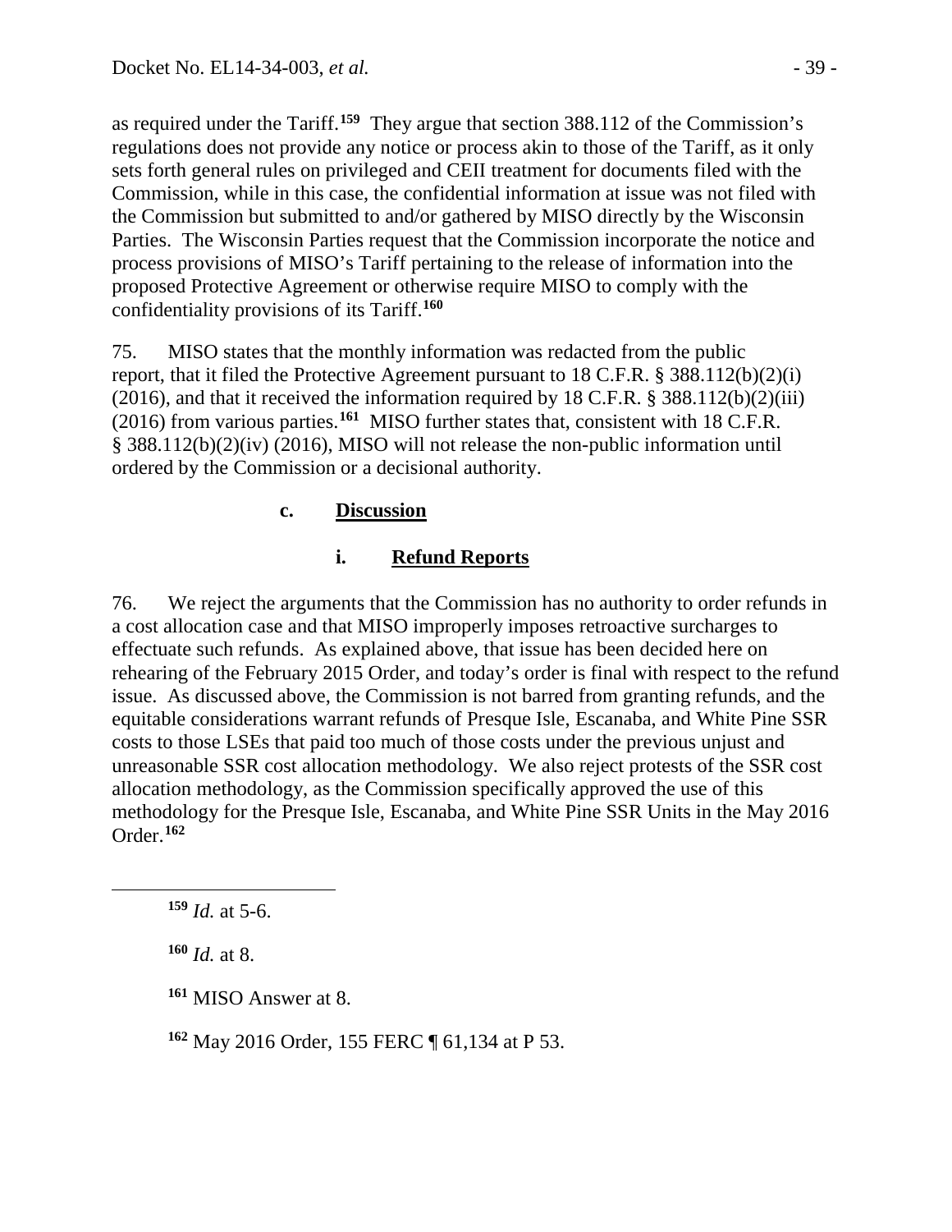as required under the Tariff.[159] They argue that section 388.112 of the Commission's regulations does not provide any notice or process akin to those of the Tariff, as it only sets forth general rules on privileged and CEII treatment for documents filed with the Commission, while in this case, the confidential information at issue was not filed with the Commission but submitted to and/or gathered by MISO directly by the Wisconsin Parties. The Wisconsin Parties request that the Commission incorporate the notice and process provisions of MISO's Tariff pertaining to the release of information into the proposed Protective Agreement or otherwise require MISO to comply with the confidentiality provisions of its Tariff.[160]

75. MISO states that the monthly information was redacted from the public report, that it filed the Protective Agreement pursuant to 18 C.F.R. § 388.112(b)(2)(i) (2016), and that it received the information required by 18 C.F.R. § 388.112(b)(2)(iii) (2016) from various parties.[161] MISO further states that, consistent with 18 C.F.R. § 388.112(b)(2)(iv) (2016), MISO will not release the non-public information until ordered by the Commission or a decisional authority.

### c. Discussion

#### i. Refund Reports

76. We reject the arguments that the Commission has no authority to order refunds in a cost allocation case and that MISO improperly imposes retroactive surcharges to effectuate such refunds. As explained above, that issue has been decided here on rehearing of the February 2015 Order, and today's order is final with respect to the refund issue. As discussed above, the Commission is not barred from granting refunds, and the equitable considerations warrant refunds of Presque Isle, Escanaba, and White Pine SSR costs to those LSEs that paid too much of those costs under the previous unjust and unreasonable SSR cost allocation methodology. We also reject protests of the SSR cost allocation methodology, as the Commission specifically approved the use of this methodology for the Presque Isle, Escanaba, and White Pine SSR Units in the May 2016 Order.[162]

---

[159] *Id.* at 5-6.

[160] *Id.* at 8.

[161] MISO Answer at 8.

[162] May 2016 Order, 155 FERC ¶ 61,134 at P 53.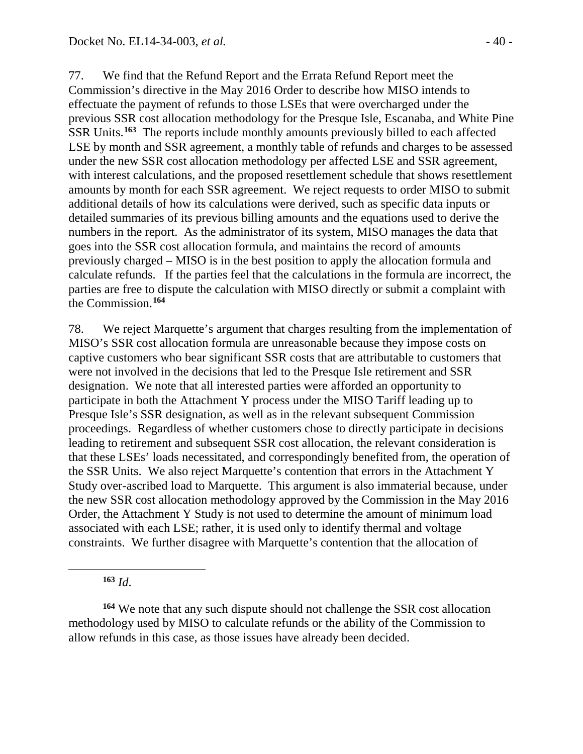77. We find that the Refund Report and the Errata Refund Report meet the Commission's directive in the May 2016 Order to describe how MISO intends to effectuate the payment of refunds to those LSEs that were overcharged under the previous SSR cost allocation methodology for the Presque Isle, Escanaba, and White Pine SSR Units.[163] The reports include monthly amounts previously billed to each affected LSE by month and SSR agreement, a monthly table of refunds and charges to be assessed under the new SSR cost allocation methodology per affected LSE and SSR agreement, with interest calculations, and the proposed resettlement schedule that shows resettlement amounts by month for each SSR agreement. We reject requests to order MISO to submit additional details of how its calculations were derived, such as specific data inputs or detailed summaries of its previous billing amounts and the equations used to derive the numbers in the report. As the administrator of its system, MISO manages the data that goes into the SSR cost allocation formula, and maintains the record of amounts previously charged – MISO is in the best position to apply the allocation formula and calculate refunds. If the parties feel that the calculations in the formula are incorrect, the parties are free to dispute the calculation with MISO directly or submit a complaint with the Commission.[164]

78. We reject Marquette's argument that charges resulting from the implementation of MISO's SSR cost allocation formula are unreasonable because they impose costs on captive customers who bear significant SSR costs that are attributable to customers that were not involved in the decisions that led to the Presque Isle retirement and SSR designation. We note that all interested parties were afforded an opportunity to participate in both the Attachment Y process under the MISO Tariff leading up to Presque Isle's SSR designation, as well as in the relevant subsequent Commission proceedings. Regardless of whether customers chose to directly participate in decisions leading to retirement and subsequent SSR cost allocation, the relevant consideration is that these LSEs' loads necessitated, and correspondingly benefited from, the operation of the SSR Units. We also reject Marquette's contention that errors in the Attachment Y Study over-ascribed load to Marquette. This argument is also immaterial because, under the new SSR cost allocation methodology approved by the Commission in the May 2016 Order, the Attachment Y Study is not used to determine the amount of minimum load associated with each LSE; rather, it is used only to identify thermal and voltage constraints. We further disagree with Marquette's contention that the allocation of

---

[163] *Id*.

[164] We note that any such dispute should not challenge the SSR cost allocation methodology used by MISO to calculate refunds or the ability of the Commission to allow refunds in this case, as those issues have already been decided.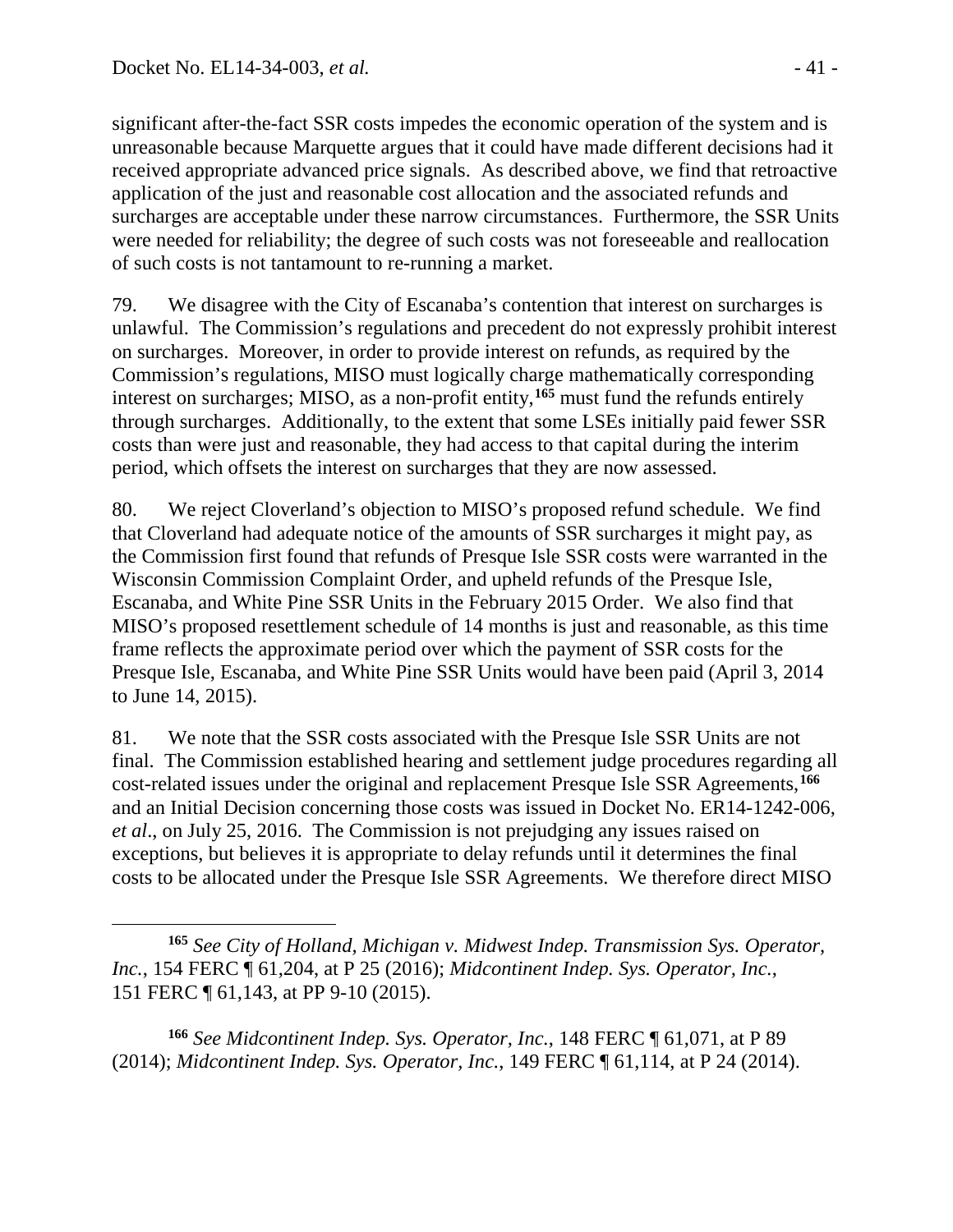significant after-the-fact SSR costs impedes the economic operation of the system and is unreasonable because Marquette argues that it could have made different decisions had it received appropriate advanced price signals. As described above, we find that retroactive application of the just and reasonable cost allocation and the associated refunds and surcharges are acceptable under these narrow circumstances. Furthermore, the SSR Units were needed for reliability; the degree of such costs was not foreseeable and reallocation of such costs is not tantamount to re-running a market.

79. We disagree with the City of Escanaba's contention that interest on surcharges is unlawful. The Commission's regulations and precedent do not expressly prohibit interest on surcharges. Moreover, in order to provide interest on refunds, as required by the Commission's regulations, MISO must logically charge mathematically corresponding interest on surcharges; MISO, as a non-profit entity,[165] must fund the refunds entirely through surcharges. Additionally, to the extent that some LSEs initially paid fewer SSR costs than were just and reasonable, they had access to that capital during the interim period, which offsets the interest on surcharges that they are now assessed.

80. We reject Cloverland's objection to MISO's proposed refund schedule. We find that Cloverland had adequate notice of the amounts of SSR surcharges it might pay, as the Commission first found that refunds of Presque Isle SSR costs were warranted in the Wisconsin Commission Complaint Order, and upheld refunds of the Presque Isle, Escanaba, and White Pine SSR Units in the February 2015 Order. We also find that MISO's proposed resettlement schedule of 14 months is just and reasonable, as this time frame reflects the approximate period over which the payment of SSR costs for the Presque Isle, Escanaba, and White Pine SSR Units would have been paid (April 3, 2014 to June 14, 2015).

81. We note that the SSR costs associated with the Presque Isle SSR Units are not final. The Commission established hearing and settlement judge procedures regarding all cost-related issues under the original and replacement Presque Isle SSR Agreements,[166] and an Initial Decision concerning those costs was issued in Docket No. ER14-1242-006, *et al*., on July 25, 2016. The Commission is not prejudging any issues raised on exceptions, but believes it is appropriate to delay refunds until it determines the final costs to be allocated under the Presque Isle SSR Agreements. We therefore direct MISO

---

[165] *See City of Holland, Michigan v. Midwest Indep. Transmission Sys. Operator, Inc.*, 154 FERC ¶ 61,204, at P 25 (2016); *Midcontinent Indep. Sys. Operator, Inc.*, 151 FERC ¶ 61,143, at PP 9-10 (2015).

[166] *See Midcontinent Indep. Sys. Operator, Inc.*, 148 FERC ¶ 61,071, at P 89 (2014); *Midcontinent Indep. Sys. Operator, Inc.*, 149 FERC ¶ 61,114, at P 24 (2014).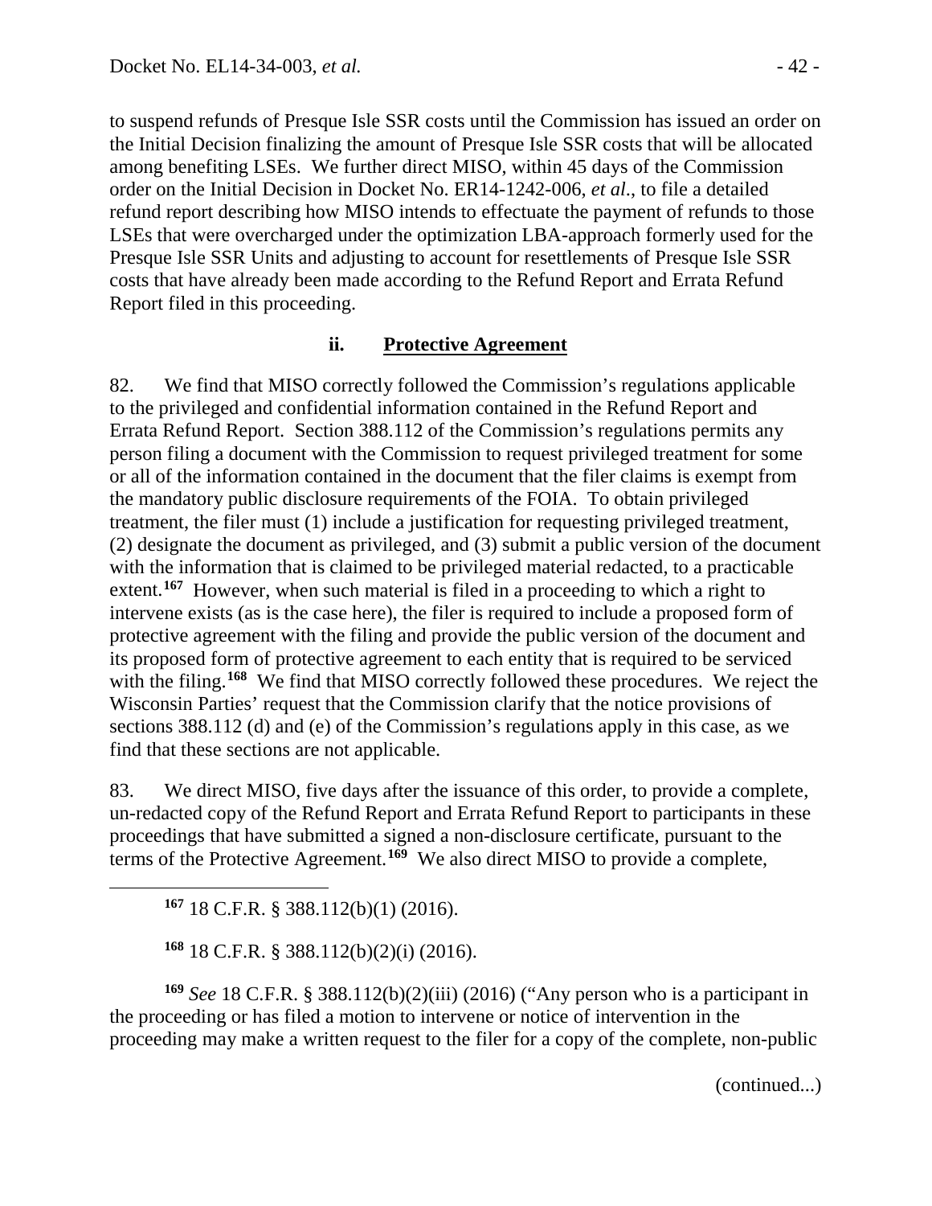to suspend refunds of Presque Isle SSR costs until the Commission has issued an order on the Initial Decision finalizing the amount of Presque Isle SSR costs that will be allocated among benefiting LSEs. We further direct MISO, within 45 days of the Commission order on the Initial Decision in Docket No. ER14-1242-006, *et al*., to file a detailed refund report describing how MISO intends to effectuate the payment of refunds to those LSEs that were overcharged under the optimization LBA-approach formerly used for the Presque Isle SSR Units and adjusting to account for resettlements of Presque Isle SSR costs that have already been made according to the Refund Report and Errata Refund Report filed in this proceeding.

### ii. **Protective Agreement**

82. We find that MISO correctly followed the Commission's regulations applicable to the privileged and confidential information contained in the Refund Report and Errata Refund Report. Section 388.112 of the Commission's regulations permits any person filing a document with the Commission to request privileged treatment for some or all of the information contained in the document that the filer claims is exempt from the mandatory public disclosure requirements of the FOIA. To obtain privileged treatment, the filer must (1) include a justification for requesting privileged treatment, (2) designate the document as privileged, and (3) submit a public version of the document with the information that is claimed to be privileged material redacted, to a practicable extent.[167] However, when such material is filed in a proceeding to which a right to intervene exists (as is the case here), the filer is required to include a proposed form of protective agreement with the filing and provide the public version of the document and its proposed form of protective agreement to each entity that is required to be serviced with the filing.[168] We find that MISO correctly followed these procedures. We reject the Wisconsin Parties' request that the Commission clarify that the notice provisions of sections 388.112 (d) and (e) of the Commission's regulations apply in this case, as we find that these sections are not applicable.

83. We direct MISO, five days after the issuance of this order, to provide a complete, un-redacted copy of the Refund Report and Errata Refund Report to participants in these proceedings that have submitted a signed a non-disclosure certificate, pursuant to the terms of the Protective Agreement.[169] We also direct MISO to provide a complete,

[167] 18 C.F.R. § 388.112(b)(1) (2016).

[168] 18 C.F.R. § 388.112(b)(2)(i) (2016).

[169] *See* 18 C.F.R. § 388.112(b)(2)(iii) (2016) ("Any person who is a participant in the proceeding or has filed a motion to intervene or notice of intervention in the proceeding may make a written request to the filer for a copy of the complete, non-public

(continued...)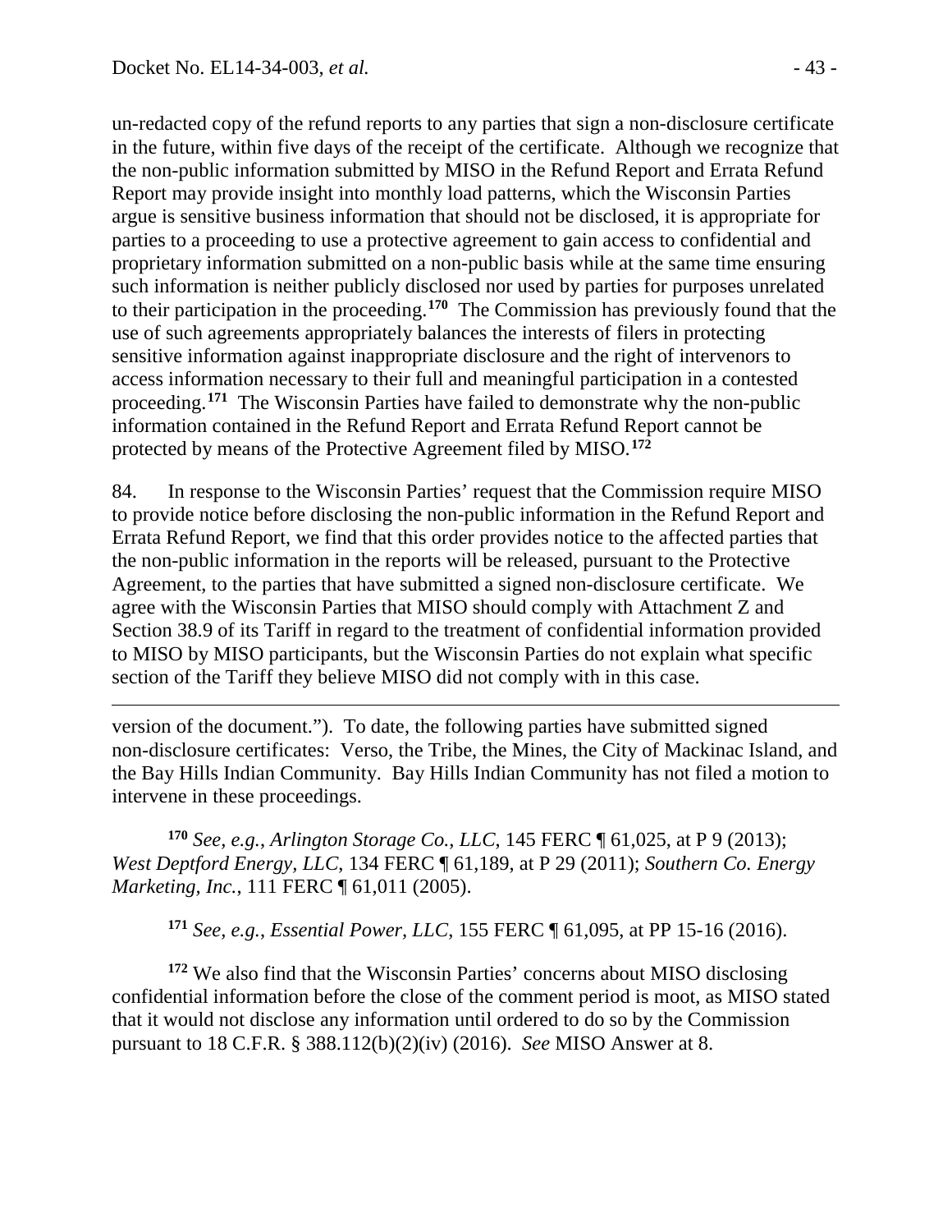un-redacted copy of the refund reports to any parties that sign a non-disclosure certificate in the future, within five days of the receipt of the certificate. Although we recognize that the non-public information submitted by MISO in the Refund Report and Errata Refund Report may provide insight into monthly load patterns, which the Wisconsin Parties argue is sensitive business information that should not be disclosed, it is appropriate for parties to a proceeding to use a protective agreement to gain access to confidential and proprietary information submitted on a non-public basis while at the same time ensuring such information is neither publicly disclosed nor used by parties for purposes unrelated to their participation in the proceeding.[170] The Commission has previously found that the use of such agreements appropriately balances the interests of filers in protecting sensitive information against inappropriate disclosure and the right of intervenors to access information necessary to their full and meaningful participation in a contested proceeding.[171] The Wisconsin Parties have failed to demonstrate why the non-public information contained in the Refund Report and Errata Refund Report cannot be protected by means of the Protective Agreement filed by MISO.[172]

84. In response to the Wisconsin Parties' request that the Commission require MISO to provide notice before disclosing the non-public information in the Refund Report and Errata Refund Report, we find that this order provides notice to the affected parties that the non-public information in the reports will be released, pursuant to the Protective Agreement, to the parties that have submitted a signed non-disclosure certificate. We agree with the Wisconsin Parties that MISO should comply with Attachment Z and Section 38.9 of its Tariff in regard to the treatment of confidential information provided to MISO by MISO participants, but the Wisconsin Parties do not explain what specific section of the Tariff they believe MISO did not comply with in this case.

---

version of the document."). To date, the following parties have submitted signed non-disclosure certificates: Verso, the Tribe, the Mines, the City of Mackinac Island, and the Bay Hills Indian Community. Bay Hills Indian Community has not filed a motion to intervene in these proceedings.

[170] *See, e.g.*, *Arlington Storage Co., LLC*, 145 FERC ¶ 61,025, at P 9 (2013); *West Deptford Energy, LLC*, 134 FERC ¶ 61,189, at P 29 (2011); *Southern Co. Energy Marketing, Inc.*, 111 FERC ¶ 61,011 (2005).

[171] *See, e.g.*, *Essential Power, LLC*, 155 FERC ¶ 61,095, at PP 15-16 (2016).

[172] We also find that the Wisconsin Parties' concerns about MISO disclosing confidential information before the close of the comment period is moot, as MISO stated that it would not disclose any information until ordered to do so by the Commission pursuant to 18 C.F.R. § 388.112(b)(2)(iv) (2016). *See* MISO Answer at 8.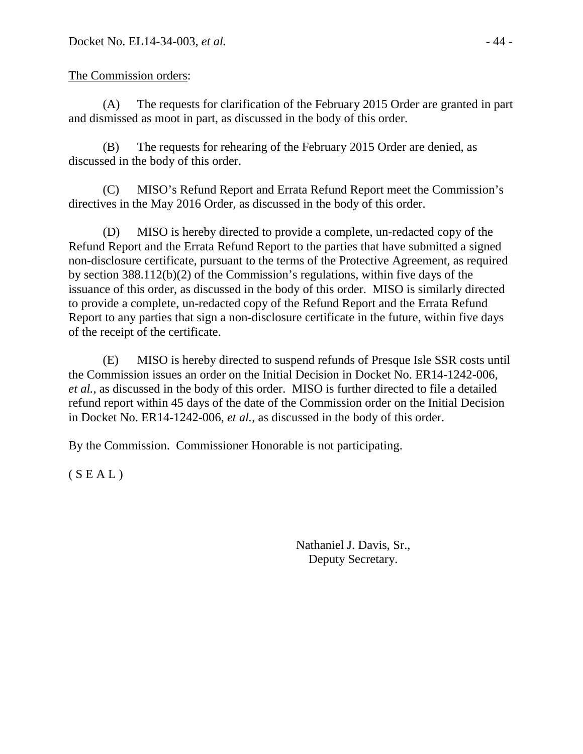The Commission orders:

(A) The requests for clarification of the February 2015 Order are granted in part and dismissed as moot in part, as discussed in the body of this order.

(B) The requests for rehearing of the February 2015 Order are denied, as discussed in the body of this order.

(C) MISO's Refund Report and Errata Refund Report meet the Commission's directives in the May 2016 Order, as discussed in the body of this order.

(D) MISO is hereby directed to provide a complete, un-redacted copy of the Refund Report and the Errata Refund Report to the parties that have submitted a signed non-disclosure certificate, pursuant to the terms of the Protective Agreement, as required by section 388.112(b)(2) of the Commission's regulations, within five days of the issuance of this order, as discussed in the body of this order. MISO is similarly directed to provide a complete, un-redacted copy of the Refund Report and the Errata Refund Report to any parties that sign a non-disclosure certificate in the future, within five days of the receipt of the certificate.

(E) MISO is hereby directed to suspend refunds of Presque Isle SSR costs until the Commission issues an order on the Initial Decision in Docket No. ER14-1242-006, *et al.*, as discussed in the body of this order. MISO is further directed to file a detailed refund report within 45 days of the date of the Commission order on the Initial Decision in Docket No. ER14-1242-006, *et al.*, as discussed in the body of this order.

By the Commission. Commissioner Honorable is not participating.

( S E A L )

Nathaniel J. Davis, Sr.,
Deputy Secretary.